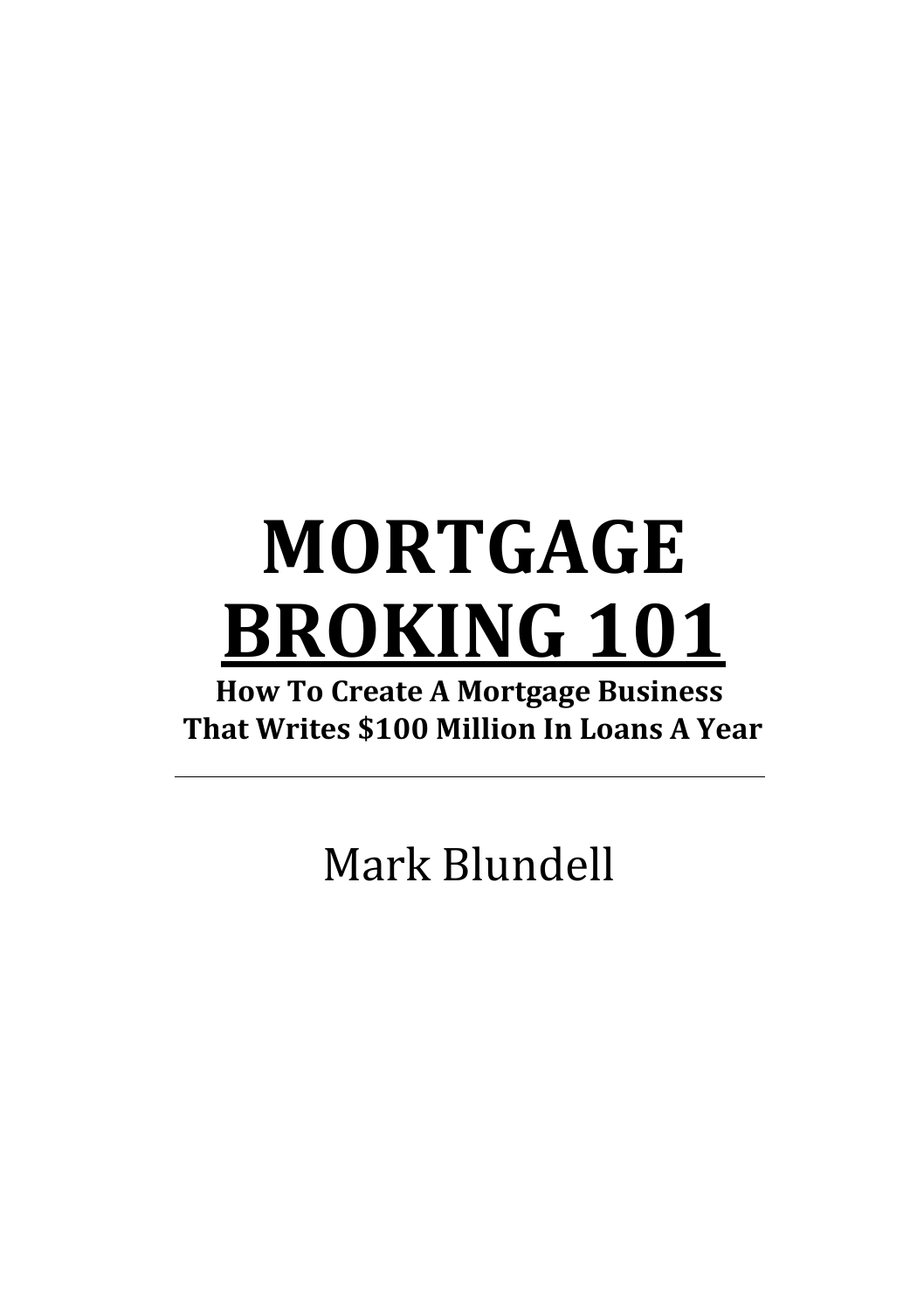# MORTGAGE BROKING 101

**How To Create A Mortgage Business That Writes $100 Million In Loans A Year**

---

Mark Blundell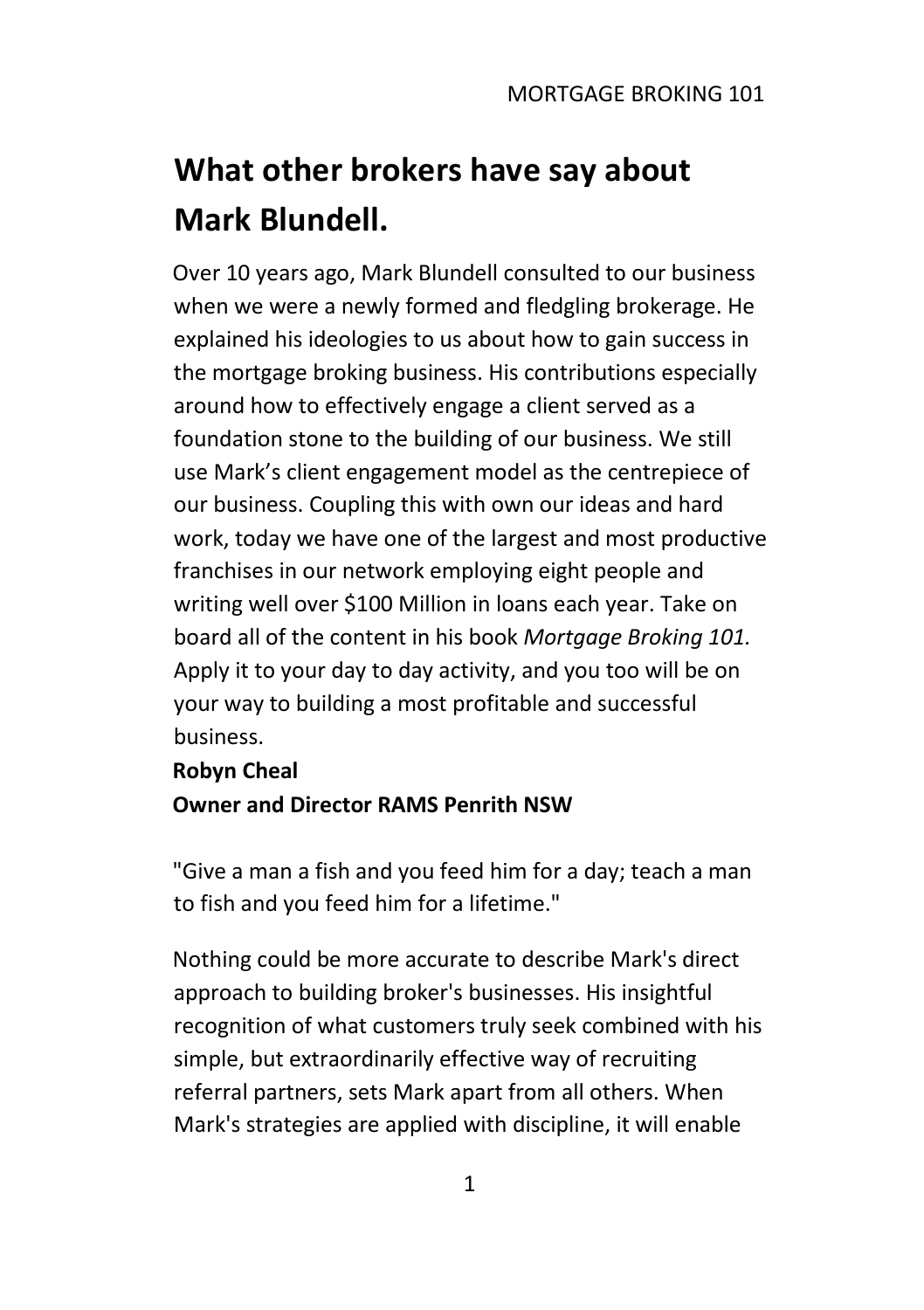# What other brokers have say about Mark Blundell.

Over 10 years ago, Mark Blundell consulted to our business when we were a newly formed and fledgling brokerage. He explained his ideologies to us about how to gain success in the mortgage broking business. His contributions especially around how to effectively engage a client served as a foundation stone to the building of our business. We still use Mark's client engagement model as the centrepiece of our business. Coupling this with own our ideas and hard work, today we have one of the largest and most productive franchises in our network employing eight people and writing well over $100 Million in loans each year. Take on board all of the content in his book *Mortgage Broking 101.* Apply it to your day to day activity, and you too will be on your way to building a most profitable and successful business.

**Robyn Cheal**
**Owner and Director RAMS Penrith NSW**

"Give a man a fish and you feed him for a day; teach a man to fish and you feed him for a lifetime."

Nothing could be more accurate to describe Mark's direct approach to building broker's businesses. His insightful recognition of what customers truly seek combined with his simple, but extraordinarily effective way of recruiting referral partners, sets Mark apart from all others. When Mark's strategies are applied with discipline, it will enable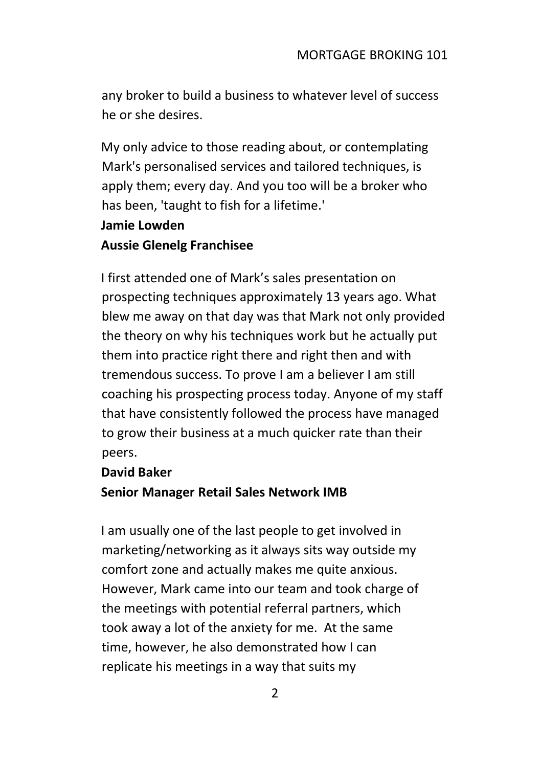any broker to build a business to whatever level of success he or she desires.

My only advice to those reading about, or contemplating Mark's personalised services and tailored techniques, is apply them; every day. And you too will be a broker who has been, 'taught to fish for a lifetime.'

**Jamie Lowden**
**Aussie Glenelg Franchisee**

I first attended one of Mark's sales presentation on prospecting techniques approximately 13 years ago. What blew me away on that day was that Mark not only provided the theory on why his techniques work but he actually put them into practice right there and right then and with tremendous success. To prove I am a believer I am still coaching his prospecting process today. Anyone of my staff that have consistently followed the process have managed to grow their business at a much quicker rate than their peers.

**David Baker**
**Senior Manager Retail Sales Network IMB**

I am usually one of the last people to get involved in marketing/networking as it always sits way outside my comfort zone and actually makes me quite anxious. However, Mark came into our team and took charge of the meetings with potential referral partners, which took away a lot of the anxiety for me. At the same time, however, he also demonstrated how I can replicate his meetings in a way that suits my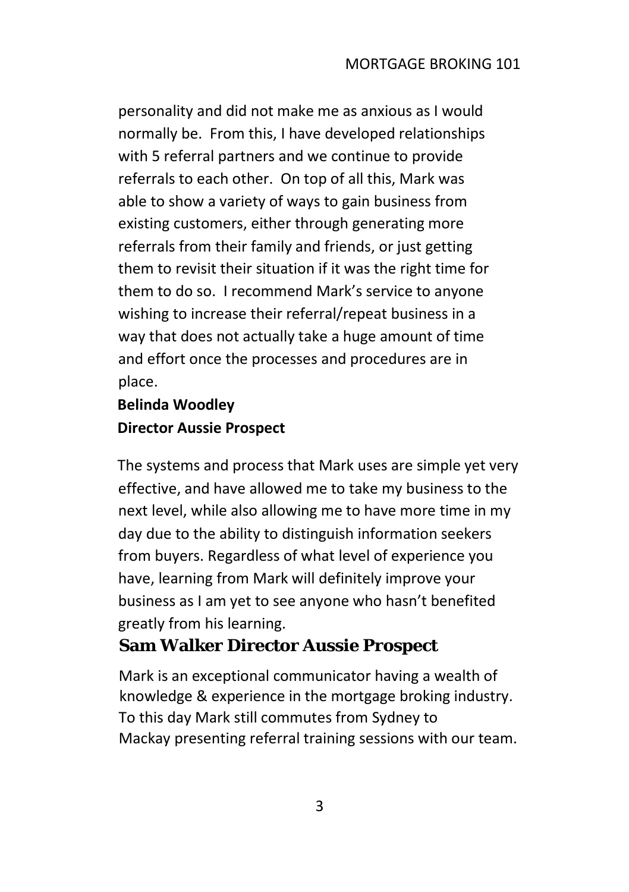personality and did not make me as anxious as I would normally be. From this, I have developed relationships with 5 referral partners and we continue to provide referrals to each other. On top of all this, Mark was able to show a variety of ways to gain business from existing customers, either through generating more referrals from their family and friends, or just getting them to revisit their situation if it was the right time for them to do so. I recommend Mark's service to anyone wishing to increase their referral/repeat business in a way that does not actually take a huge amount of time and effort once the processes and procedures are in place.

**Belinda Woodley**
**Director Aussie Prospect**

The systems and process that Mark uses are simple yet very effective, and have allowed me to take my business to the next level, while also allowing me to have more time in my day due to the ability to distinguish information seekers from buyers. Regardless of what level of experience you have, learning from Mark will definitely improve your business as I am yet to see anyone who hasn't benefited greatly from his learning.

**Sam Walker Director Aussie Prospect**

Mark is an exceptional communicator having a wealth of knowledge & experience in the mortgage broking industry. To this day Mark still commutes from Sydney to Mackay presenting referral training sessions with our team.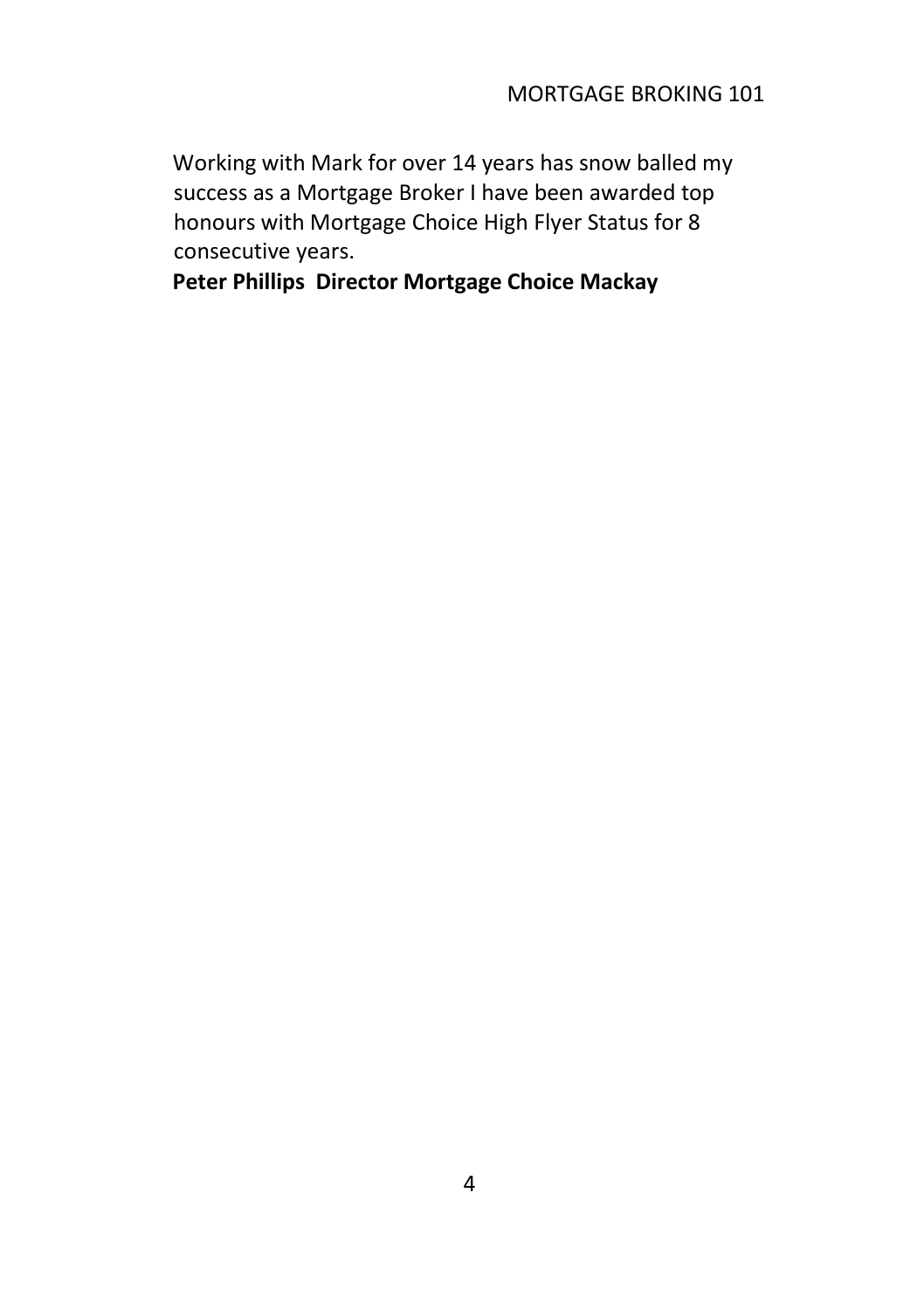Working with Mark for over 14 years has snow balled my success as a Mortgage Broker I have been awarded top honours with Mortgage Choice High Flyer Status for 8 consecutive years.

**Peter Phillips  Director Mortgage Choice Mackay**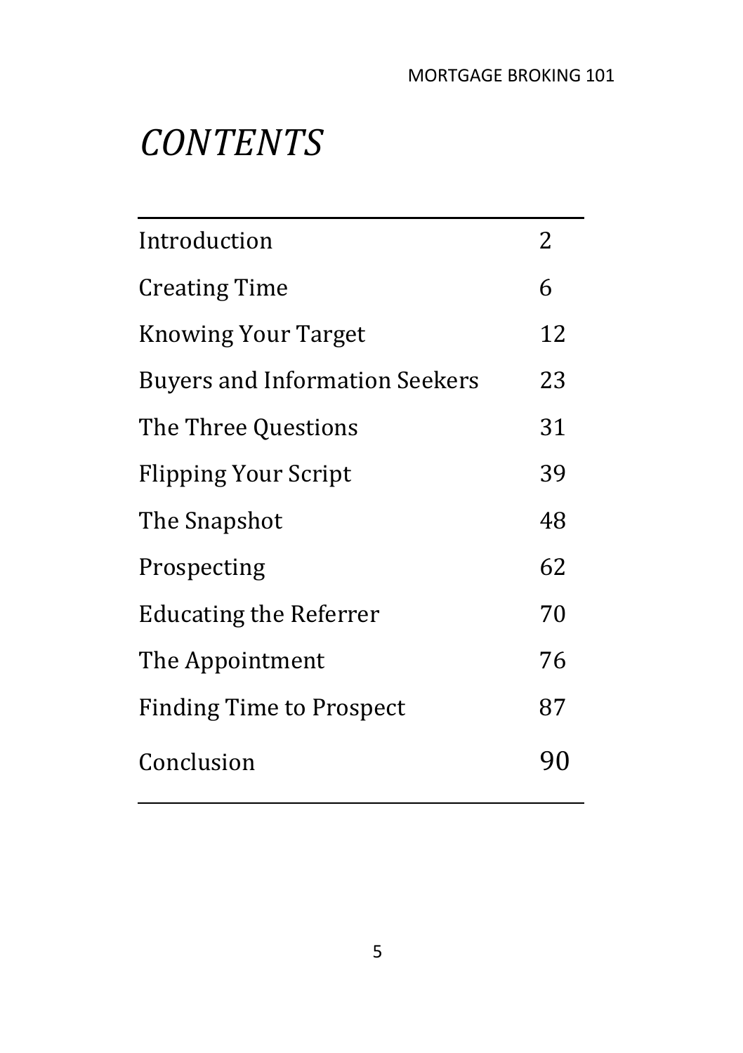# *CONTENTS*

| | |
|---|---|
| Introduction | 2 |
| Creating Time | 6 |
| Knowing Your Target | 12 |
| Buyers and Information Seekers | 23 |
| The Three Questions | 31 |
| Flipping Your Script | 39 |
| The Snapshot | 48 |
| Prospecting | 62 |
| Educating the Referrer | 70 |
| The Appointment | 76 |
| Finding Time to Prospect | 87 |
| Conclusion | 90 |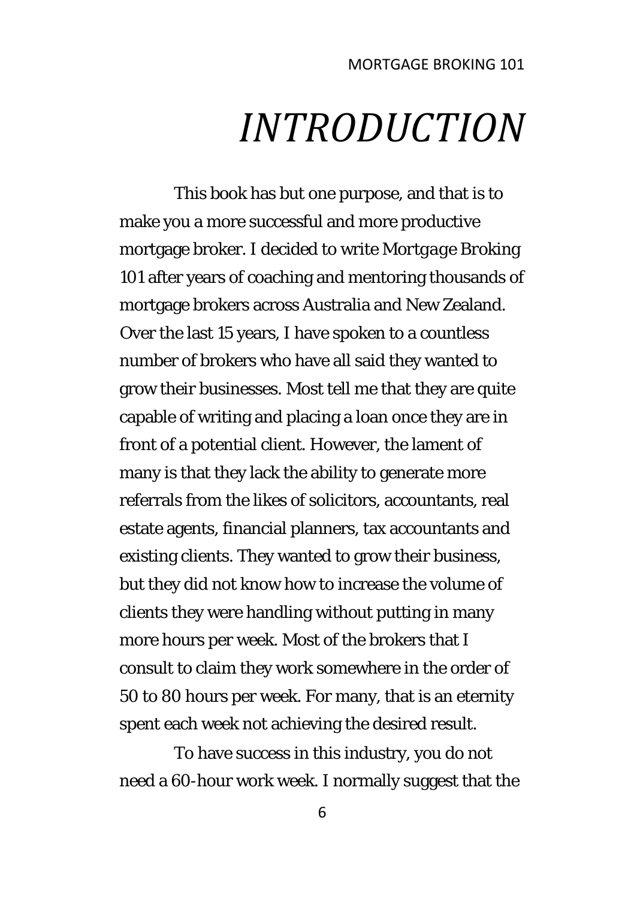# *INTRODUCTION*

This book has but one purpose, and that is to make you a more successful and more productive mortgage broker. I decided to write *Mortgage Broking 101* after years of coaching and mentoring thousands of mortgage brokers across Australia and New Zealand. Over the last 15 years, I have spoken to a countless number of brokers who have all said they wanted to grow their businesses. Most tell me that they are quite capable of writing and placing a loan once they are in front of a potential client. However, the lament of many is that they lack the ability to generate more referrals from the likes of solicitors, accountants, real estate agents, financial planners, tax accountants and existing clients. They wanted to grow their business, but they did not know how to increase the volume of clients they were handling without putting in many more hours per week. Most of the brokers that I consult to claim they work somewhere in the order of 50 to 80 hours per week. For many, that is an eternity spent each week not achieving the desired result.

To have success in this industry, you do not need a 60-hour work week. I normally suggest that the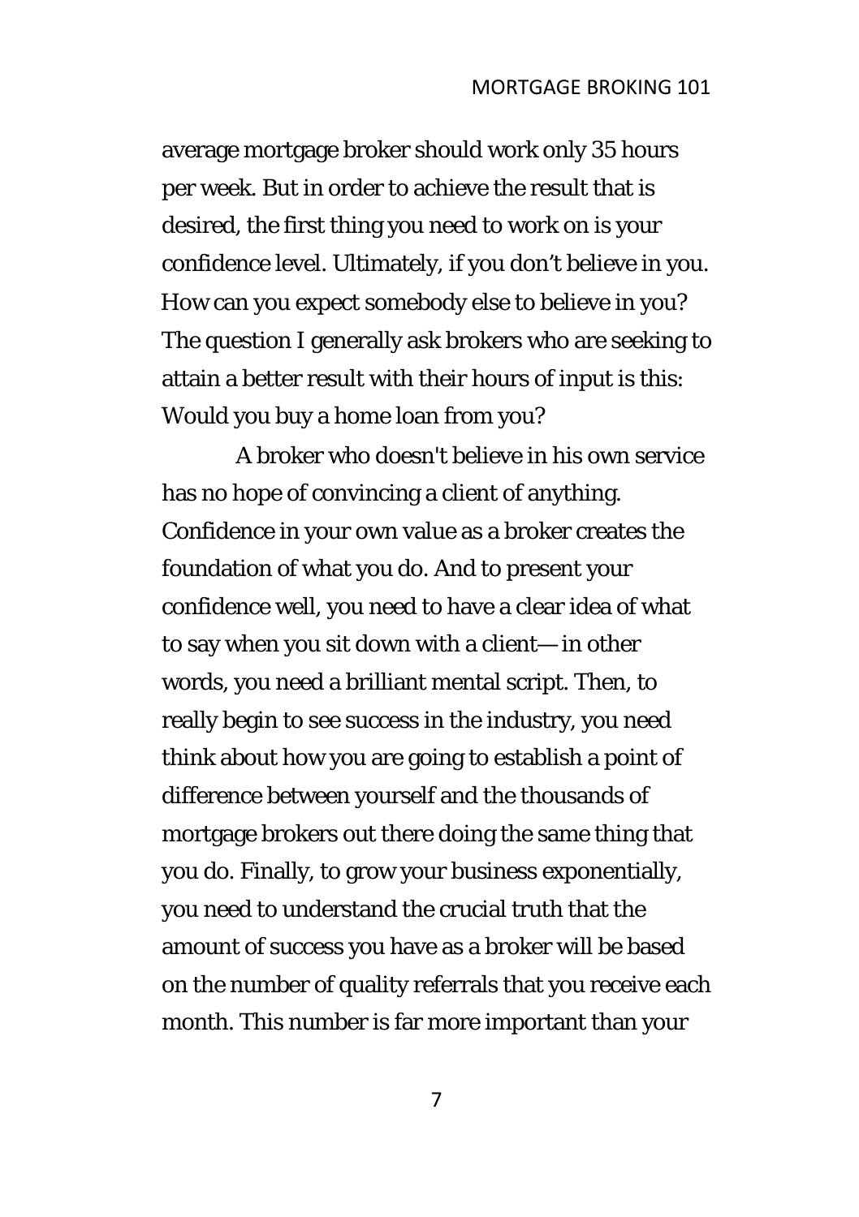average mortgage broker should work only 35 hours per week. But in order to achieve the result that is desired, the first thing you need to work on is your confidence level. Ultimately, if you don't believe in you. How can you expect somebody else to believe in you? The question I generally ask brokers who are seeking to attain a better result with their hours of input is this: Would you buy a home loan from you?

A broker who doesn't believe in his own service has no hope of convincing a client of anything. Confidence in your own value as a broker creates the foundation of what you do. And to present your confidence well, you need to have a clear idea of what to say when you sit down with a client— in other words, you need a brilliant mental script. Then, to really begin to see success in the industry, you need think about how you are going to establish a point of difference between yourself and the thousands of mortgage brokers out there doing the same thing that you do. Finally, to grow your business exponentially, you need to understand the crucial truth that the amount of success you have as a broker will be based on the number of quality referrals that you receive each month. This number is far more important than your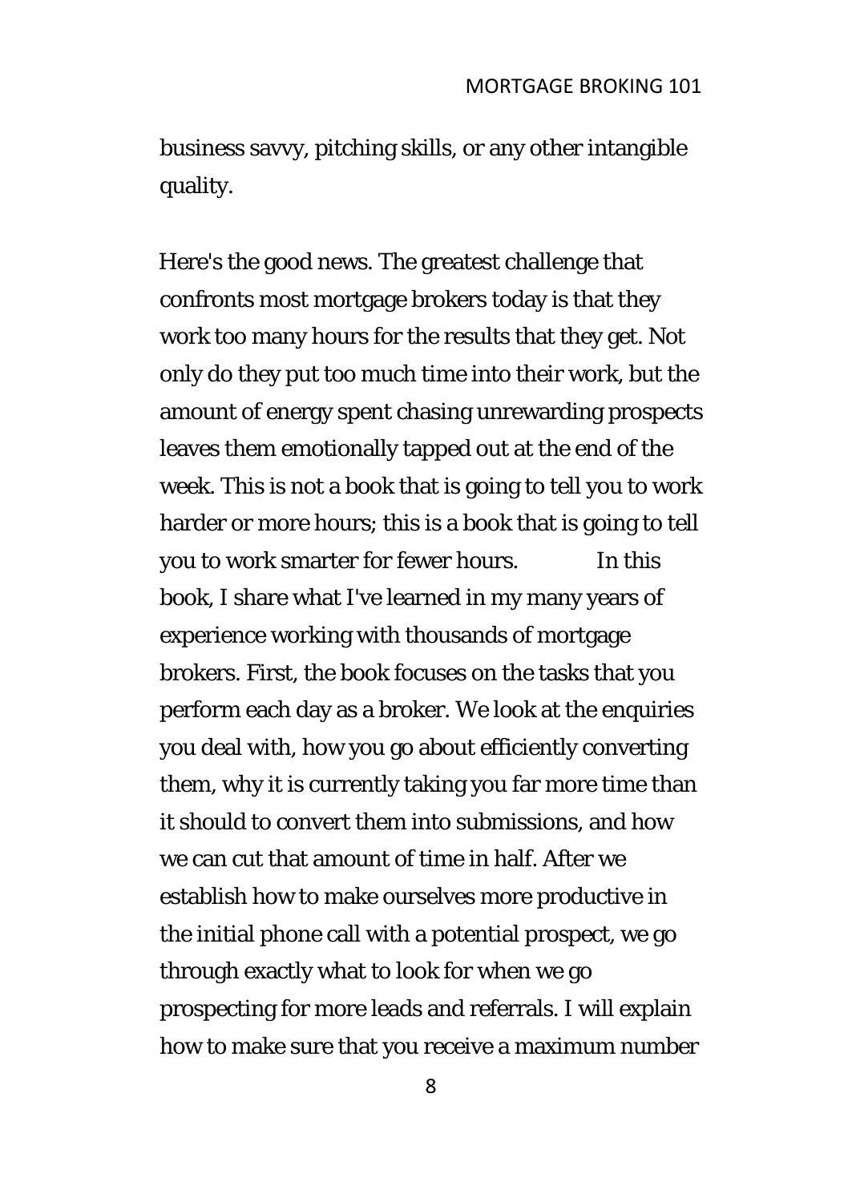business savvy, pitching skills, or any other intangible quality.

Here's the good news. The greatest challenge that confronts most mortgage brokers today is that they work too many hours for the results that they get. Not only do they put too much time into their work, but the amount of energy spent chasing unrewarding prospects leaves them emotionally tapped out at the end of the week. This is not a book that is going to tell you to work harder or more hours; this is a book that is going to tell you to work smarter for fewer hours. In this book, I share what I've learned in my many years of experience working with thousands of mortgage brokers. First, the book focuses on the tasks that you perform each day as a broker. We look at the enquiries you deal with, how you go about efficiently converting them, why it is currently taking you far more time than it should to convert them into submissions, and how we can cut that amount of time in half. After we establish how to make ourselves more productive in the initial phone call with a potential prospect, we go through exactly what to look for when we go prospecting for more leads and referrals. I will explain how to make sure that you receive a maximum number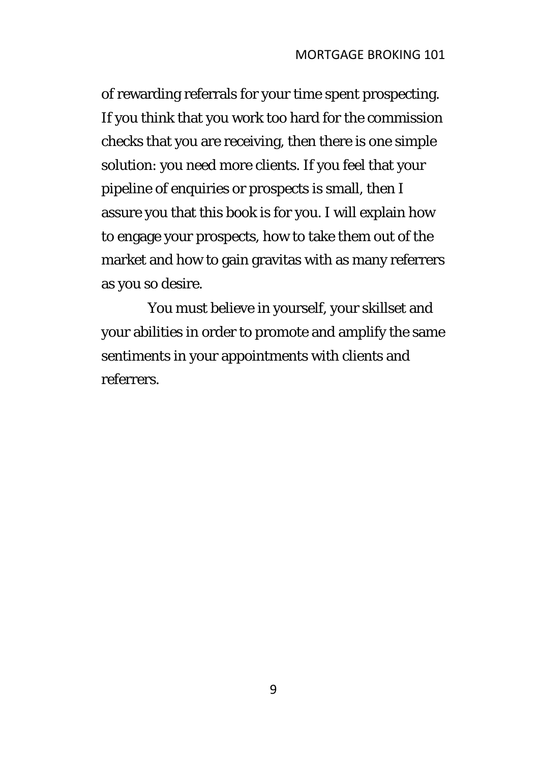of rewarding referrals for your time spent prospecting. If you think that you work too hard for the commission checks that you are receiving, then there is one simple solution: you need more clients. If you feel that your pipeline of enquiries or prospects is small, then I assure you that this book is for you. I will explain how to engage your prospects, how to take them out of the market and how to gain gravitas with as many referrers as you so desire.

You must believe in yourself, your skillset and your abilities in order to promote and amplify the same sentiments in your appointments with clients and referrers.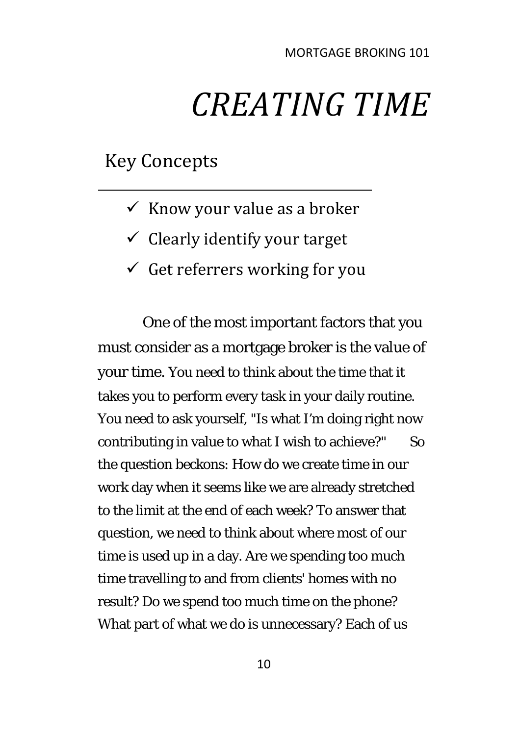# *CREATING TIME*

## Key Concepts

- ✓ Know your value as a broker
- ✓ Clearly identify your target
- ✓ Get referrers working for you

One of the most important factors that you must consider as a mortgage broker is the value of your time. You need to think about the time that it takes you to perform every task in your daily routine. You need to ask yourself, "Is what I'm doing right now contributing in value to what I wish to achieve?" So the question beckons: How do we create time in our work day when it seems like we are already stretched to the limit at the end of each week? To answer that question, we need to think about where most of our time is used up in a day. Are we spending too much time travelling to and from clients' homes with no result? Do we spend too much time on the phone? What part of what we do is unnecessary? Each of us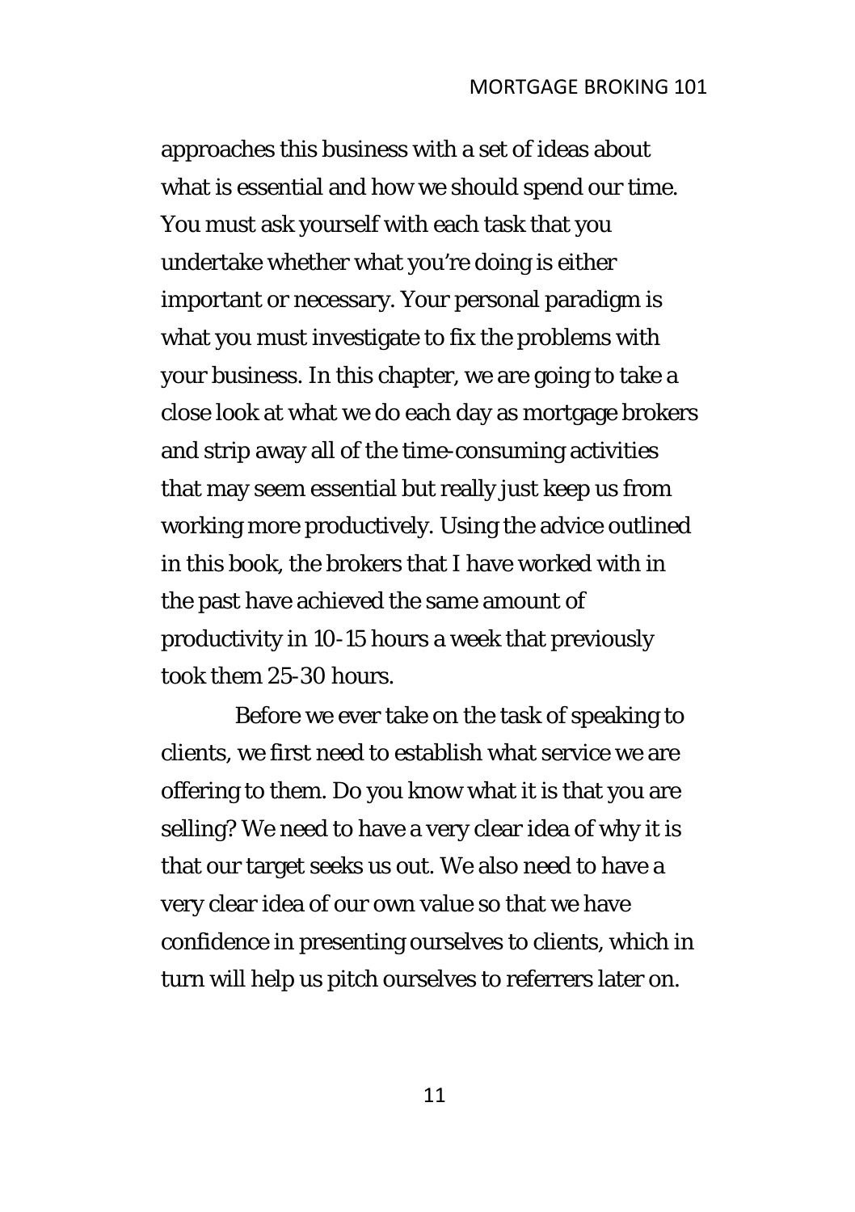approaches this business with a set of ideas about what is essential and how we should spend our time. You must ask yourself with each task that you undertake whether what you're doing is either important or necessary. Your personal paradigm is what you must investigate to fix the problems with your business. In this chapter, we are going to take a close look at what we do each day as mortgage brokers and strip away all of the time-consuming activities that may seem essential but really just keep us from working more productively. Using the advice outlined in this book, the brokers that I have worked with in the past have achieved the same amount of productivity in 10-15 hours a week that previously took them 25-30 hours.

Before we ever take on the task of speaking to clients, we first need to establish what service we are offering to them. Do you know what it is that you are selling? We need to have a very clear idea of why it is that our target seeks us out. We also need to have a very clear idea of our own value so that we have confidence in presenting ourselves to clients, which in turn will help us pitch ourselves to referrers later on.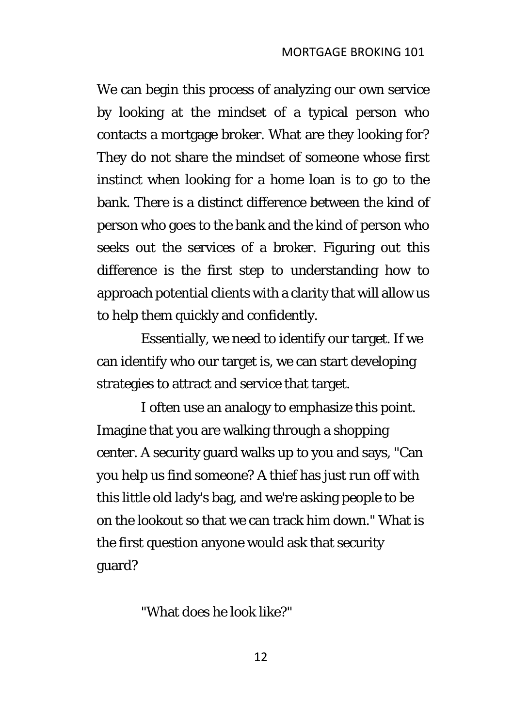We can begin this process of analyzing our own service by looking at the mindset of a typical person who contacts a mortgage broker. What are they looking for? They do not share the mindset of someone whose first instinct when looking for a home loan is to go to the bank. There is a distinct difference between the kind of person who goes to the bank and the kind of person who seeks out the services of a broker. Figuring out this difference is the first step to understanding how to approach potential clients with a clarity that will allow us to help them quickly and confidently.

Essentially, we need to identify our target. If we can identify who our target is, we can start developing strategies to attract and service that target.

I often use an analogy to emphasize this point. Imagine that you are walking through a shopping center. A security guard walks up to you and says, "Can you help us find someone? A thief has just run off with this little old lady's bag, and we're asking people to be on the lookout so that we can track him down." What is the first question anyone would ask that security guard?

"What does he look like?"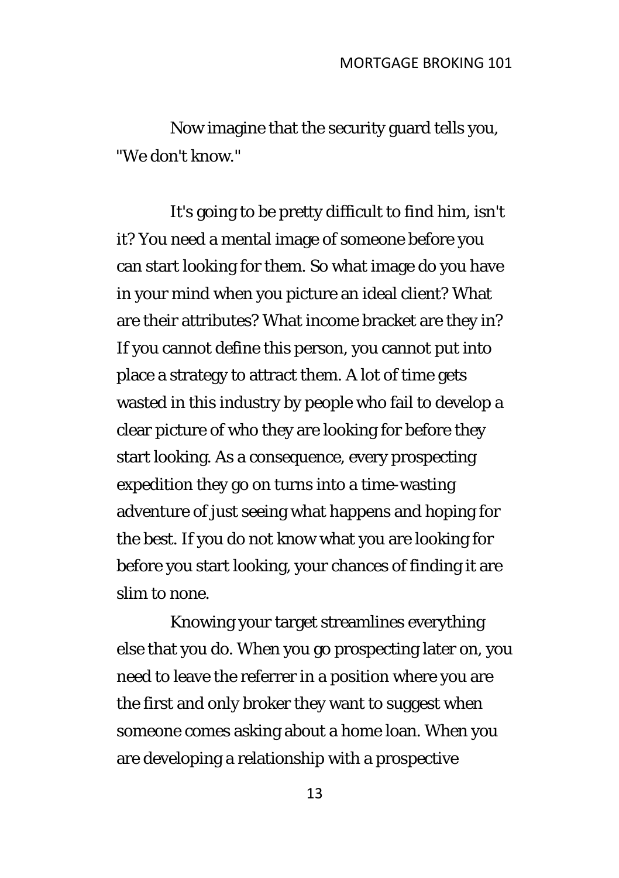Now imagine that the security guard tells you, "We don't know."

It's going to be pretty difficult to find him, isn't it? You need a mental image of someone before you can start looking for them. So what image do you have in your mind when you picture an ideal client? What are their attributes? What income bracket are they in? If you cannot define this person, you cannot put into place a strategy to attract them. A lot of time gets wasted in this industry by people who fail to develop a clear picture of who they are looking for before they start looking. As a consequence, every prospecting expedition they go on turns into a time-wasting adventure of just seeing what happens and hoping for the best. If you do not know what you are looking for before you start looking, your chances of finding it are slim to none.

Knowing your target streamlines everything else that you do. When you go prospecting later on, you need to leave the referrer in a position where you are the first and only broker they want to suggest when someone comes asking about a home loan. When you are developing a relationship with a prospective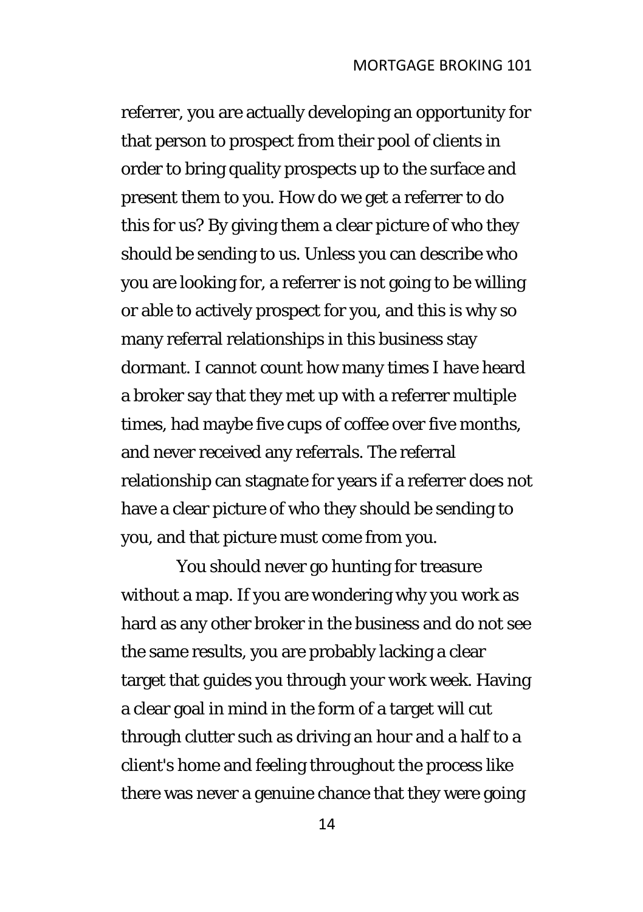referrer, you are actually developing an opportunity for that person to prospect from their pool of clients in order to bring quality prospects up to the surface and present them to you. How do we get a referrer to do this for us? By giving them a clear picture of who they should be sending to us. Unless you can describe who you are looking for, a referrer is not going to be willing or able to actively prospect for you, and this is why so many referral relationships in this business stay dormant. I cannot count how many times I have heard a broker say that they met up with a referrer multiple times, had maybe five cups of coffee over five months, and never received any referrals. The referral relationship can stagnate for years if a referrer does not have a clear picture of who they should be sending to you, and that picture must come from you.

You should never go hunting for treasure without a map. If you are wondering why you work as hard as any other broker in the business and do not see the same results, you are probably lacking a clear target that guides you through your work week. Having a clear goal in mind in the form of a target will cut through clutter such as driving an hour and a half to a client's home and feeling throughout the process like there was never a genuine chance that they were going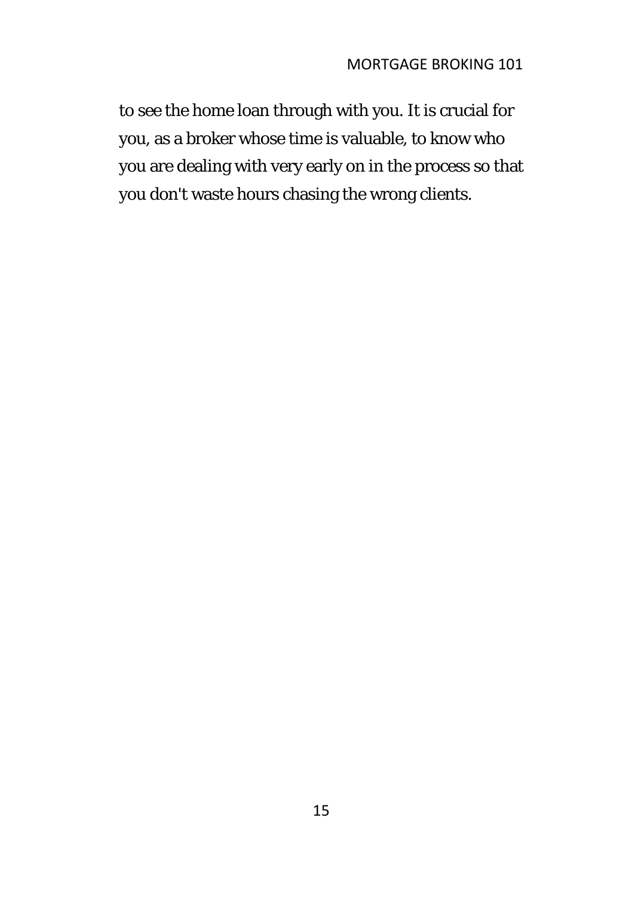to see the home loan through with you. It is crucial for you, as a broker whose time is valuable, to know who you are dealing with very early on in the process so that you don't waste hours chasing the wrong clients.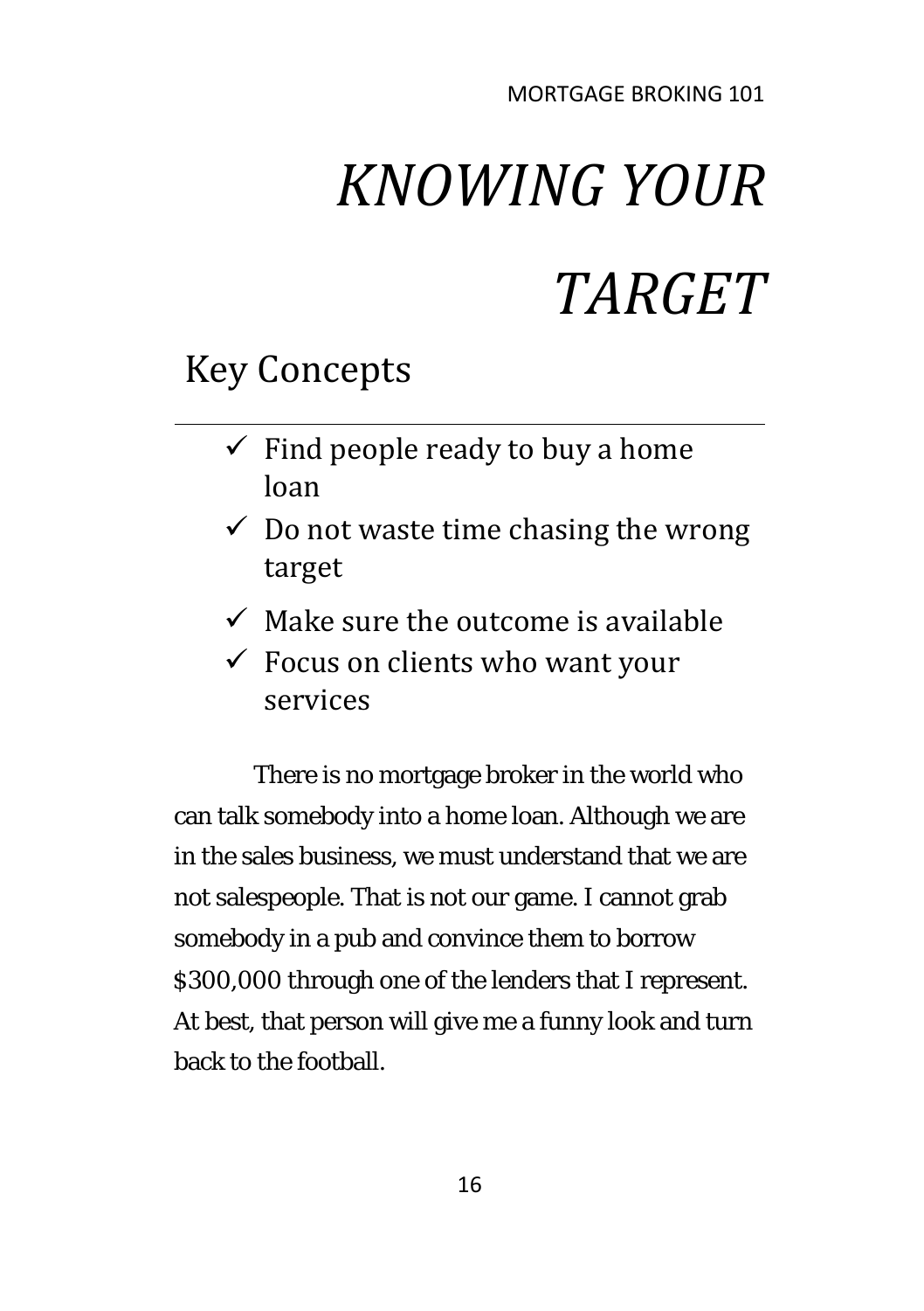# *KNOWING YOUR TARGET*

## Key Concepts

---

- ✓ Find people ready to buy a home loan
- ✓ Do not waste time chasing the wrong target
- ✓ Make sure the outcome is available
- ✓ Focus on clients who want your services

There is no mortgage broker in the world who can talk somebody into a home loan. Although we are in the sales business, we must understand that we are not salespeople. That is not our game. I cannot grab somebody in a pub and convince them to borrow $300,000 through one of the lenders that I represent. At best, that person will give me a funny look and turn back to the football.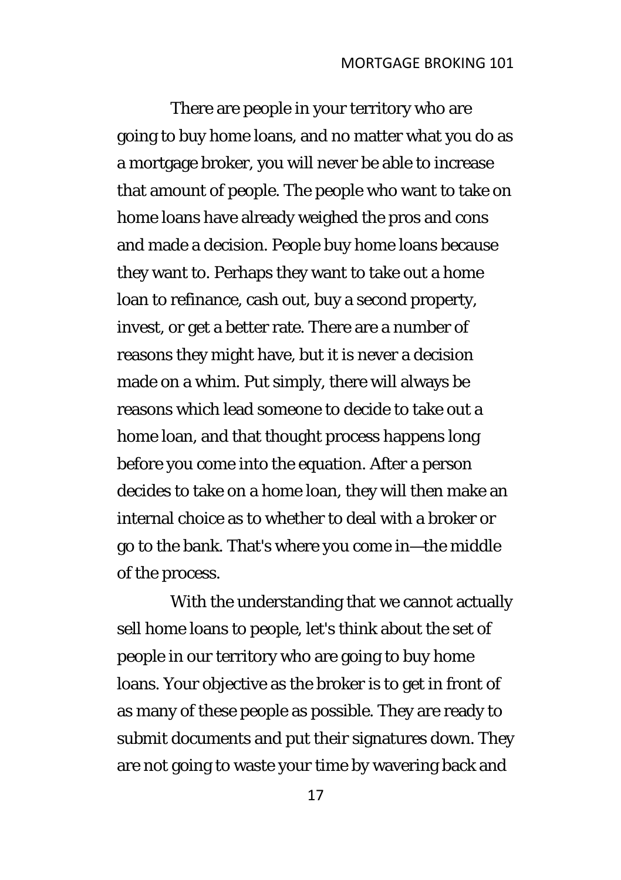There are people in your territory who are going to buy home loans, and no matter what you do as a mortgage broker, you will never be able to increase that amount of people. The people who want to take on home loans have already weighed the pros and cons and made a decision. People buy home loans because they want to. Perhaps they want to take out a home loan to refinance, cash out, buy a second property, invest, or get a better rate. There are a number of reasons they might have, but it is never a decision made on a whim. Put simply, there will always be reasons which lead someone to decide to take out a home loan, and that thought process happens long before you come into the equation. After a person decides to take on a home loan, they will then make an internal choice as to whether to deal with a broker or go to the bank. That's where you come in—the middle of the process.

With the understanding that we cannot actually sell home loans to people, let's think about the set of people in our territory who are going to buy home loans. Your objective as the broker is to get in front of as many of these people as possible. They are ready to submit documents and put their signatures down. They are not going to waste your time by wavering back and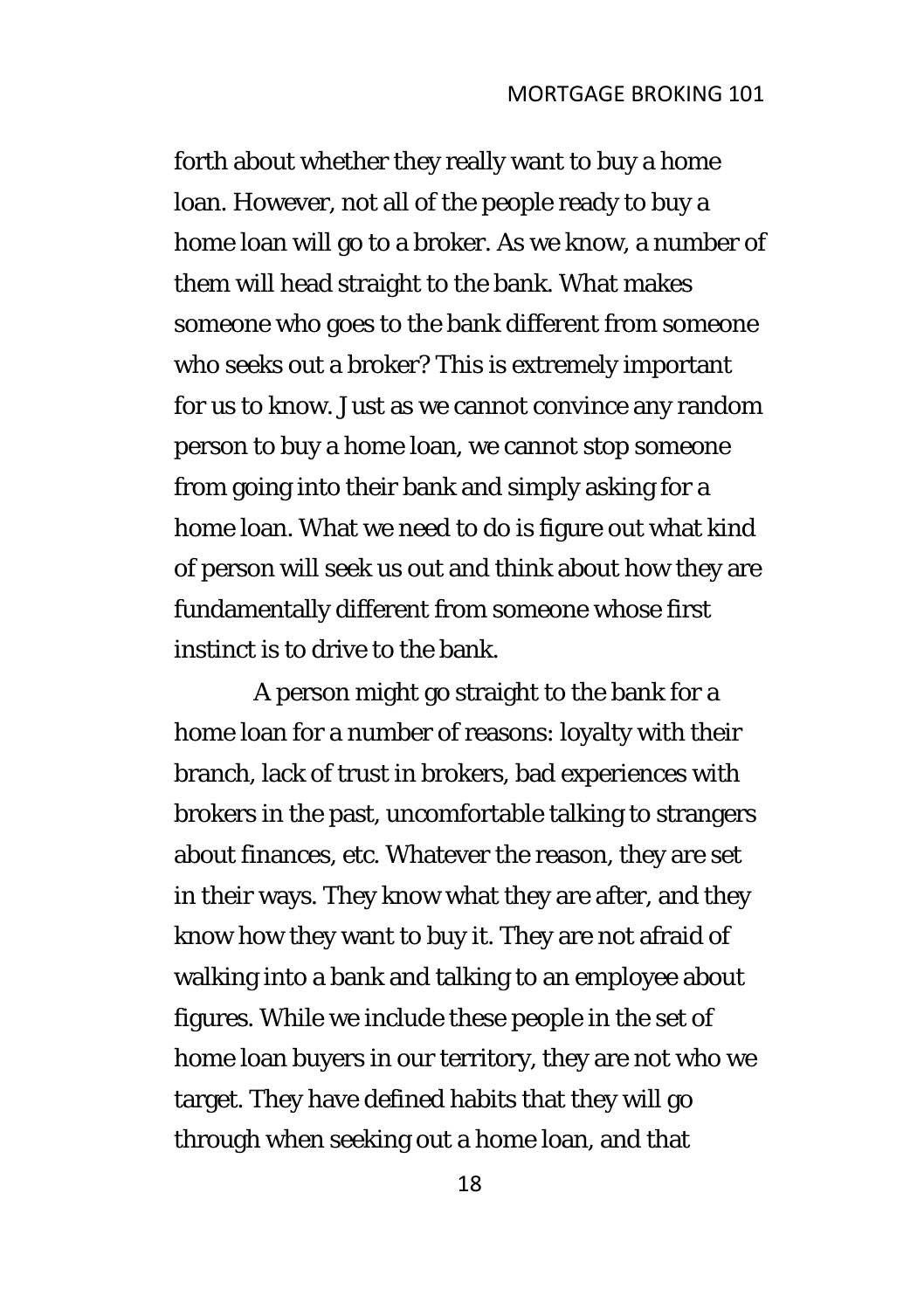forth about whether they really want to buy a home loan. However, not all of the people ready to buy a home loan will go to a broker. As we know, a number of them will head straight to the bank. What makes someone who goes to the bank different from someone who seeks out a broker? This is extremely important for us to know. Just as we cannot convince any random person to buy a home loan, we cannot stop someone from going into their bank and simply asking for a home loan. What we need to do is figure out what kind of person will seek us out and think about how they are fundamentally different from someone whose first instinct is to drive to the bank.

A person might go straight to the bank for a home loan for a number of reasons: loyalty with their branch, lack of trust in brokers, bad experiences with brokers in the past, uncomfortable talking to strangers about finances, etc. Whatever the reason, they are set in their ways. They know what they are after, and they know how they want to buy it. They are not afraid of walking into a bank and talking to an employee about figures. While we include these people in the set of home loan buyers in our territory, they are not who we target. They have defined habits that they will go through when seeking out a home loan, and that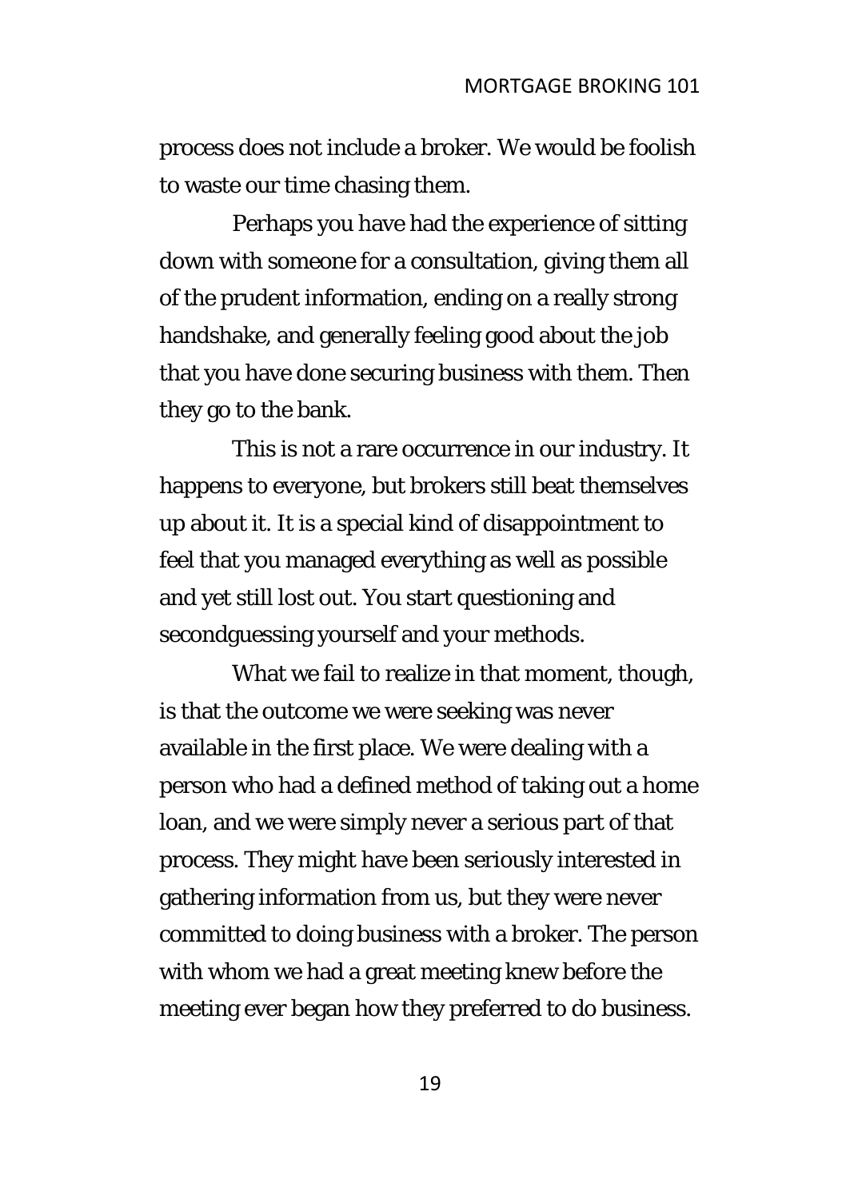process does not include a broker. We would be foolish to waste our time chasing them.

Perhaps you have had the experience of sitting down with someone for a consultation, giving them all of the prudent information, ending on a really strong handshake, and generally feeling good about the job that you have done securing business with them. Then they go to the bank.

This is not a rare occurrence in our industry. It happens to everyone, but brokers still beat themselves up about it. It is a special kind of disappointment to feel that you managed everything as well as possible and yet still lost out. You start questioning and secondguessing yourself and your methods.

What we fail to realize in that moment, though, is that the outcome we were seeking was never available in the first place. We were dealing with a person who had a defined method of taking out a home loan, and we were simply never a serious part of that process. They might have been seriously interested in gathering information from us, but they were never committed to doing business with a broker. The person with whom we had a great meeting knew before the meeting ever began how they preferred to do business.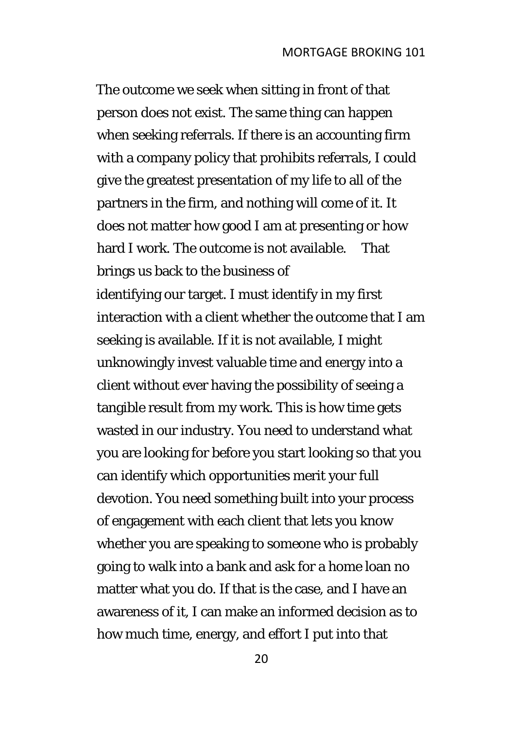The outcome we seek when sitting in front of that person does not exist. The same thing can happen when seeking referrals. If there is an accounting firm with a company policy that prohibits referrals, I could give the greatest presentation of my life to all of the partners in the firm, and nothing will come of it. It does not matter how good I am at presenting or how hard I work. The outcome is not available. That brings us back to the business of identifying our target. I must identify in my first interaction with a client whether the outcome that I am seeking is available. If it is not available, I might unknowingly invest valuable time and energy into a client without ever having the possibility of seeing a tangible result from my work. This is how time gets wasted in our industry. You need to understand what you are looking for before you start looking so that you can identify which opportunities merit your full devotion. You need something built into your process of engagement with each client that lets you know whether you are speaking to someone who is probably going to walk into a bank and ask for a home loan no matter what you do. If that is the case, and I have an awareness of it, I can make an informed decision as to how much time, energy, and effort I put into that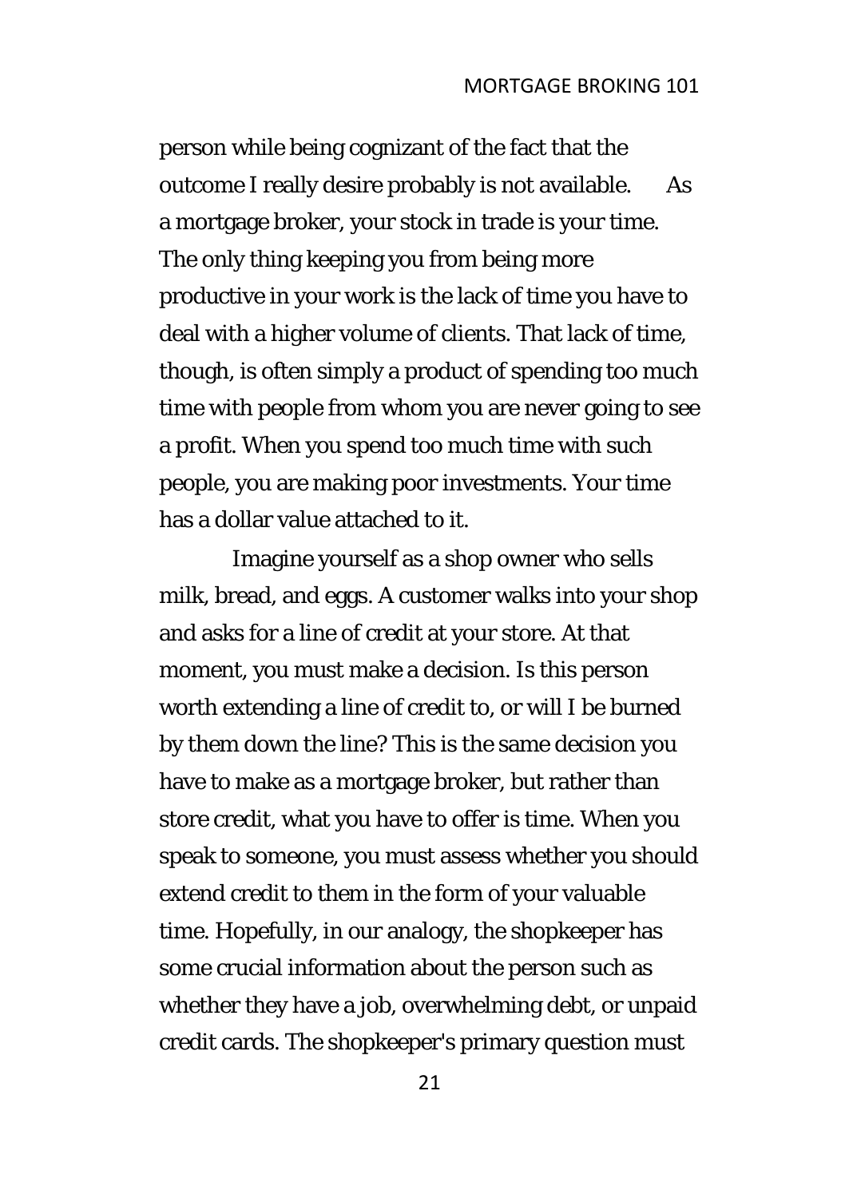person while being cognizant of the fact that the outcome I really desire probably is not available. As a mortgage broker, your stock in trade is your time. The only thing keeping you from being more productive in your work is the lack of time you have to deal with a higher volume of clients. That lack of time, though, is often simply a product of spending too much time with people from whom you are never going to see a profit. When you spend too much time with such people, you are making poor investments. Your time has a dollar value attached to it.

Imagine yourself as a shop owner who sells milk, bread, and eggs. A customer walks into your shop and asks for a line of credit at your store. At that moment, you must make a decision. Is this person worth extending a line of credit to, or will I be burned by them down the line? This is the same decision you have to make as a mortgage broker, but rather than store credit, what you have to offer is time. When you speak to someone, you must assess whether you should extend credit to them in the form of your valuable time. Hopefully, in our analogy, the shopkeeper has some crucial information about the person such as whether they have a job, overwhelming debt, or unpaid credit cards. The shopkeeper's primary question must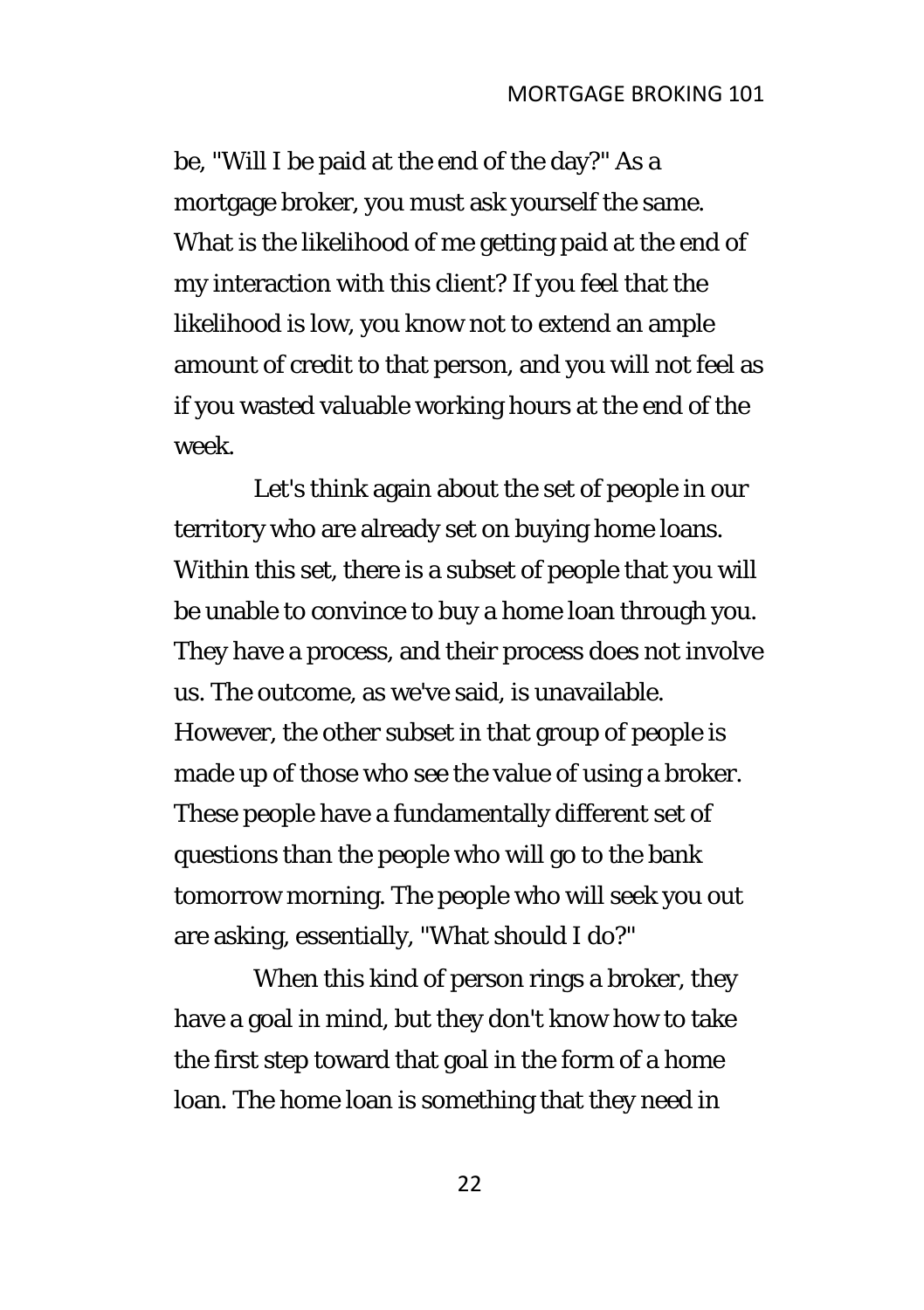be, "Will I be paid at the end of the day?" As a mortgage broker, you must ask yourself the same. What is the likelihood of me getting paid at the end of my interaction with this client? If you feel that the likelihood is low, you know not to extend an ample amount of credit to that person, and you will not feel as if you wasted valuable working hours at the end of the week.

Let's think again about the set of people in our territory who are already set on buying home loans. Within this set, there is a subset of people that you will be unable to convince to buy a home loan through you. They have a process, and their process does not involve us. The outcome, as we've said, is unavailable. However, the other subset in that group of people is made up of those who see the value of using a broker. These people have a fundamentally different set of questions than the people who will go to the bank tomorrow morning. The people who will seek you out are asking, essentially, "What should I do?"

When this kind of person rings a broker, they have a goal in mind, but they don't know how to take the first step toward that goal in the form of a home loan. The home loan is something that they need in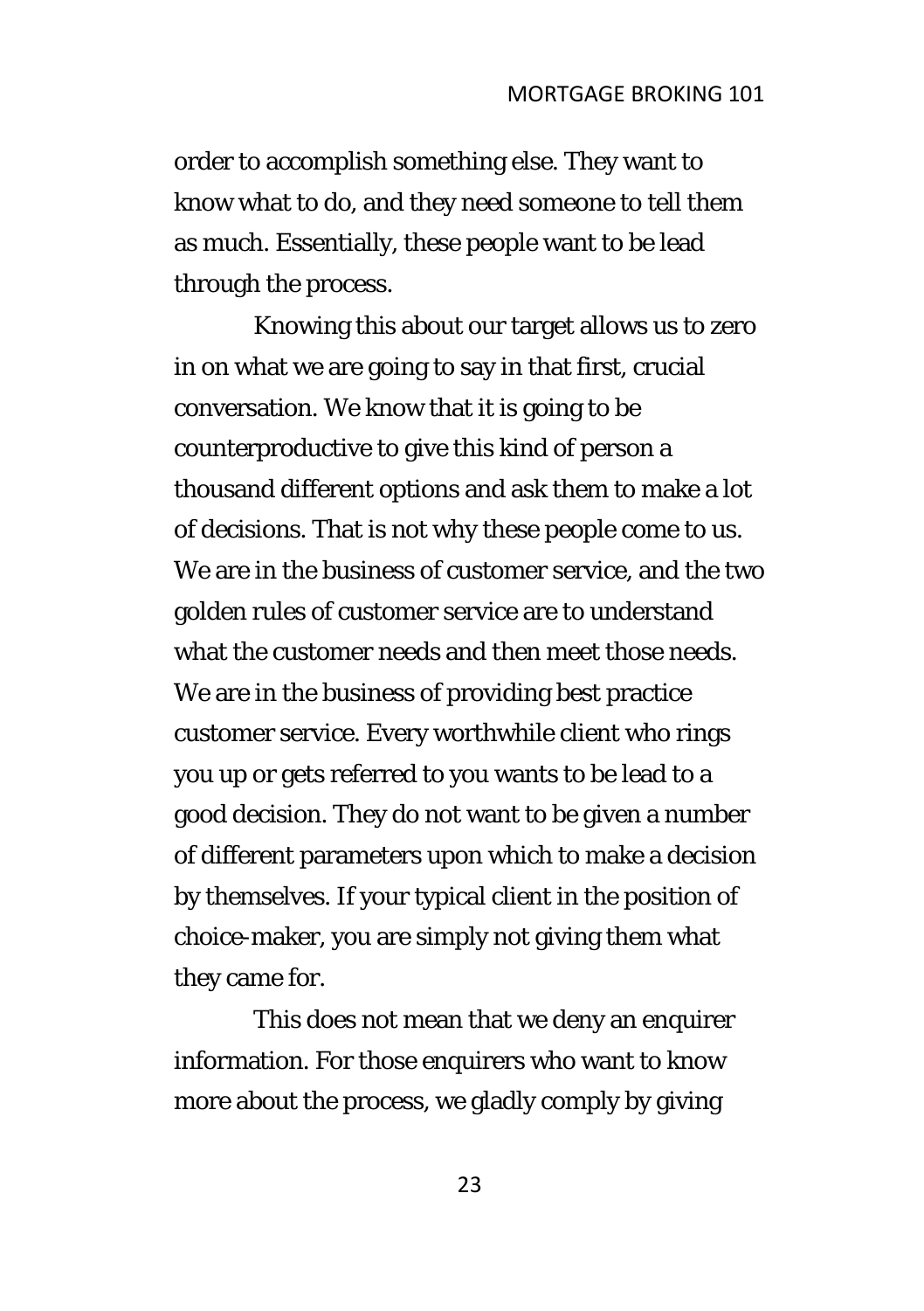order to accomplish something else. They want to know what to do, and they need someone to tell them as much. Essentially, these people want to be lead through the process.

Knowing this about our target allows us to zero in on what we are going to say in that first, crucial conversation. We know that it is going to be counterproductive to give this kind of person a thousand different options and ask them to make a lot of decisions. That is not why these people come to us. We are in the business of customer service, and the two golden rules of customer service are to understand what the customer needs and then meet those needs. We are in the business of providing best practice customer service. Every worthwhile client who rings you up or gets referred to you wants to be lead to a good decision. They do not want to be given a number of different parameters upon which to make a decision by themselves. If your typical client in the position of choice-maker, you are simply not giving them what they came for.

This does not mean that we deny an enquirer information. For those enquirers who want to know more about the process, we gladly comply by giving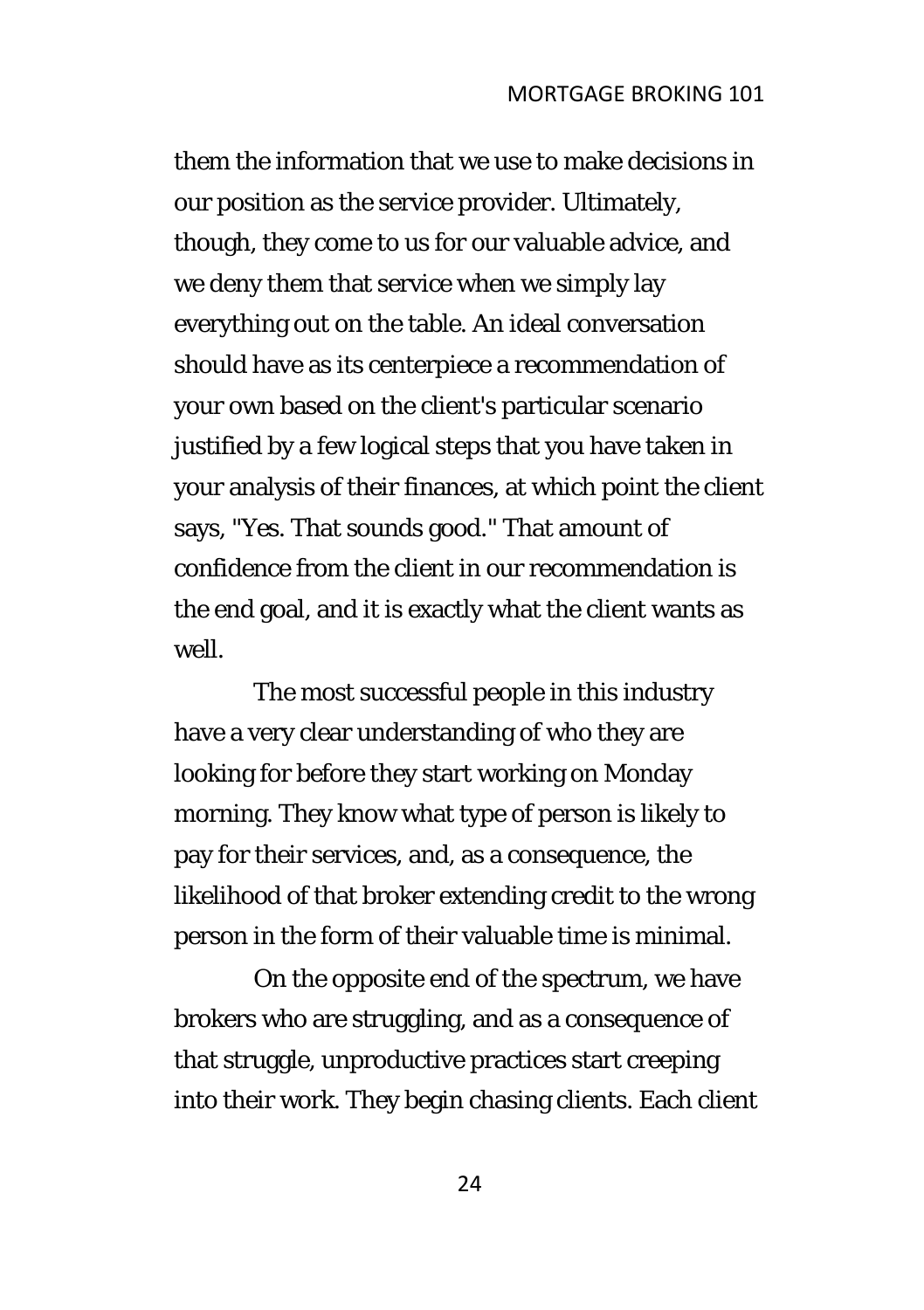them the information that we use to make decisions in our position as the service provider. Ultimately, though, they come to us for our valuable advice, and we deny them that service when we simply lay everything out on the table. An ideal conversation should have as its centerpiece a recommendation of your own based on the client's particular scenario justified by a few logical steps that you have taken in your analysis of their finances, at which point the client says, "Yes. That sounds good." That amount of confidence from the client in our recommendation is the end goal, and it is exactly what the client wants as well.

The most successful people in this industry have a very clear understanding of who they are looking for before they start working on Monday morning. They know what type of person is likely to pay for their services, and, as a consequence, the likelihood of that broker extending credit to the wrong person in the form of their valuable time is minimal.

On the opposite end of the spectrum, we have brokers who are struggling, and as a consequence of that struggle, unproductive practices start creeping into their work. They begin chasing clients. Each client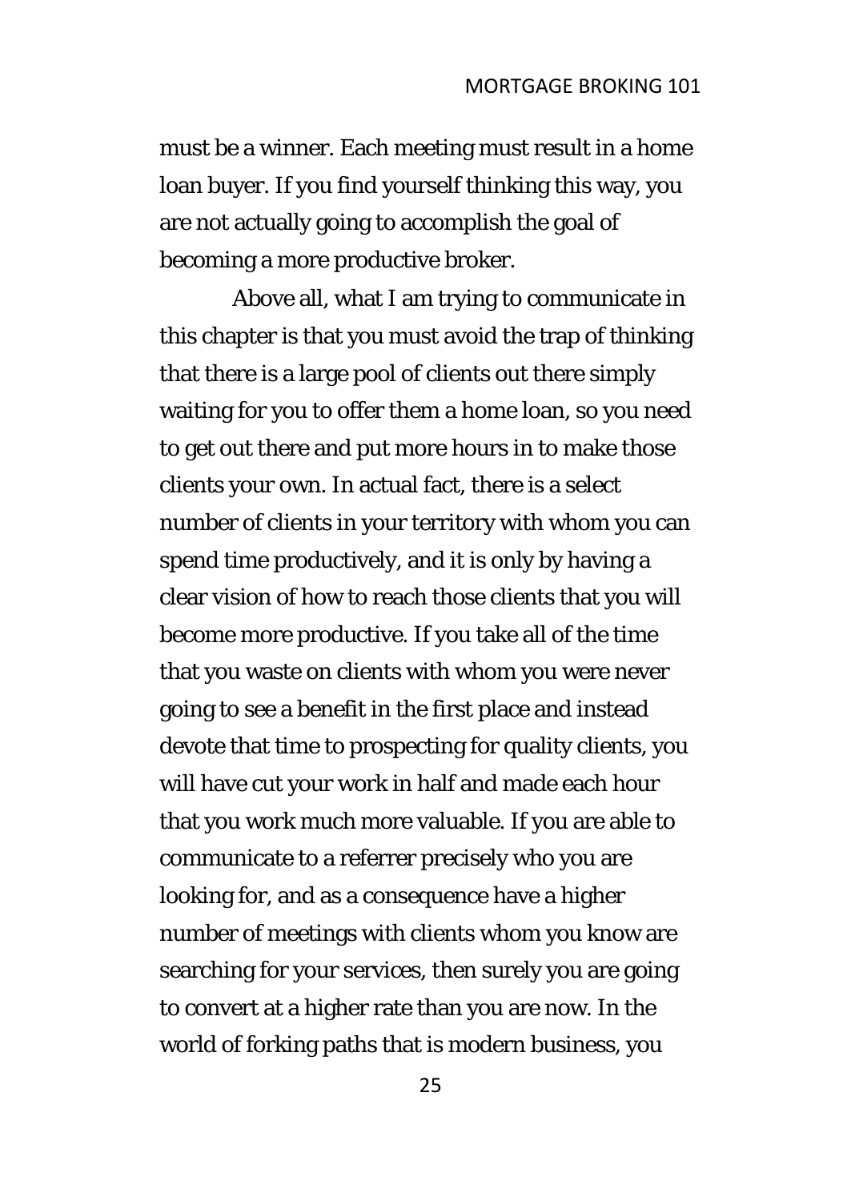must be a winner. Each meeting must result in a home loan buyer. If you find yourself thinking this way, you are not actually going to accomplish the goal of becoming a more productive broker.

Above all, what I am trying to communicate in this chapter is that you must avoid the trap of thinking that there is a large pool of clients out there simply waiting for you to offer them a home loan, so you need to get out there and put more hours in to make those clients your own. In actual fact, there is a select number of clients in your territory with whom you can spend time productively, and it is only by having a clear vision of how to reach those clients that you will become more productive. If you take all of the time that you waste on clients with whom you were never going to see a benefit in the first place and instead devote that time to prospecting for quality clients, you will have cut your work in half and made each hour that you work much more valuable. If you are able to communicate to a referrer precisely who you are looking for, and as a consequence have a higher number of meetings with clients whom you know are searching for your services, then surely you are going to convert at a higher rate than you are now. In the world of forking paths that is modern business, you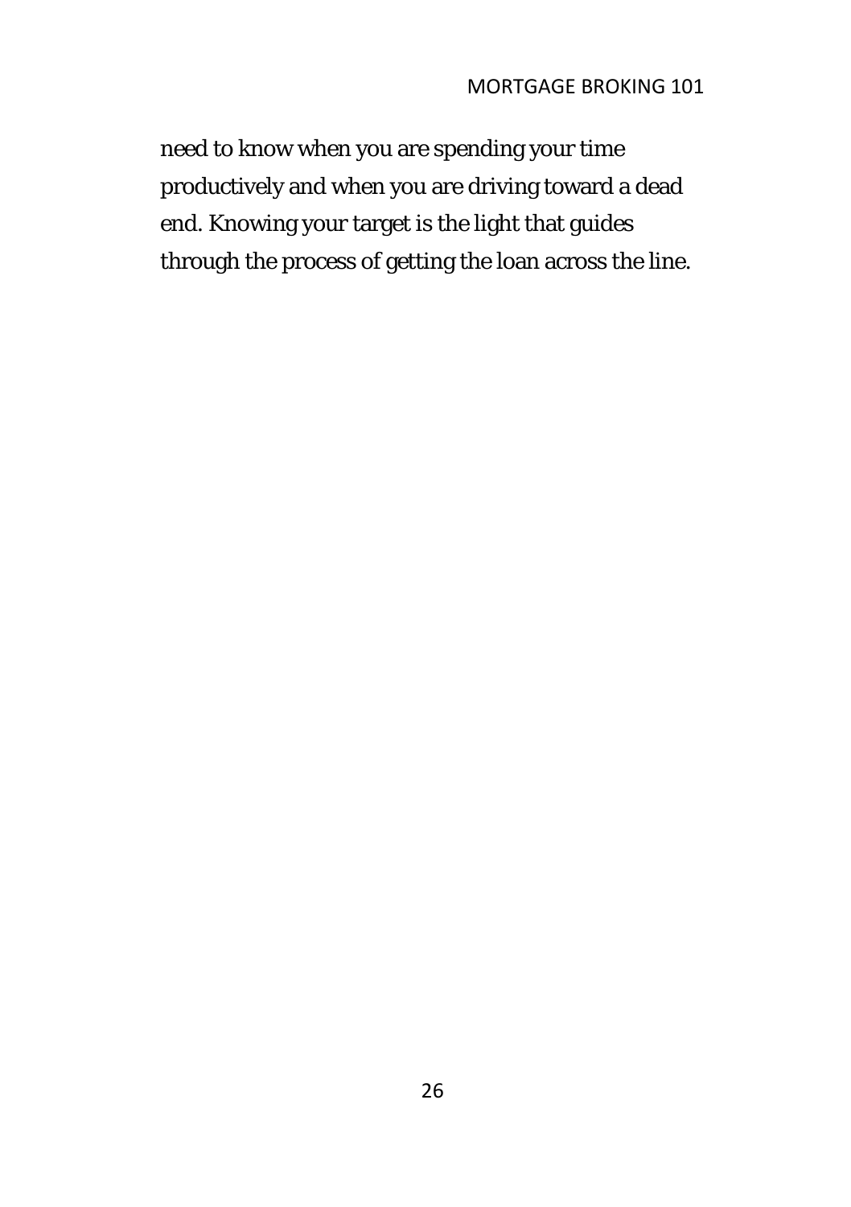need to know when you are spending your time productively and when you are driving toward a dead end. Knowing your target is the light that guides through the process of getting the loan across the line.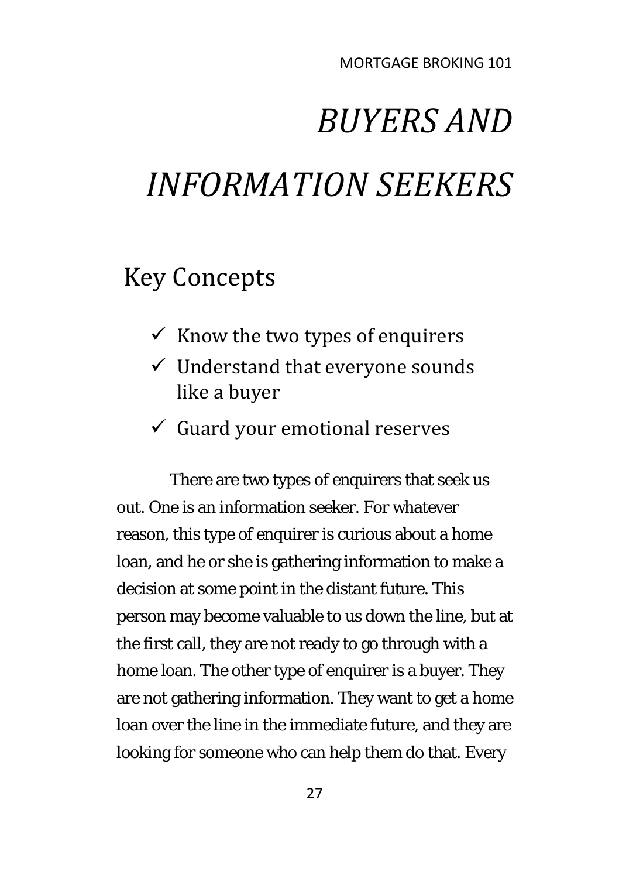# *BUYERS AND INFORMATION SEEKERS*

## Key Concepts

- ✓ Know the two types of enquirers
- ✓ Understand that everyone sounds like a buyer
- ✓ Guard your emotional reserves

There are two types of enquirers that seek us out. One is an information seeker. For whatever reason, this type of enquirer is curious about a home loan, and he or she is gathering information to make a decision at some point in the distant future. This person may become valuable to us down the line, but at the first call, they are not ready to go through with a home loan. The other type of enquirer is a buyer. They are not gathering information. They want to get a home loan over the line in the immediate future, and they are looking for someone who can help them do that. Every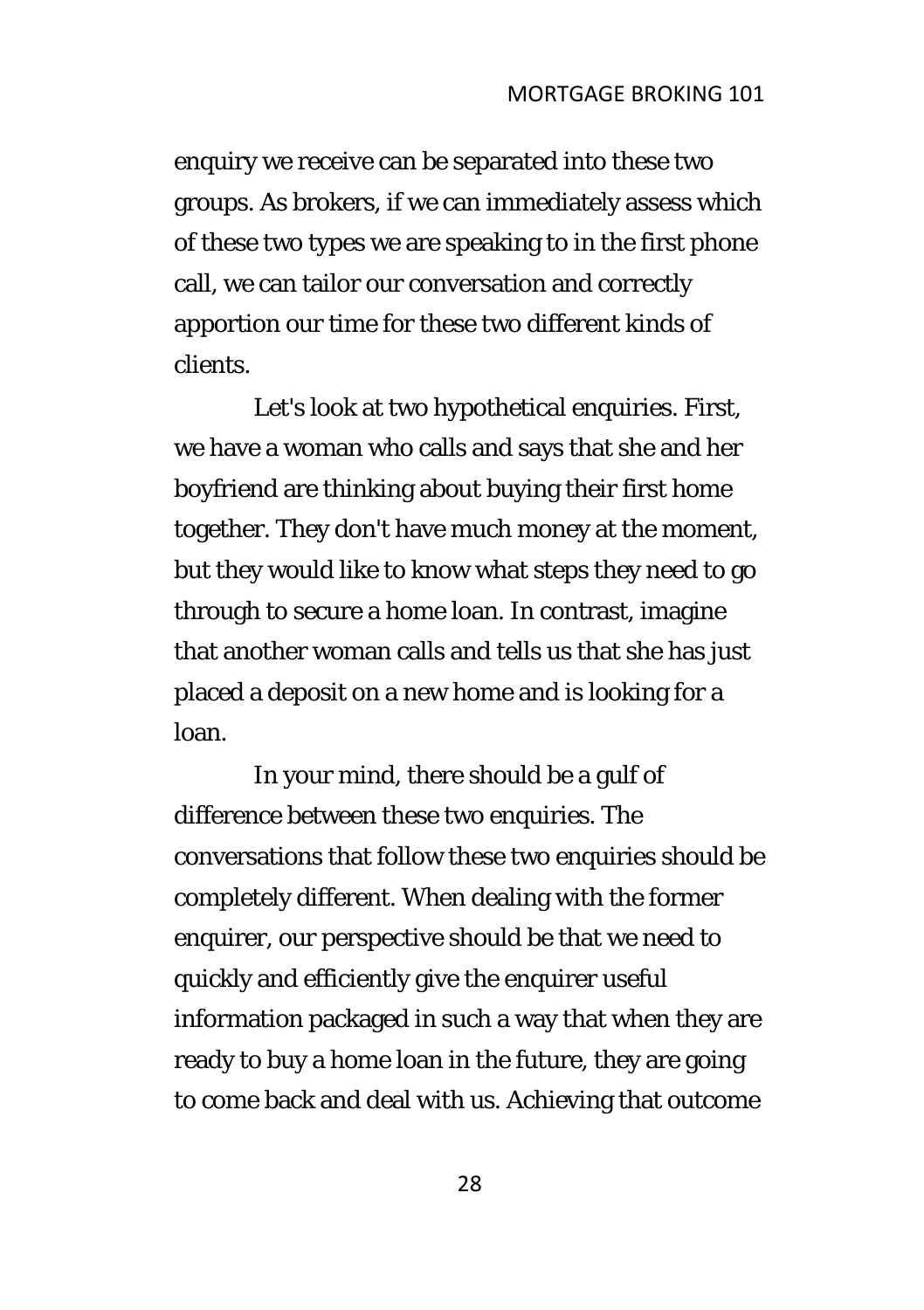enquiry we receive can be separated into these two groups. As brokers, if we can immediately assess which of these two types we are speaking to in the first phone call, we can tailor our conversation and correctly apportion our time for these two different kinds of clients.

Let's look at two hypothetical enquiries. First, we have a woman who calls and says that she and her boyfriend are thinking about buying their first home together. They don't have much money at the moment, but they would like to know what steps they need to go through to secure a home loan. In contrast, imagine that another woman calls and tells us that she has just placed a deposit on a new home and is looking for a loan.

In your mind, there should be a gulf of difference between these two enquiries. The conversations that follow these two enquiries should be completely different. When dealing with the former enquirer, our perspective should be that we need to quickly and efficiently give the enquirer useful information packaged in such a way that when they are ready to buy a home loan in the future, they are going to come back and deal with us. Achieving that outcome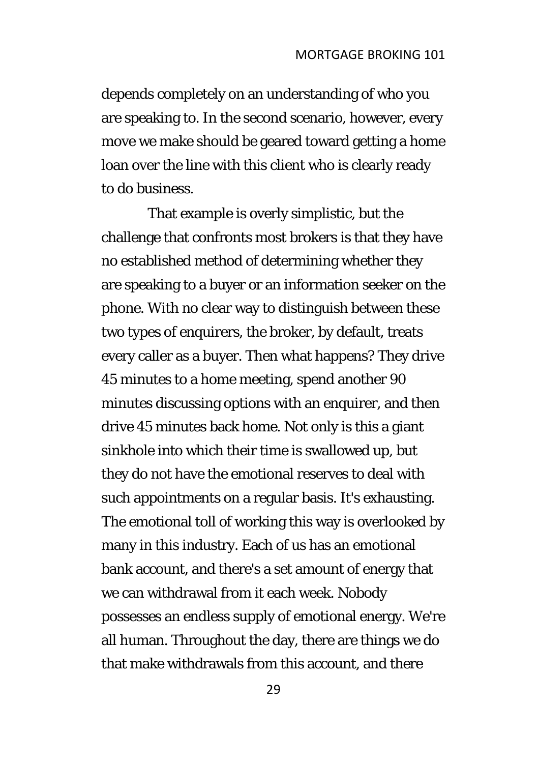depends completely on an understanding of who you are speaking to. In the second scenario, however, every move we make should be geared toward getting a home loan over the line with this client who is clearly ready to do business.

That example is overly simplistic, but the challenge that confronts most brokers is that they have no established method of determining whether they are speaking to a buyer or an information seeker on the phone. With no clear way to distinguish between these two types of enquirers, the broker, by default, treats every caller as a buyer. Then what happens? They drive 45 minutes to a home meeting, spend another 90 minutes discussing options with an enquirer, and then drive 45 minutes back home. Not only is this a giant sinkhole into which their time is swallowed up, but they do not have the emotional reserves to deal with such appointments on a regular basis. It's exhausting. The emotional toll of working this way is overlooked by many in this industry. Each of us has an emotional bank account, and there's a set amount of energy that we can withdrawal from it each week. Nobody possesses an endless supply of emotional energy. We're all human. Throughout the day, there are things we do that make withdrawals from this account, and there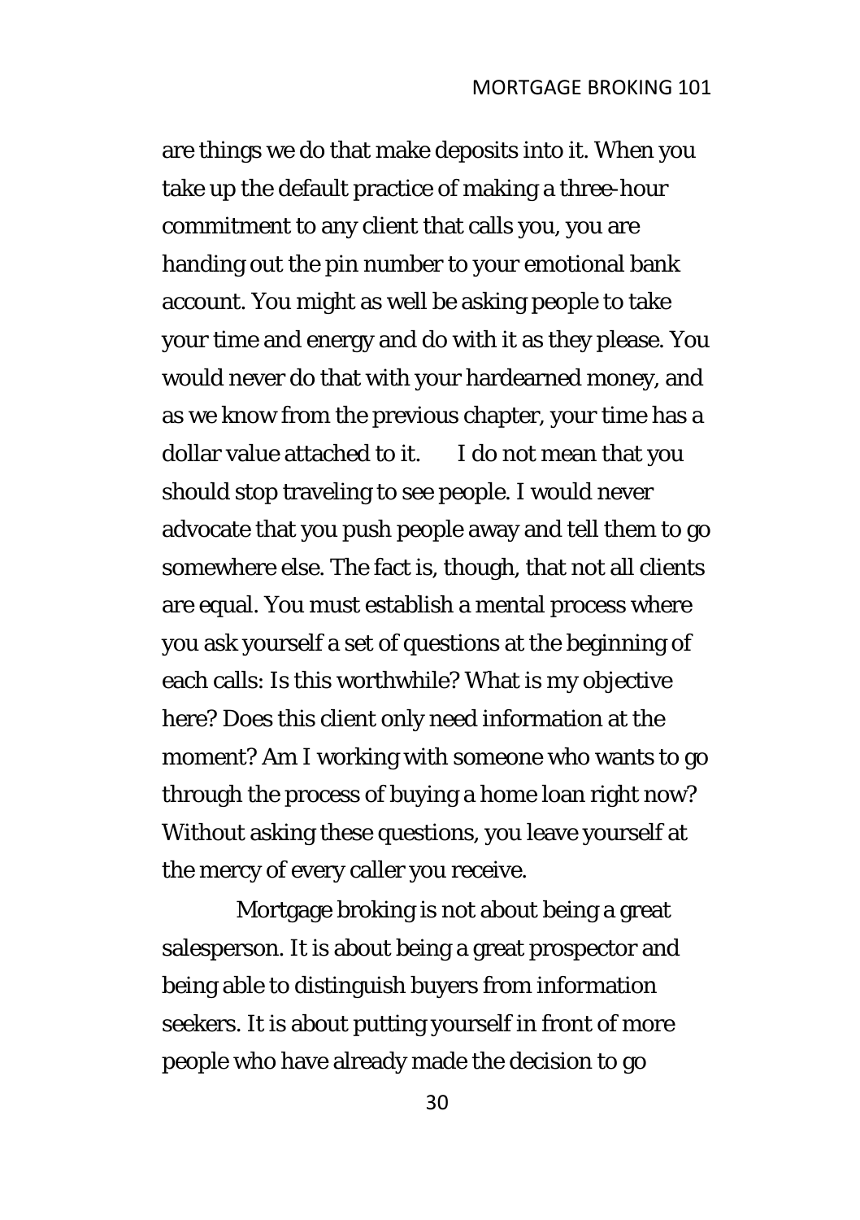are things we do that make deposits into it. When you take up the default practice of making a three-hour commitment to any client that calls you, you are handing out the pin number to your emotional bank account. You might as well be asking people to take your time and energy and do with it as they please. You would never do that with your hardearned money, and as we know from the previous chapter, your time has a dollar value attached to it. I do not mean that you should stop traveling to see people. I would never advocate that you push people away and tell them to go somewhere else. The fact is, though, that not all clients are equal. You must establish a mental process where you ask yourself a set of questions at the beginning of each calls: Is this worthwhile? What is my objective here? Does this client only need information at the moment? Am I working with someone who wants to go through the process of buying a home loan right now? Without asking these questions, you leave yourself at the mercy of every caller you receive.

Mortgage broking is not about being a great salesperson. It is about being a great prospector and being able to distinguish buyers from information seekers. It is about putting yourself in front of more people who have already made the decision to go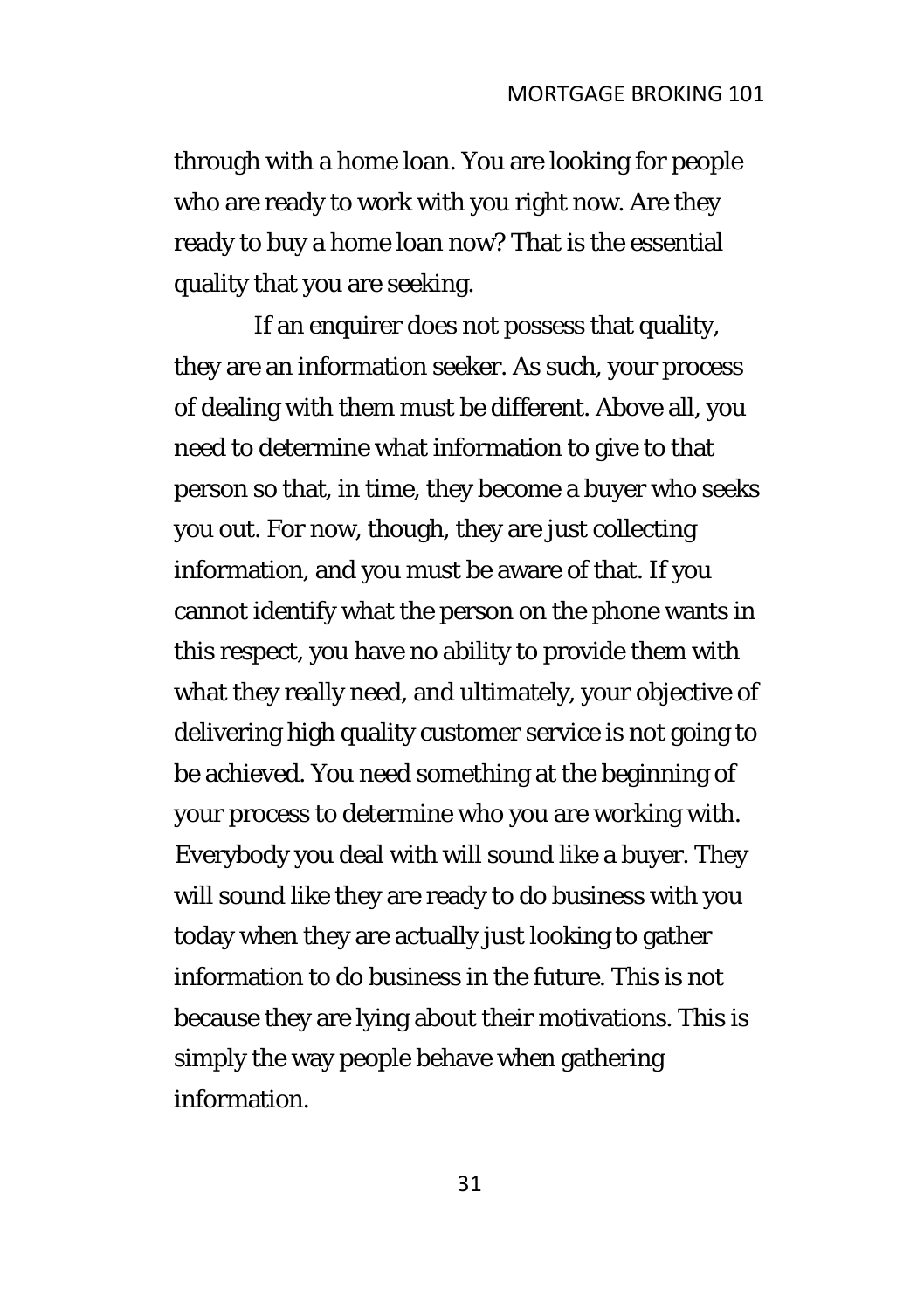through with a home loan. You are looking for people who are ready to work with you right now. Are they ready to buy a home loan now? That is the essential quality that you are seeking.

If an enquirer does not possess that quality, they are an information seeker. As such, your process of dealing with them must be different. Above all, you need to determine what information to give to that person so that, in time, they become a buyer who seeks you out. For now, though, they are just collecting information, and you must be aware of that. If you cannot identify what the person on the phone wants in this respect, you have no ability to provide them with what they really need, and ultimately, your objective of delivering high quality customer service is not going to be achieved. You need something at the beginning of your process to determine who you are working with. Everybody you deal with will sound like a buyer. They will sound like they are ready to do business with you today when they are actually just looking to gather information to do business in the future. This is not because they are lying about their motivations. This is simply the way people behave when gathering information.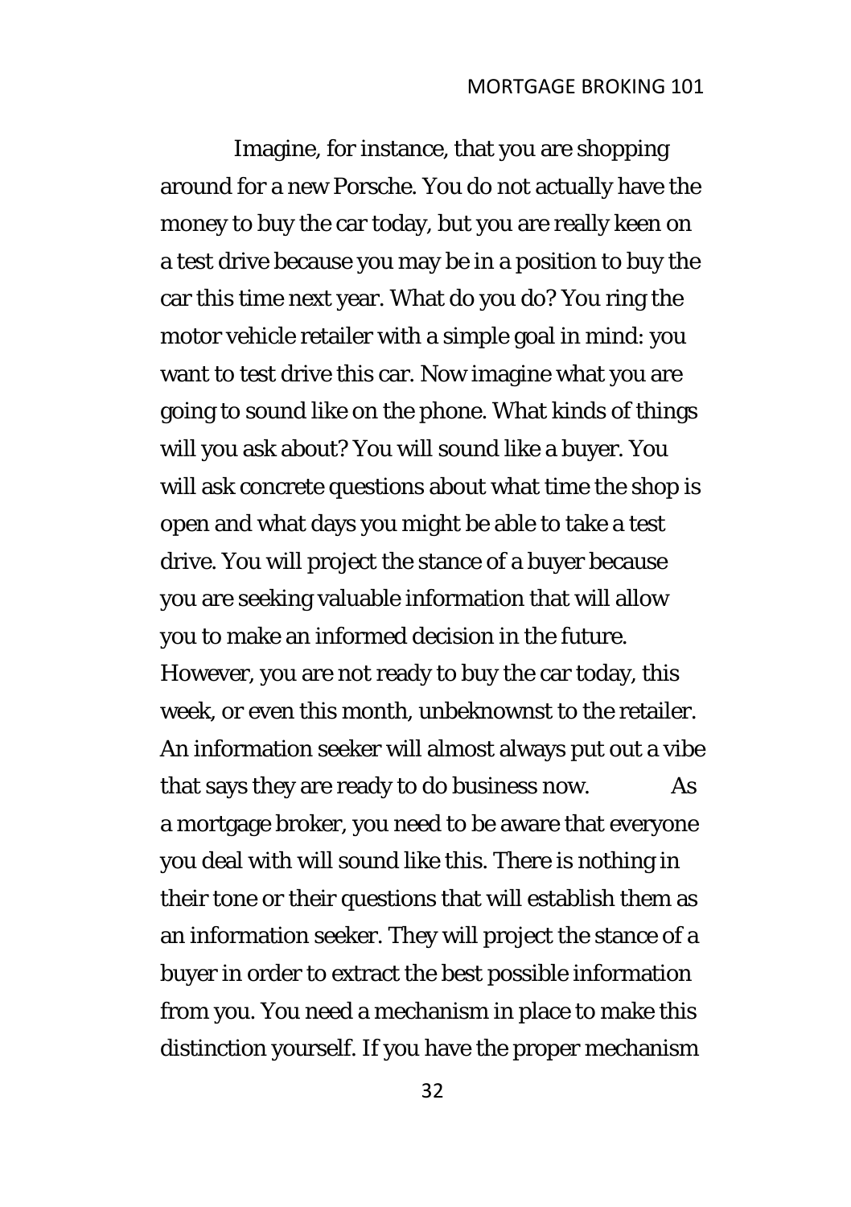Imagine, for instance, that you are shopping around for a new Porsche. You do not actually have the money to buy the car today, but you are really keen on a test drive because you may be in a position to buy the car this time next year. What do you do? You ring the motor vehicle retailer with a simple goal in mind: you want to test drive this car. Now imagine what you are going to sound like on the phone. What kinds of things will you ask about? You will sound like a buyer. You will ask concrete questions about what time the shop is open and what days you might be able to take a test drive. You will project the stance of a buyer because you are seeking valuable information that will allow you to make an informed decision in the future. However, you are not ready to buy the car today, this week, or even this month, unbeknownst to the retailer. An information seeker will almost always put out a vibe that says they are ready to do business now.

As a mortgage broker, you need to be aware that everyone you deal with will sound like this. There is nothing in their tone or their questions that will establish them as an information seeker. They will project the stance of a buyer in order to extract the best possible information from you. You need a mechanism in place to make this distinction yourself. If you have the proper mechanism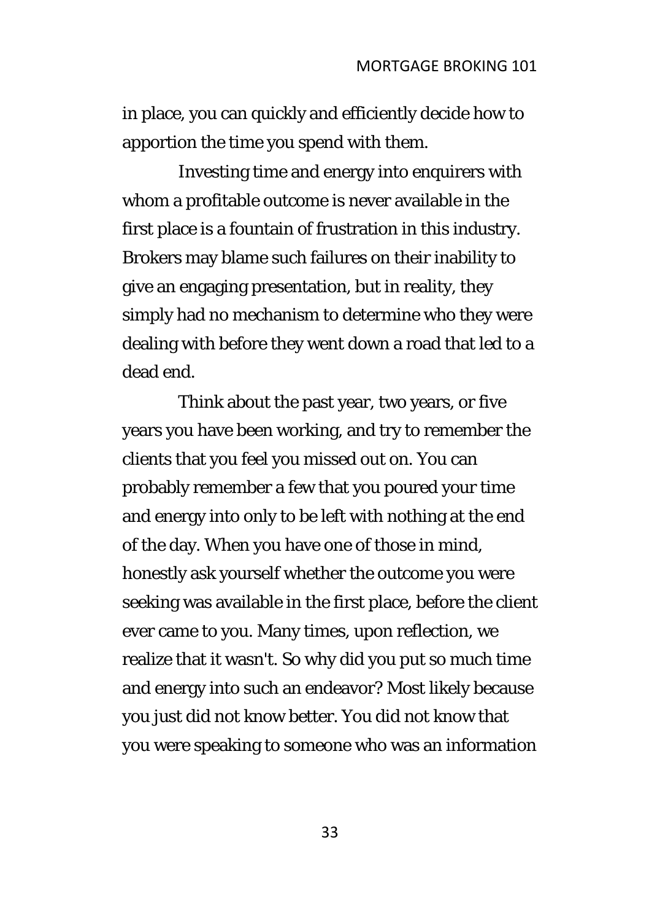in place, you can quickly and efficiently decide how to apportion the time you spend with them.

Investing time and energy into enquirers with whom a profitable outcome is never available in the first place is a fountain of frustration in this industry. Brokers may blame such failures on their inability to give an engaging presentation, but in reality, they simply had no mechanism to determine who they were dealing with before they went down a road that led to a dead end.

Think about the past year, two years, or five years you have been working, and try to remember the clients that you feel you missed out on. You can probably remember a few that you poured your time and energy into only to be left with nothing at the end of the day. When you have one of those in mind, honestly ask yourself whether the outcome you were seeking was available in the first place, before the client ever came to you. Many times, upon reflection, we realize that it wasn't. So why did you put so much time and energy into such an endeavor? Most likely because you just did not know better. You did not know that you were speaking to someone who was an information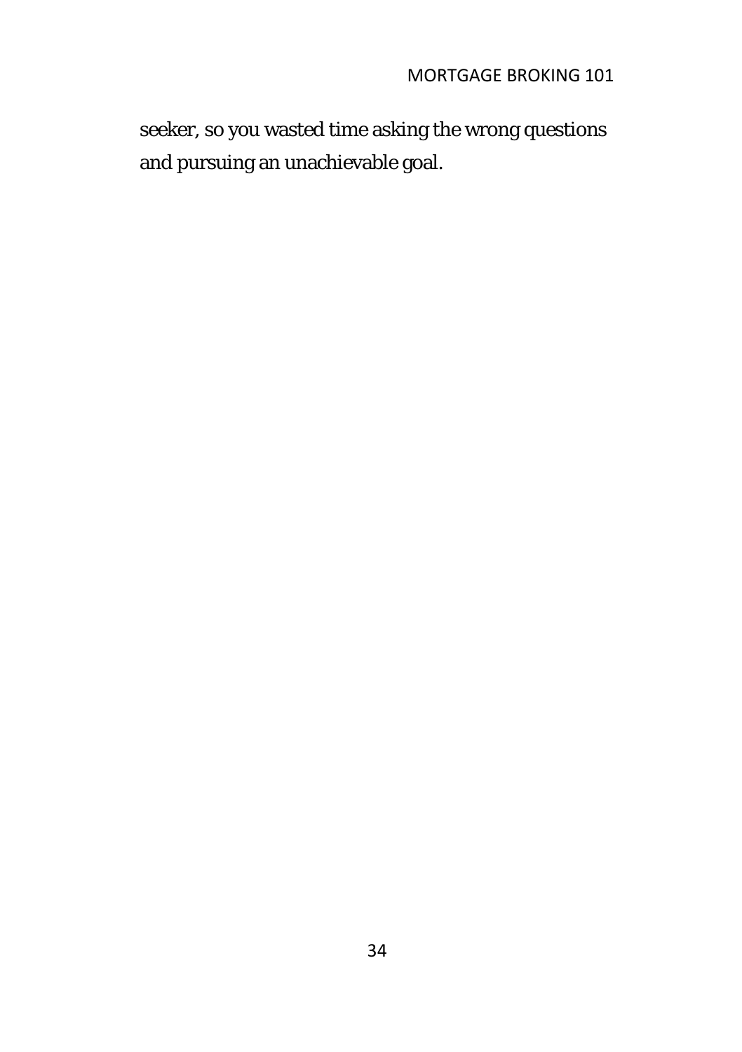seeker, so you wasted time asking the wrong questions and pursuing an unachievable goal.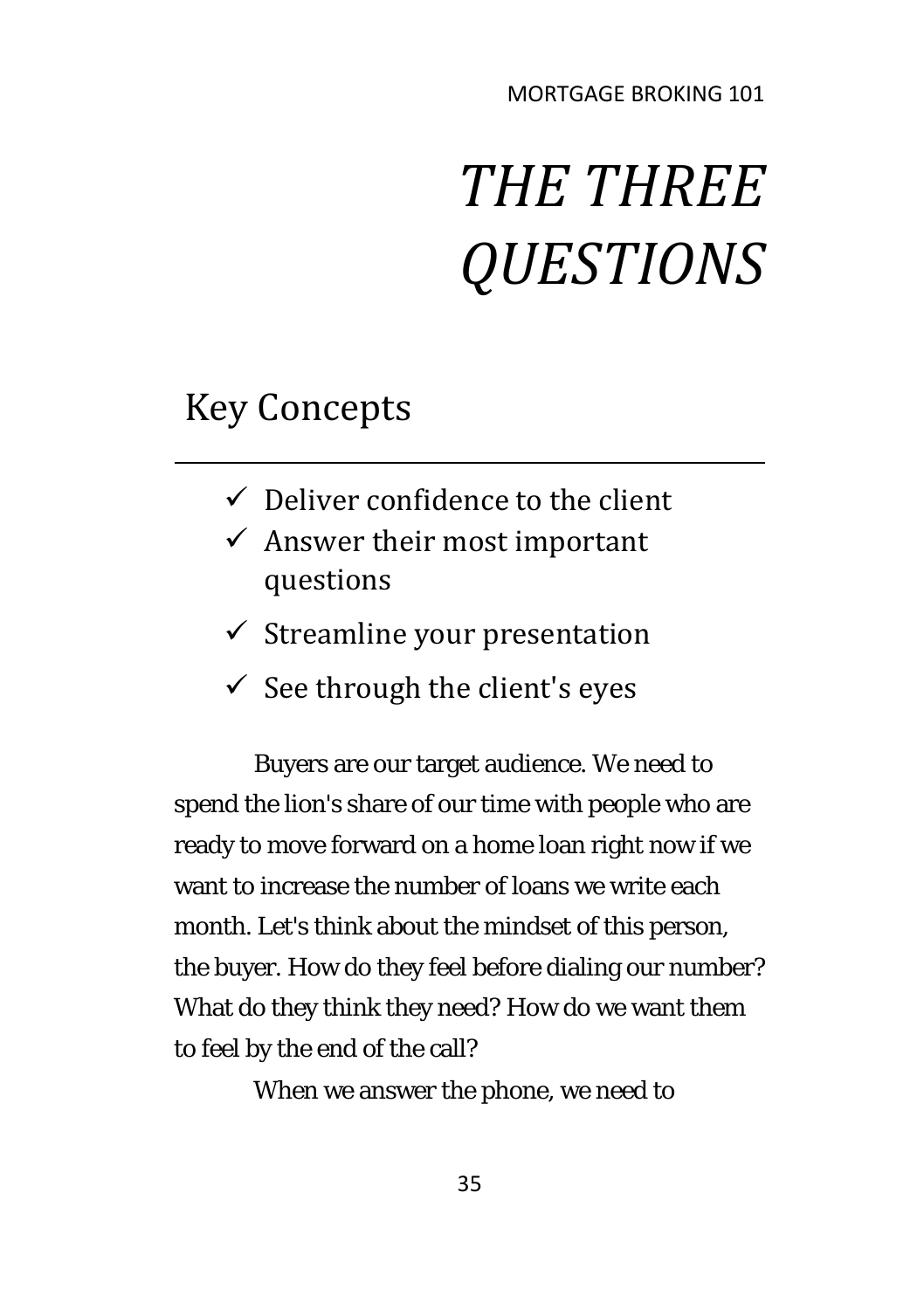# *THE THREE QUESTIONS*

## Key Concepts

- ✓ Deliver confidence to the client
- ✓ Answer their most important questions
- ✓ Streamline your presentation
- ✓ See through the client's eyes

Buyers are our target audience. We need to spend the lion's share of our time with people who are ready to move forward on a home loan right now if we want to increase the number of loans we write each month. Let's think about the mindset of this person, the buyer. How do they feel before dialing our number? What do they think they need? How do we want them to feel by the end of the call?

When we answer the phone, we need to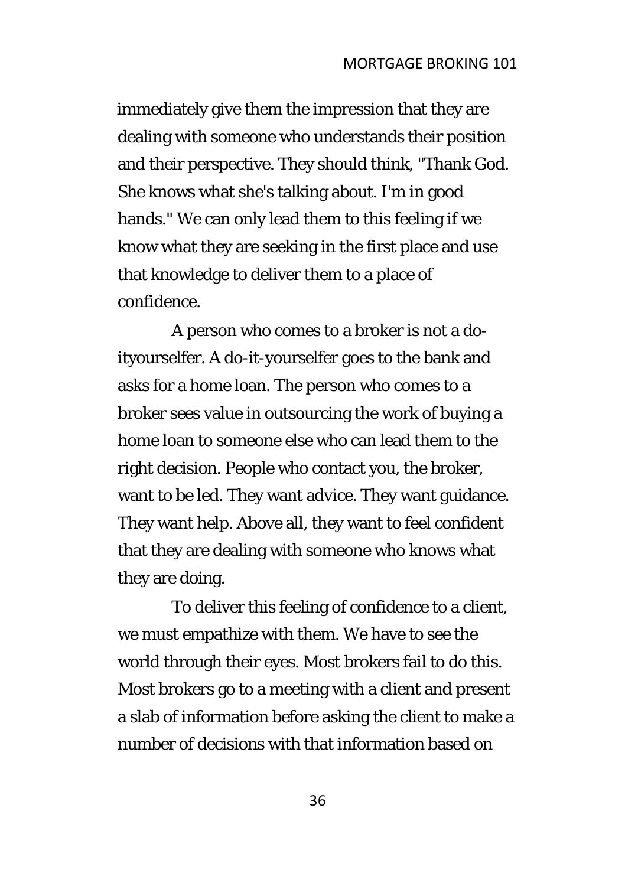immediately give them the impression that they are dealing with someone who understands their position and their perspective. They should think, "Thank God. She knows what she's talking about. I'm in good hands." We can only lead them to this feeling if we know what they are seeking in the first place and use that knowledge to deliver them to a place of confidence.

A person who comes to a broker is not a do-ityourselfer. A do-it-yourselfer goes to the bank and asks for a home loan. The person who comes to a broker sees value in outsourcing the work of buying a home loan to someone else who can lead them to the right decision. People who contact you, the broker, want to be led. They want advice. They want guidance. They want help. Above all, they want to feel confident that they are dealing with someone who knows what they are doing.

To deliver this feeling of confidence to a client, we must empathize with them. We have to see the world through their eyes. Most brokers fail to do this. Most brokers go to a meeting with a client and present a slab of information before asking the client to make a number of decisions with that information based on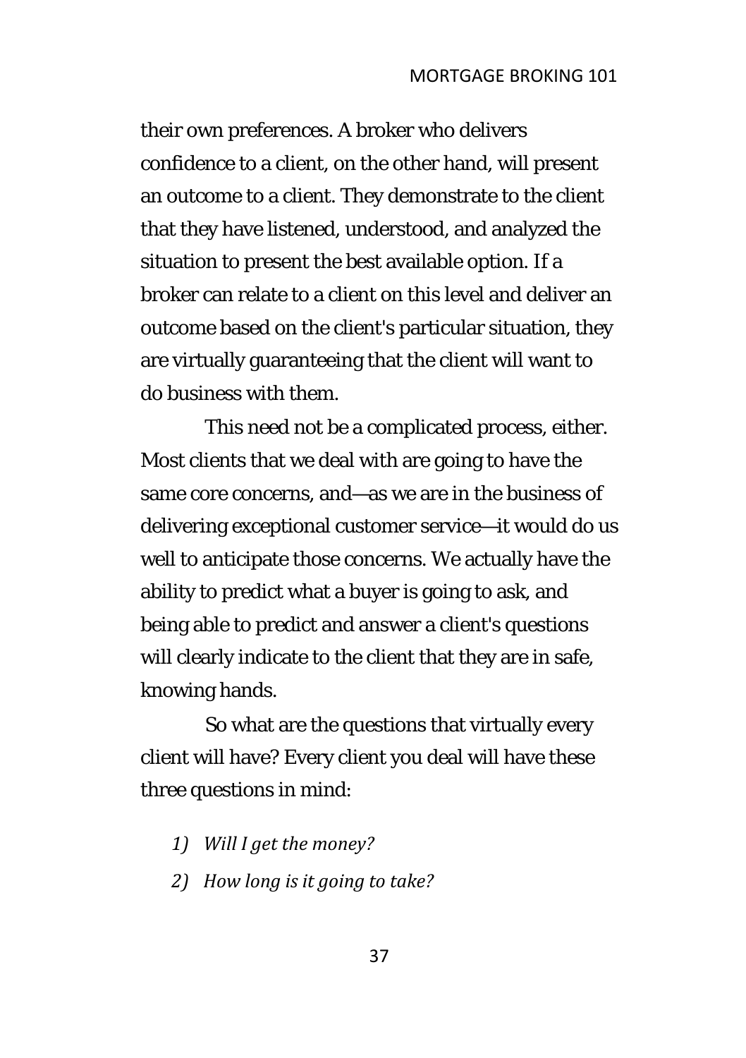their own preferences. A broker who delivers confidence to a client, on the other hand, will present an outcome to a client. They demonstrate to the client that they have listened, understood, and analyzed the situation to present the best available option. If a broker can relate to a client on this level and deliver an outcome based on the client's particular situation, they are virtually guaranteeing that the client will want to do business with them.

This need not be a complicated process, either. Most clients that we deal with are going to have the same core concerns, and—as we are in the business of delivering exceptional customer service—it would do us well to anticipate those concerns. We actually have the ability to predict what a buyer is going to ask, and being able to predict and answer a client's questions will clearly indicate to the client that they are in safe, knowing hands.

So what are the questions that virtually every client will have? Every client you deal will have these three questions in mind:

1) *Will I get the money?*
2) *How long is it going to take?*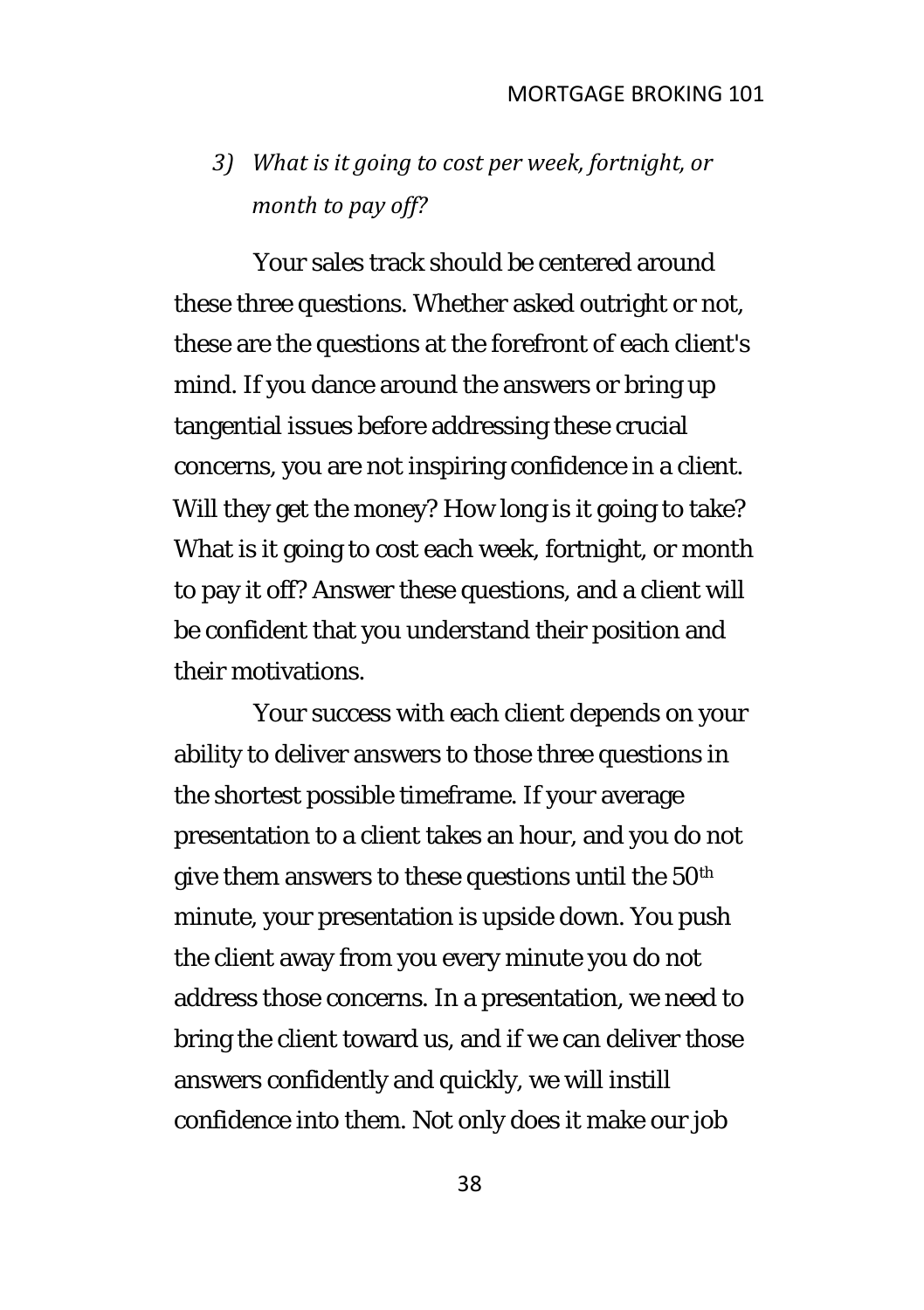*3) What is it going to cost per week, fortnight, or month to pay off?*

Your sales track should be centered around these three questions. Whether asked outright or not, these are the questions at the forefront of each client's mind. If you dance around the answers or bring up tangential issues before addressing these crucial concerns, you are not inspiring confidence in a client. Will they get the money? How long is it going to take? What is it going to cost each week, fortnight, or month to pay it off? Answer these questions, and a client will be confident that you understand their position and their motivations.

Your success with each client depends on your ability to deliver answers to those three questions in the shortest possible timeframe. If your average presentation to a client takes an hour, and you do not give them answers to these questions until the 50th minute, your presentation is upside down. You push the client away from you every minute you do not address those concerns. In a presentation, we need to bring the client toward us, and if we can deliver those answers confidently and quickly, we will instill confidence into them. Not only does it make our job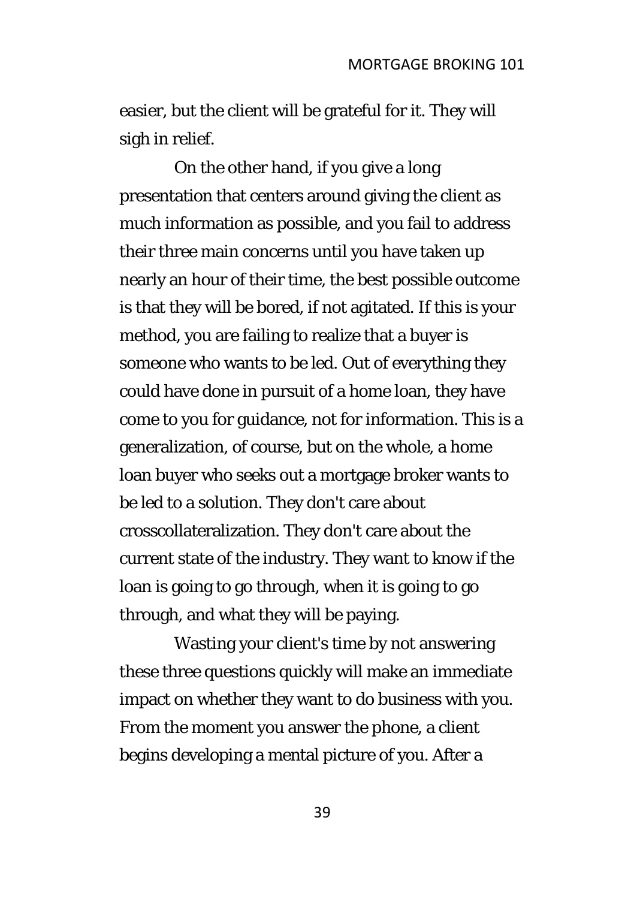easier, but the client will be grateful for it. They will sigh in relief.

On the other hand, if you give a long presentation that centers around giving the client as much information as possible, and you fail to address their three main concerns until you have taken up nearly an hour of their time, the best possible outcome is that they will be bored, if not agitated. If this is your method, you are failing to realize that a buyer is someone who wants to be led. Out of everything they could have done in pursuit of a home loan, they have come to you for guidance, not for information. This is a generalization, of course, but on the whole, a home loan buyer who seeks out a mortgage broker wants to be led to a solution. They don't care about crosscollateralization. They don't care about the current state of the industry. They want to know if the loan is going to go through, when it is going to go through, and what they will be paying.

Wasting your client's time by not answering these three questions quickly will make an immediate impact on whether they want to do business with you. From the moment you answer the phone, a client begins developing a mental picture of you. After a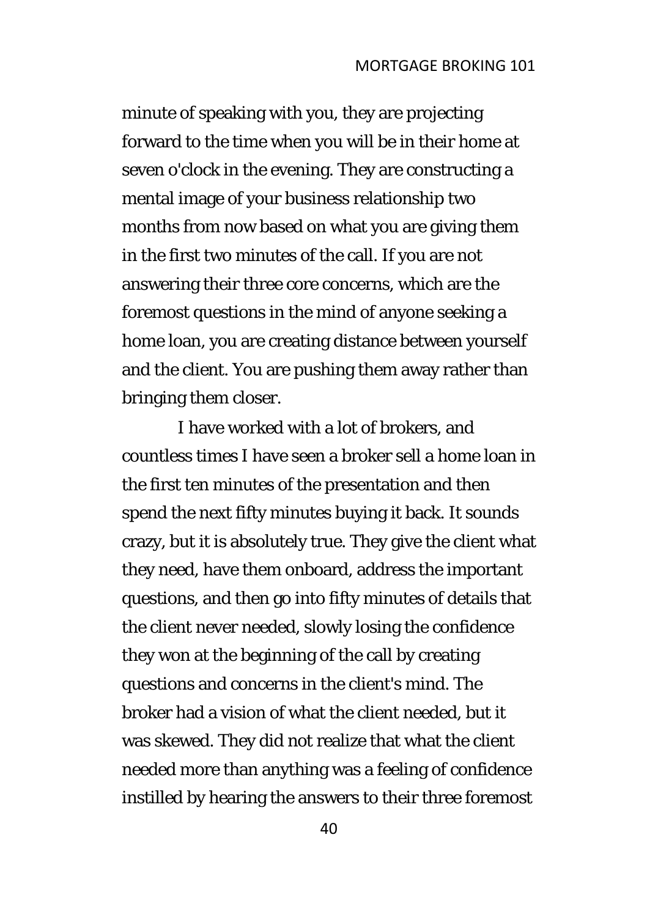minute of speaking with you, they are projecting forward to the time when you will be in their home at seven o'clock in the evening. They are constructing a mental image of your business relationship two months from now based on what you are giving them in the first two minutes of the call. If you are not answering their three core concerns, which are the foremost questions in the mind of anyone seeking a home loan, you are creating distance between yourself and the client. You are pushing them away rather than bringing them closer.

I have worked with a lot of brokers, and countless times I have seen a broker sell a home loan in the first ten minutes of the presentation and then spend the next fifty minutes buying it back. It sounds crazy, but it is absolutely true. They give the client what they need, have them onboard, address the important questions, and then go into fifty minutes of details that the client never needed, slowly losing the confidence they won at the beginning of the call by creating questions and concerns in the client's mind. The broker had a vision of what the client needed, but it was skewed. They did not realize that what the client needed more than anything was a feeling of confidence instilled by hearing the answers to their three foremost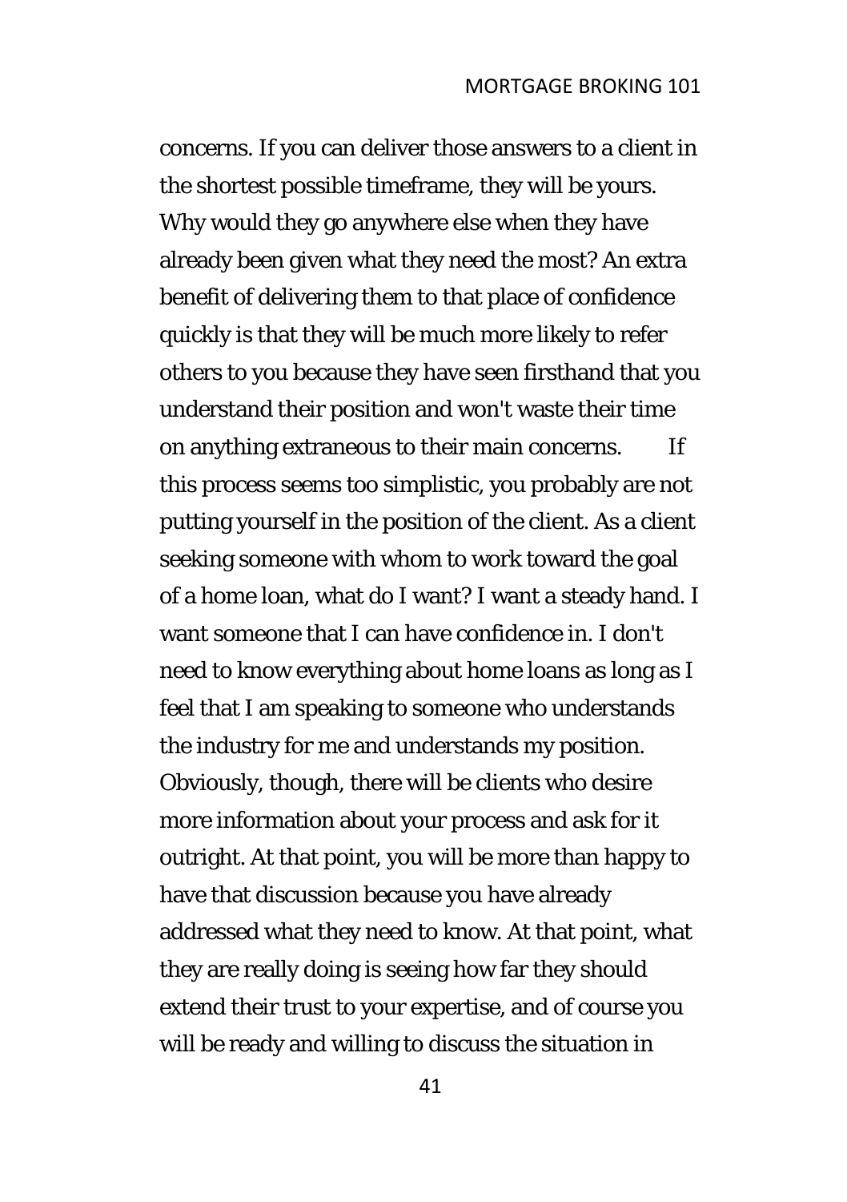concerns. If you can deliver those answers to a client in the shortest possible timeframe, they will be yours. Why would they go anywhere else when they have already been given what they need the most? An extra benefit of delivering them to that place of confidence quickly is that they will be much more likely to refer others to you because they have seen firsthand that you understand their position and won't waste their time on anything extraneous to their main concerns.

If this process seems too simplistic, you probably are not putting yourself in the position of the client. As a client seeking someone with whom to work toward the goal of a home loan, what do I want? I want a steady hand. I want someone that I can have confidence in. I don't need to know everything about home loans as long as I feel that I am speaking to someone who understands the industry for me and understands my position. Obviously, though, there will be clients who desire more information about your process and ask for it outright. At that point, you will be more than happy to have that discussion because you have already addressed what they need to know. At that point, what they are really doing is seeing how far they should extend their trust to your expertise, and of course you will be ready and willing to discuss the situation in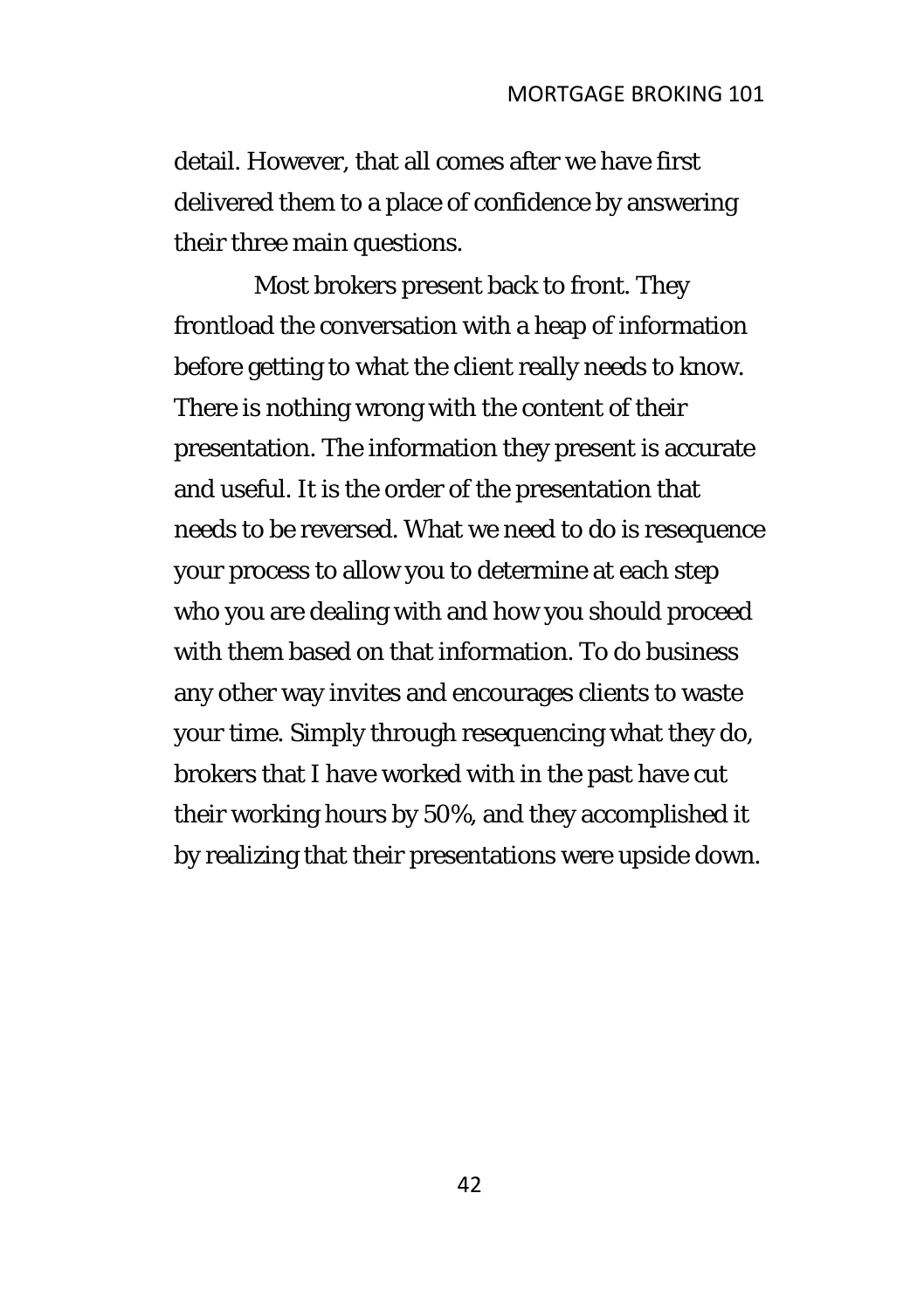detail. However, that all comes after we have first delivered them to a place of confidence by answering their three main questions.

Most brokers present back to front. They frontload the conversation with a heap of information before getting to what the client really needs to know. There is nothing wrong with the content of their presentation. The information they present is accurate and useful. It is the order of the presentation that needs to be reversed. What we need to do is resequence your process to allow you to determine at each step who you are dealing with and how you should proceed with them based on that information. To do business any other way invites and encourages clients to waste your time. Simply through resequencing what they do, brokers that I have worked with in the past have cut their working hours by 50%, and they accomplished it by realizing that their presentations were upside down.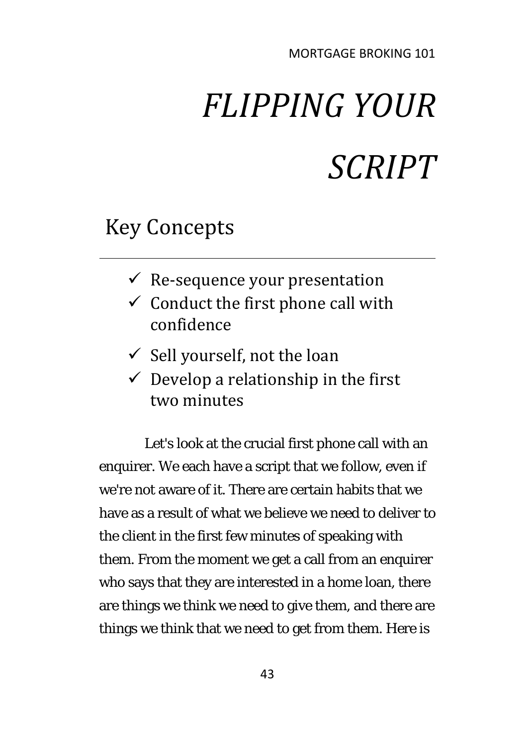# *FLIPPING YOUR SCRIPT*

## Key Concepts

---

- ✓ Re-sequence your presentation
- ✓ Conduct the first phone call with confidence
- ✓ Sell yourself, not the loan
- ✓ Develop a relationship in the first two minutes

Let's look at the crucial first phone call with an enquirer. We each have a script that we follow, even if we're not aware of it. There are certain habits that we have as a result of what we believe we need to deliver to the client in the first few minutes of speaking with them. From the moment we get a call from an enquirer who says that they are interested in a home loan, there are things we think we need to give them, and there are things we think that we need to get from them. Here is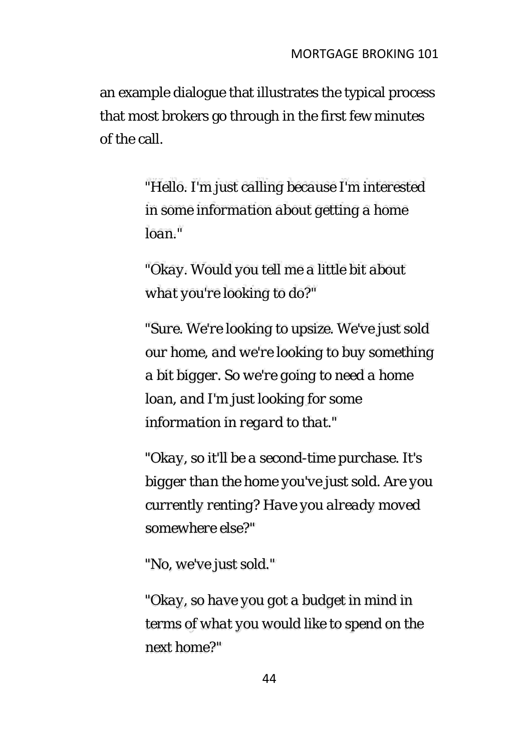an example dialogue that illustrates the typical process that most brokers go through in the first few minutes of the call.

> *"Hello. I'm just calling because I'm interested in some information about getting a home loan."*
>
> *"Okay. Would you tell me a little bit about what you're looking to do?"*
>
> *"Sure. We're looking to upsize. We've just sold our home, and we're looking to buy something a bit bigger. So we're going to need a home loan, and I'm just looking for some information in regard to that."*
>
> *"Okay, so it'll be a second-time purchase. It's bigger than the home you've just sold. Are you currently renting? Have you already moved somewhere else?"*
>
> *"No, we've just sold."*
>
> *"Okay, so have you got a budget in mind in terms of what you would like to spend on the next home?"*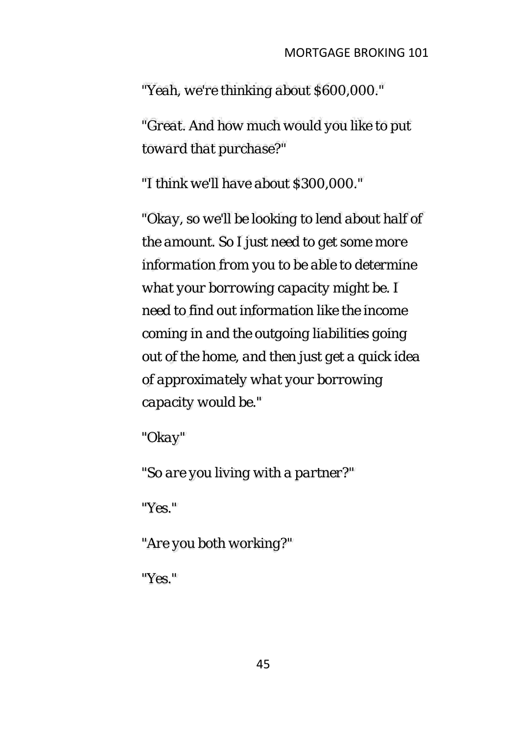*"Yeah, we're thinking about $600,000."*

*"Great. And how much would you like to put toward that purchase?"*

*"I think we'll have about $300,000."*

*"Okay, so we'll be looking to lend about half of the amount. So I just need to get some more information from you to be able to determine what your borrowing capacity might be. I need to find out information like the income coming in and the outgoing liabilities going out of the home, and then just get a quick idea of approximately what your borrowing capacity would be."*

*"Okay"*

*"So are you living with a partner?"*

*"Yes."*

*"Are you both working?"*

*"Yes."*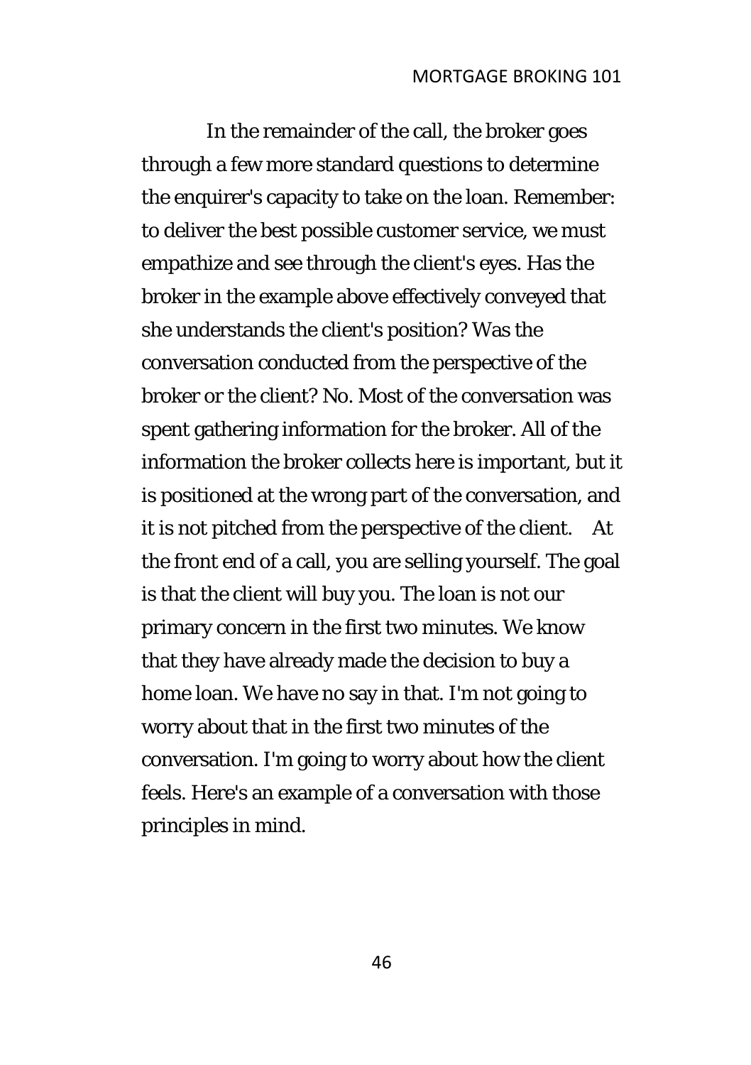In the remainder of the call, the broker goes through a few more standard questions to determine the enquirer's capacity to take on the loan. Remember: to deliver the best possible customer service, we must empathize and see through the client's eyes. Has the broker in the example above effectively conveyed that she understands the client's position? Was the conversation conducted from the perspective of the broker or the client? No. Most of the conversation was spent gathering information for the broker. All of the information the broker collects here is important, but it is positioned at the wrong part of the conversation, and it is not pitched from the perspective of the client. At the front end of a call, you are selling yourself. The goal is that the client will buy you. The loan is not our primary concern in the first two minutes. We know that they have already made the decision to buy a home loan. We have no say in that. I'm not going to worry about that in the first two minutes of the conversation. I'm going to worry about how the client feels. Here's an example of a conversation with those principles in mind.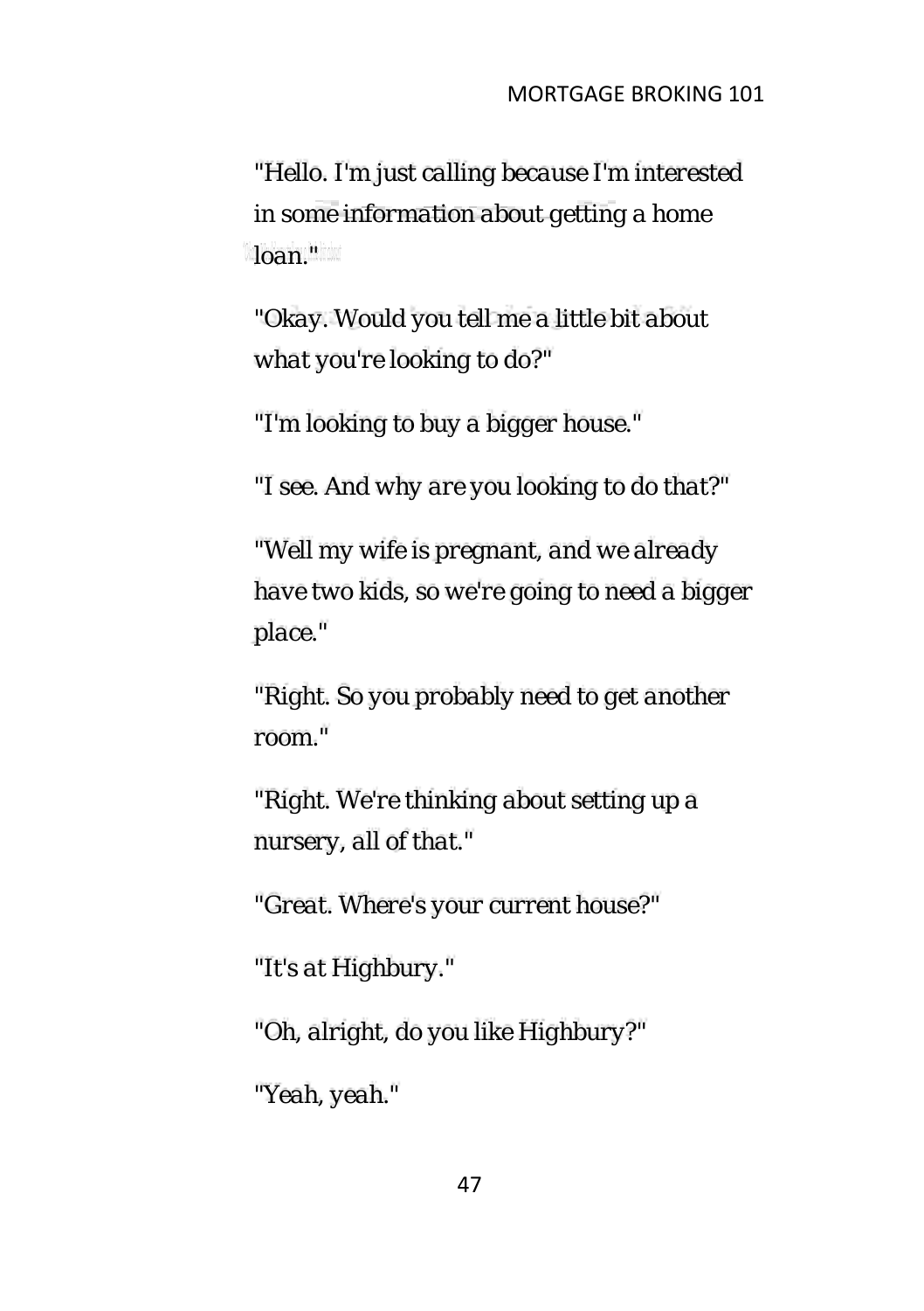*"Hello. I'm just calling because I'm interested in some information about getting a home loan."*

*"Okay. Would you tell me a little bit about what you're looking to do?"*

*"I'm looking to buy a bigger house."*

*"I see. And why are you looking to do that?"*

*"Well my wife is pregnant, and we already have two kids, so we're going to need a bigger place."*

*"Right. So you probably need to get another room."*

*"Right. We're thinking about setting up a nursery, all of that."*

*"Great. Where's your current house?"*

*"It's at Highbury."*

*"Oh, alright, do you like Highbury?"*

*"Yeah, yeah."*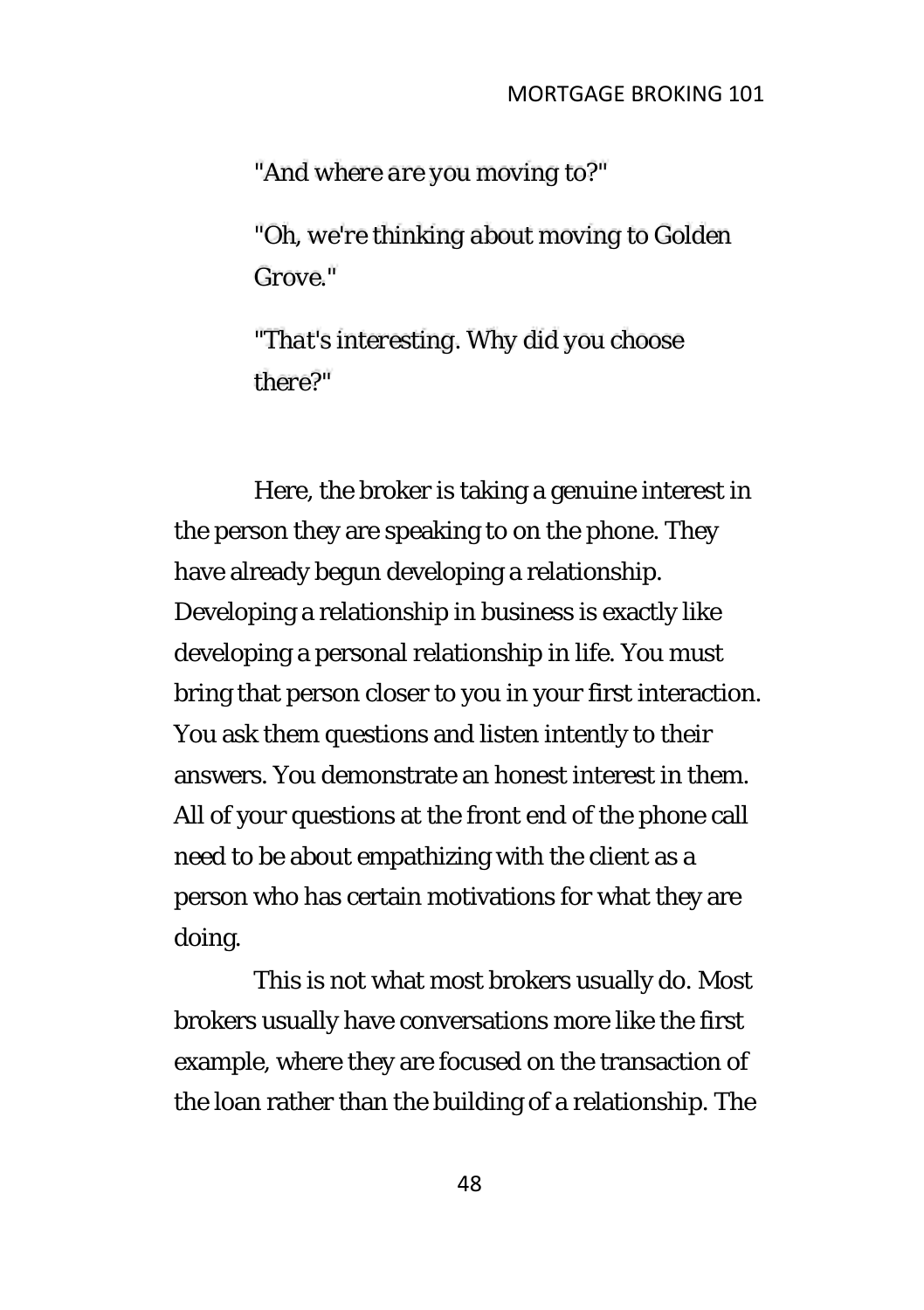*"And where are you moving to?"*

*"Oh, we're thinking about moving to Golden Grove."*

*"That's interesting. Why did you choose there?"*

Here, the broker is taking a genuine interest in the person they are speaking to on the phone. They have already begun developing a relationship. Developing a relationship in business is exactly like developing a personal relationship in life. You must bring that person closer to you in your first interaction. You ask them questions and listen intently to their answers. You demonstrate an honest interest in them. All of your questions at the front end of the phone call need to be about empathizing with the client as a person who has certain motivations for what they are doing.

This is not what most brokers usually do. Most brokers usually have conversations more like the first example, where they are focused on the transaction of the loan rather than the building of a relationship. The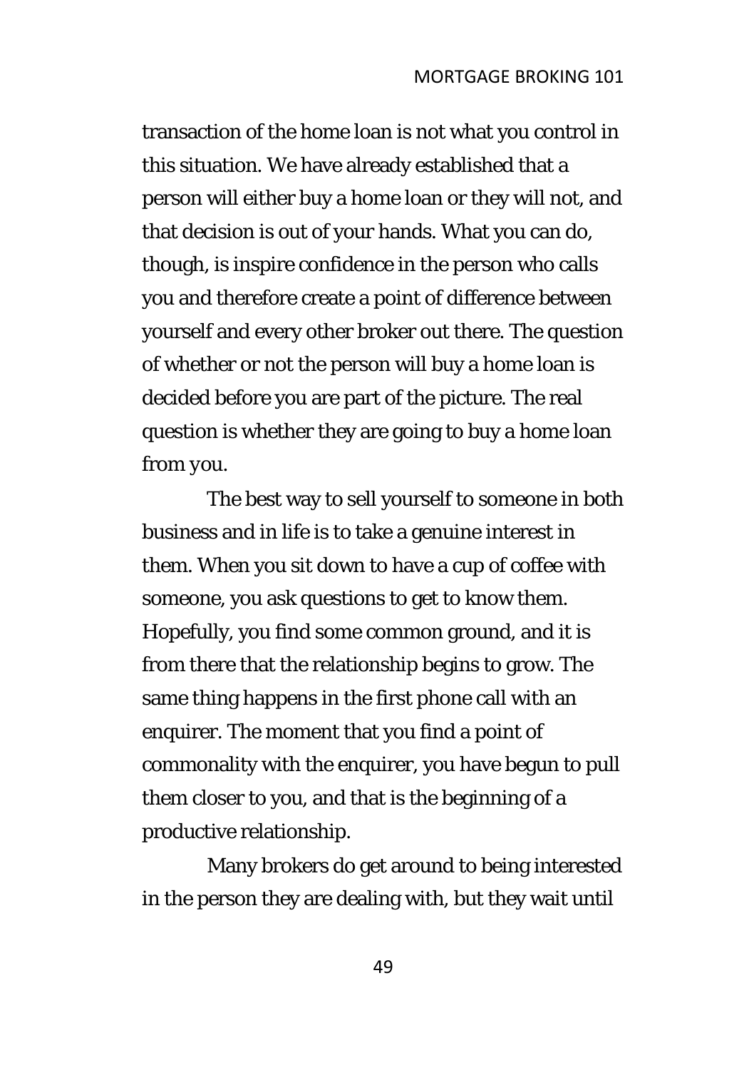transaction of the home loan is not what you control in this situation. We have already established that a person will either buy a home loan or they will not, and that decision is out of your hands. What you can do, though, is inspire confidence in the person who calls you and therefore create a point of difference between yourself and every other broker out there. The question of whether or not the person will buy a home loan is decided before you are part of the picture. The real question is whether they are going to buy a home loan from you.

The best way to sell yourself to someone in both business and in life is to take a genuine interest in them. When you sit down to have a cup of coffee with someone, you ask questions to get to know them. Hopefully, you find some common ground, and it is from there that the relationship begins to grow. The same thing happens in the first phone call with an enquirer. The moment that you find a point of commonality with the enquirer, you have begun to pull them closer to you, and that is the beginning of a productive relationship.

Many brokers do get around to being interested in the person they are dealing with, but they wait until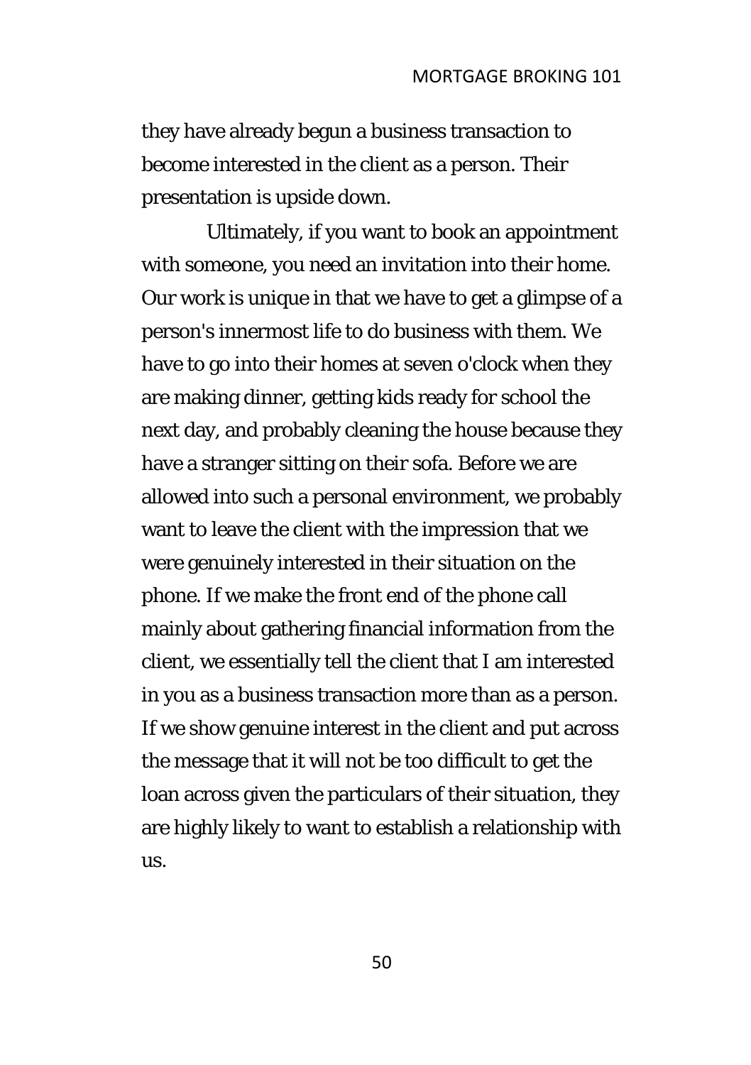they have already begun a business transaction to become interested in the client as a person. Their presentation is upside down.

Ultimately, if you want to book an appointment with someone, you need an invitation into their home. Our work is unique in that we have to get a glimpse of a person's innermost life to do business with them. We have to go into their homes at seven o'clock when they are making dinner, getting kids ready for school the next day, and probably cleaning the house because they have a stranger sitting on their sofa. Before we are allowed into such a personal environment, we probably want to leave the client with the impression that we were genuinely interested in their situation on the phone. If we make the front end of the phone call mainly about gathering financial information from the client, we essentially tell the client that I am interested in you as a business transaction more than as a person. If we show genuine interest in the client and put across the message that it will not be too difficult to get the loan across given the particulars of their situation, they are highly likely to want to establish a relationship with us.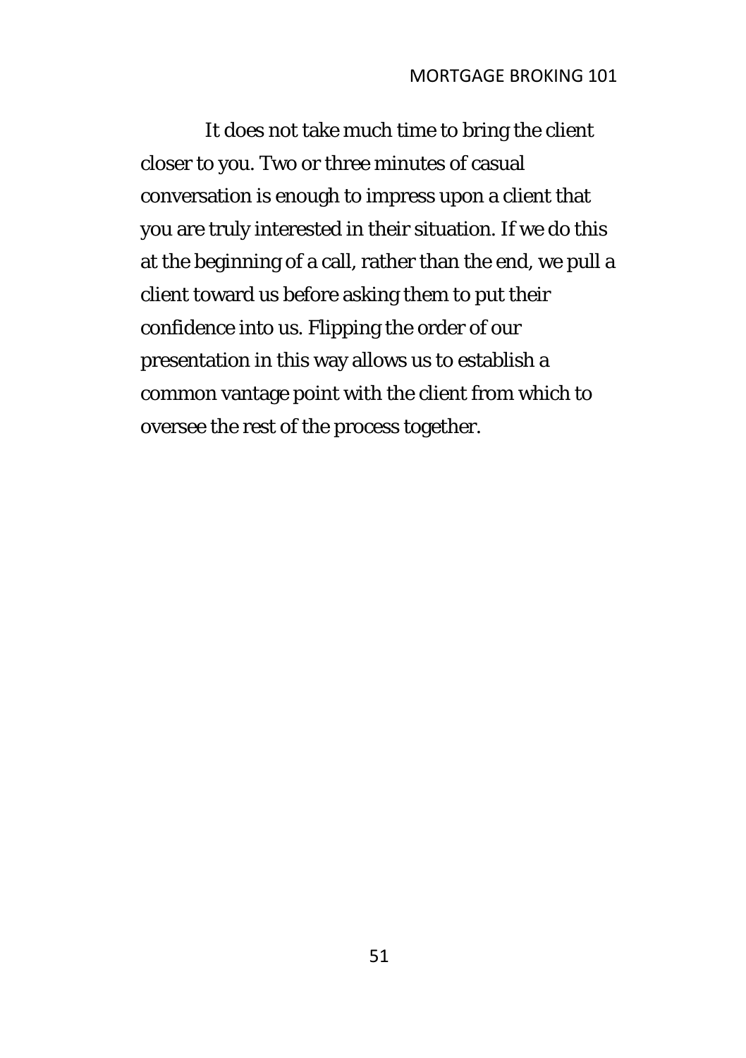It does not take much time to bring the client closer to you. Two or three minutes of casual conversation is enough to impress upon a client that you are truly interested in their situation. If we do this at the beginning of a call, rather than the end, we pull a client toward us before asking them to put their confidence into us. Flipping the order of our presentation in this way allows us to establish a common vantage point with the client from which to oversee the rest of the process together.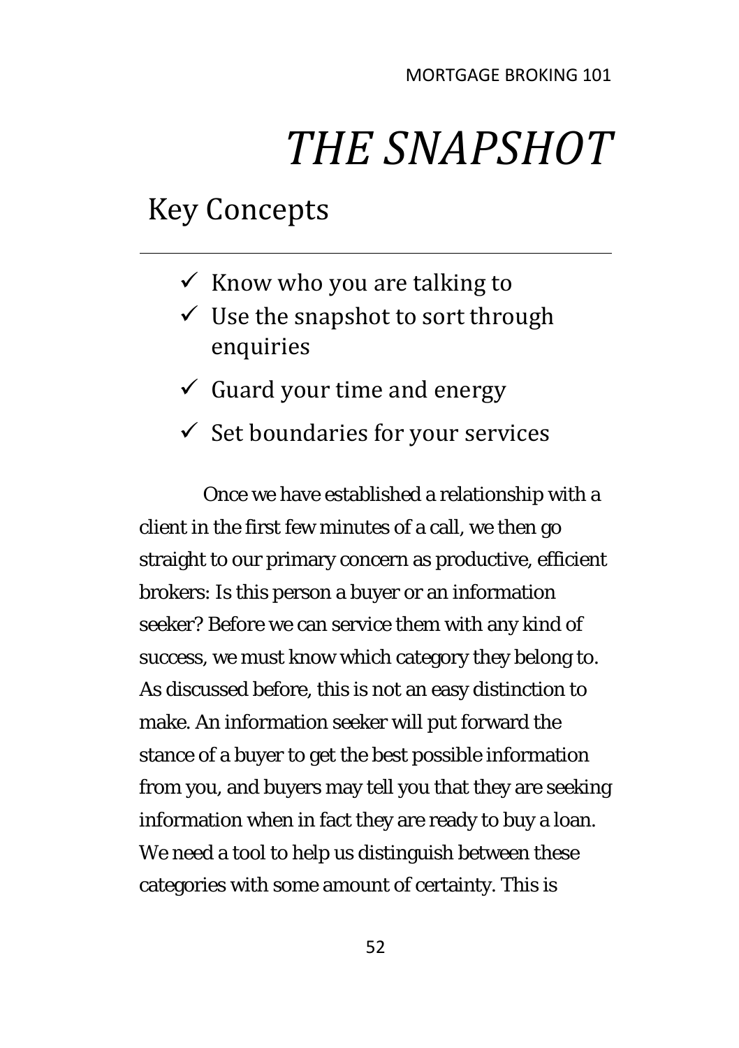# *THE SNAPSHOT*

## Key Concepts

---

- ✓ Know who you are talking to
- ✓ Use the snapshot to sort through enquiries
- ✓ Guard your time and energy
- ✓ Set boundaries for your services

Once we have established a relationship with a client in the first few minutes of a call, we then go straight to our primary concern as productive, efficient brokers: Is this person a buyer or an information seeker? Before we can service them with any kind of success, we must know which category they belong to. As discussed before, this is not an easy distinction to make. An information seeker will put forward the stance of a buyer to get the best possible information from you, and buyers may tell you that they are seeking information when in fact they are ready to buy a loan. We need a tool to help us distinguish between these categories with some amount of certainty. This is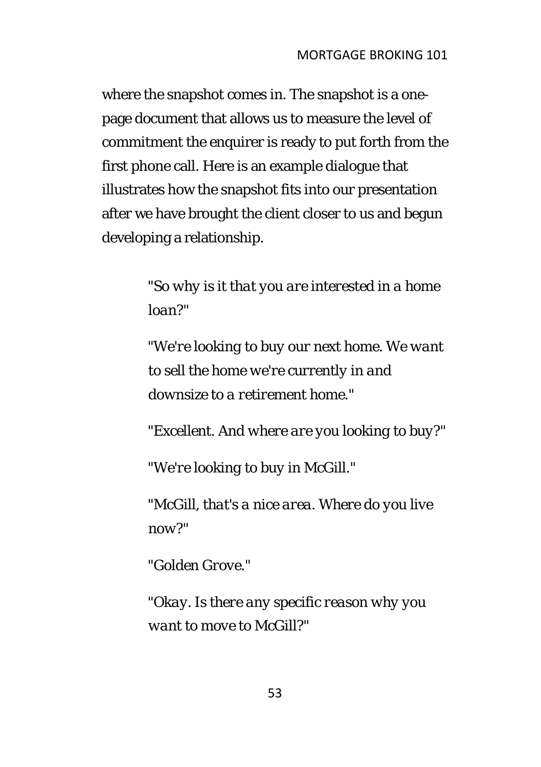where the snapshot comes in. The snapshot is a one-page document that allows us to measure the level of commitment the enquirer is ready to put forth from the first phone call. Here is an example dialogue that illustrates how the snapshot fits into our presentation after we have brought the client closer to us and begun developing a relationship.

> *"So why is it that you are interested in a home loan?"*
>
> *"We're looking to buy our next home. We want to sell the home we're currently in and downsize to a retirement home."*
>
> *"Excellent. And where are you looking to buy?"*
>
> *"We're looking to buy in McGill."*
>
> *"McGill, that's a nice area. Where do you live now?"*
>
> *"Golden Grove."*
>
> *"Okay. Is there any specific reason why you want to move to McGill?"*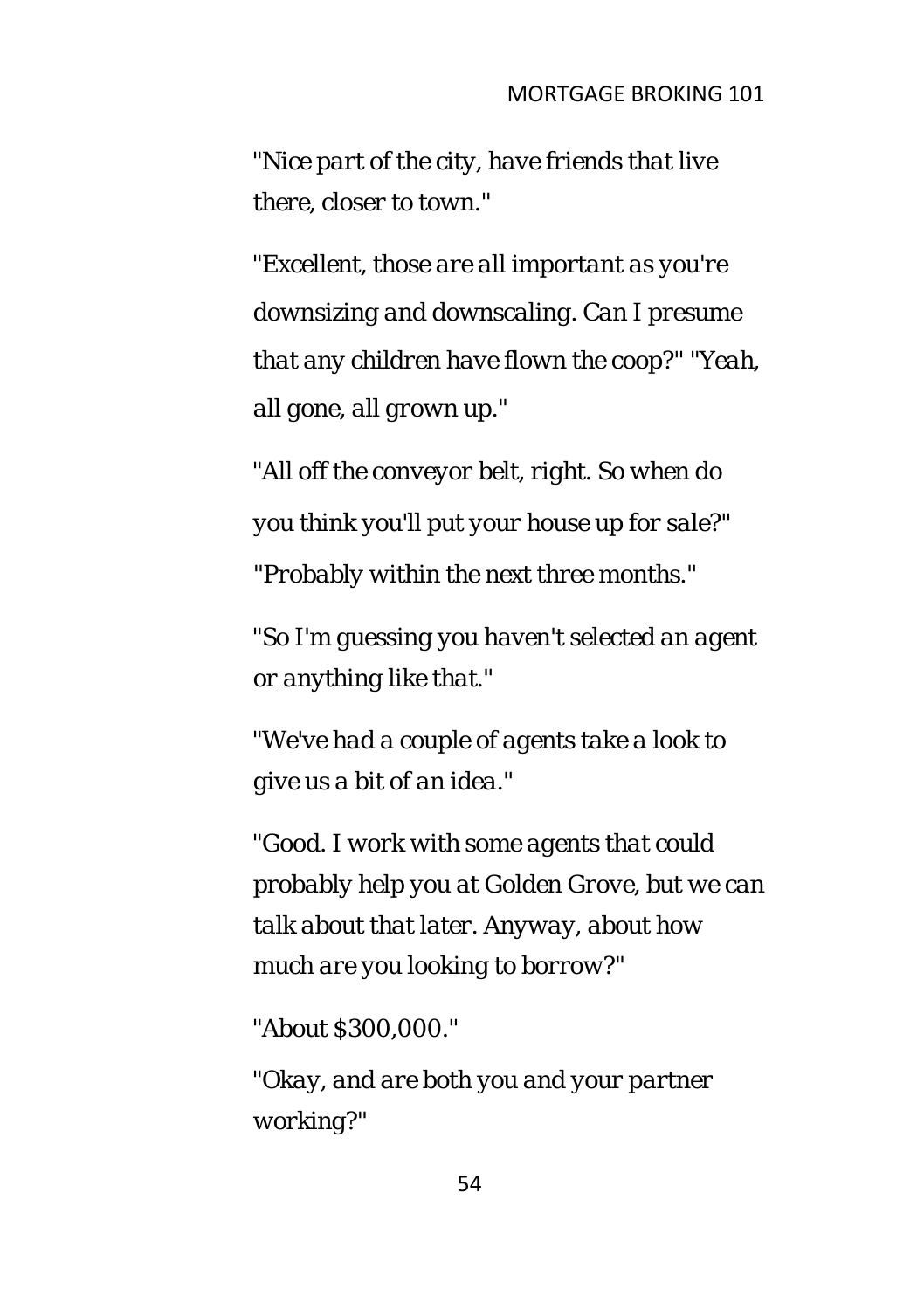*"Nice part of the city, have friends that live there, closer to town."*

*"Excellent, those are all important as you're downsizing and downscaling. Can I presume that any children have flown the coop?" "Yeah, all gone, all grown up."*

*"All off the conveyor belt, right. So when do you think you'll put your house up for sale?" "Probably within the next three months."*

*"So I'm guessing you haven't selected an agent or anything like that."*

*"We've had a couple of agents take a look to give us a bit of an idea."*

*"Good. I work with some agents that could probably help you at Golden Grove, but we can talk about that later. Anyway, about how much are you looking to borrow?"*

*"About $300,000."*

*"Okay, and are both you and your partner working?"*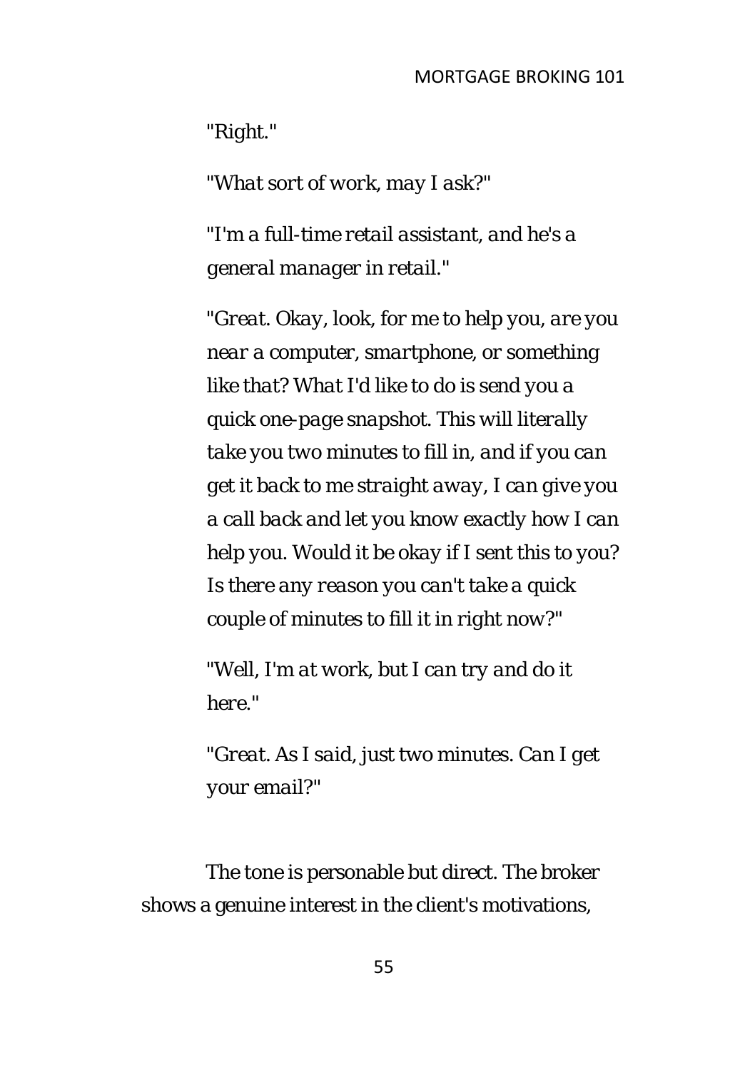*"Right."*

*"What sort of work, may I ask?"*

*"I'm a full-time retail assistant, and he's a general manager in retail."*

*"Great. Okay, look, for me to help you, are you near a computer, smartphone, or something like that? What I'd like to do is send you a quick one-page snapshot. This will literally take you two minutes to fill in, and if you can get it back to me straight away, I can give you a call back and let you know exactly how I can help you. Would it be okay if I sent this to you? Is there any reason you can't take a quick couple of minutes to fill it in right now?"*

*"Well, I'm at work, but I can try and do it here."*

*"Great. As I said, just two minutes. Can I get your email?"*

The tone is personable but direct. The broker shows a genuine interest in the client's motivations,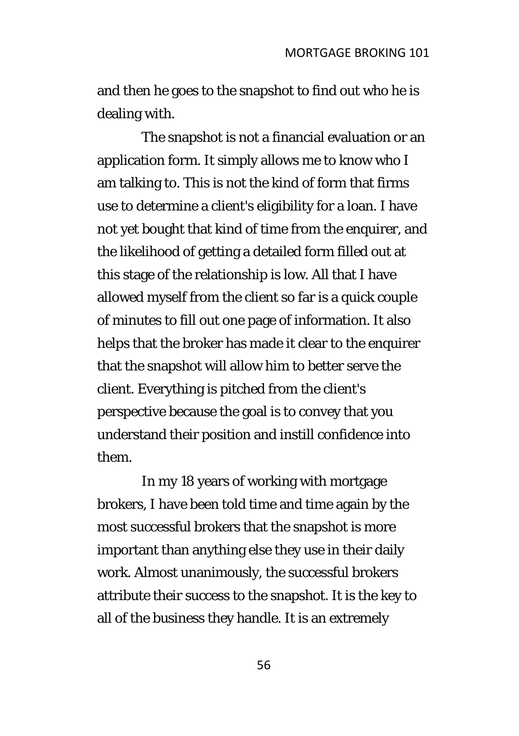and then he goes to the snapshot to find out who he is dealing with.

The snapshot is not a financial evaluation or an application form. It simply allows me to know who I am talking to. This is not the kind of form that firms use to determine a client's eligibility for a loan. I have not yet bought that kind of time from the enquirer, and the likelihood of getting a detailed form filled out at this stage of the relationship is low. All that I have allowed myself from the client so far is a quick couple of minutes to fill out one page of information. It also helps that the broker has made it clear to the enquirer that the snapshot will allow him to better serve the client. Everything is pitched from the client's perspective because the goal is to convey that you understand their position and instill confidence into them.

In my 18 years of working with mortgage brokers, I have been told time and time again by the most successful brokers that the snapshot is more important than anything else they use in their daily work. Almost unanimously, the successful brokers attribute their success to the snapshot. It is the key to all of the business they handle. It is an extremely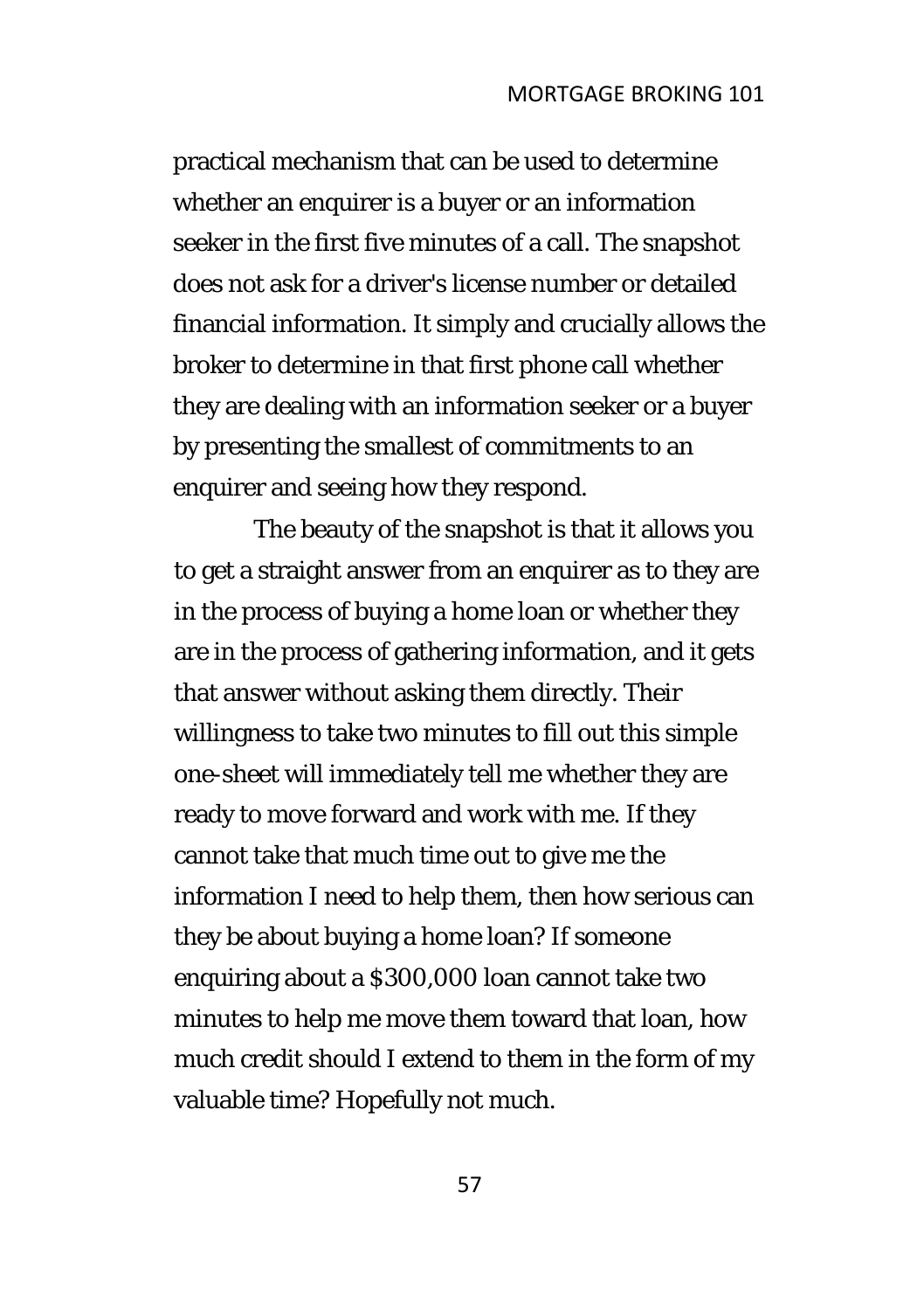practical mechanism that can be used to determine whether an enquirer is a buyer or an information seeker in the first five minutes of a call. The snapshot does not ask for a driver's license number or detailed financial information. It simply and crucially allows the broker to determine in that first phone call whether they are dealing with an information seeker or a buyer by presenting the smallest of commitments to an enquirer and seeing how they respond.

The beauty of the snapshot is that it allows you to get a straight answer from an enquirer as to they are in the process of buying a home loan or whether they are in the process of gathering information, and it gets that answer without asking them directly. Their willingness to take two minutes to fill out this simple one-sheet will immediately tell me whether they are ready to move forward and work with me. If they cannot take that much time out to give me the information I need to help them, then how serious can they be about buying a home loan? If someone enquiring about a $300,000 loan cannot take two minutes to help me move them toward that loan, how much credit should I extend to them in the form of my valuable time? Hopefully not much.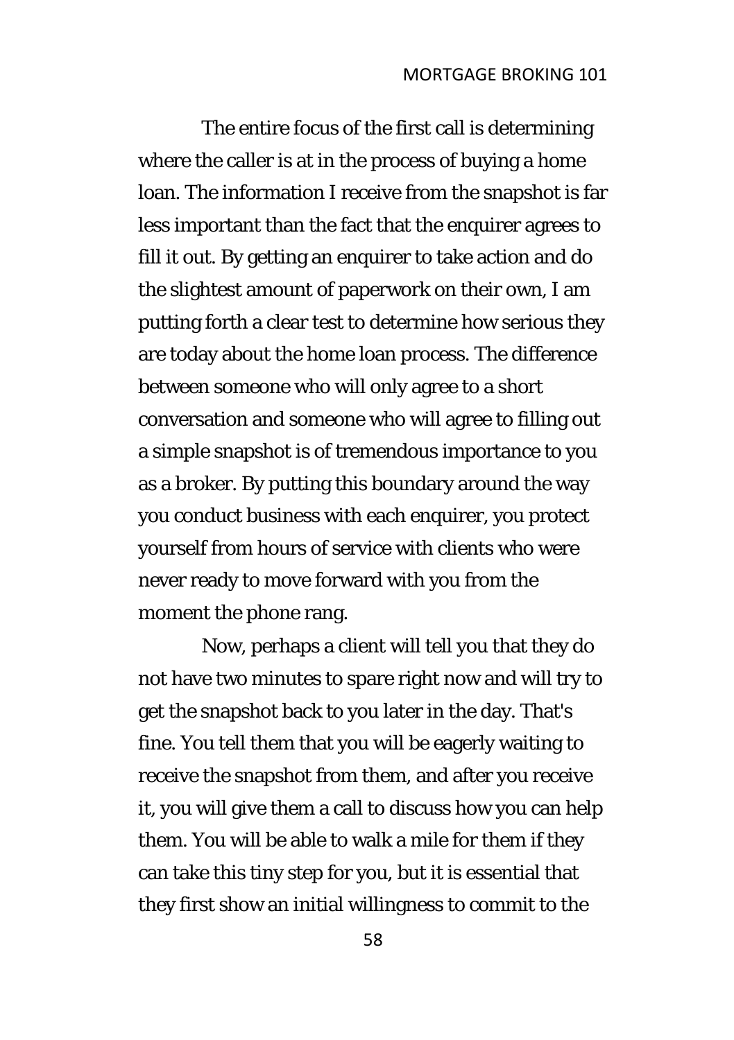The entire focus of the first call is determining where the caller is at in the process of buying a home loan. The information I receive from the snapshot is far less important than the fact that the enquirer agrees to fill it out. By getting an enquirer to take action and do the slightest amount of paperwork on their own, I am putting forth a clear test to determine how serious they are today about the home loan process. The difference between someone who will only agree to a short conversation and someone who will agree to filling out a simple snapshot is of tremendous importance to you as a broker. By putting this boundary around the way you conduct business with each enquirer, you protect yourself from hours of service with clients who were never ready to move forward with you from the moment the phone rang.

Now, perhaps a client will tell you that they do not have two minutes to spare right now and will try to get the snapshot back to you later in the day. That's fine. You tell them that you will be eagerly waiting to receive the snapshot from them, and after you receive it, you will give them a call to discuss how you can help them. You will be able to walk a mile for them if they can take this tiny step for you, but it is essential that they first show an initial willingness to commit to the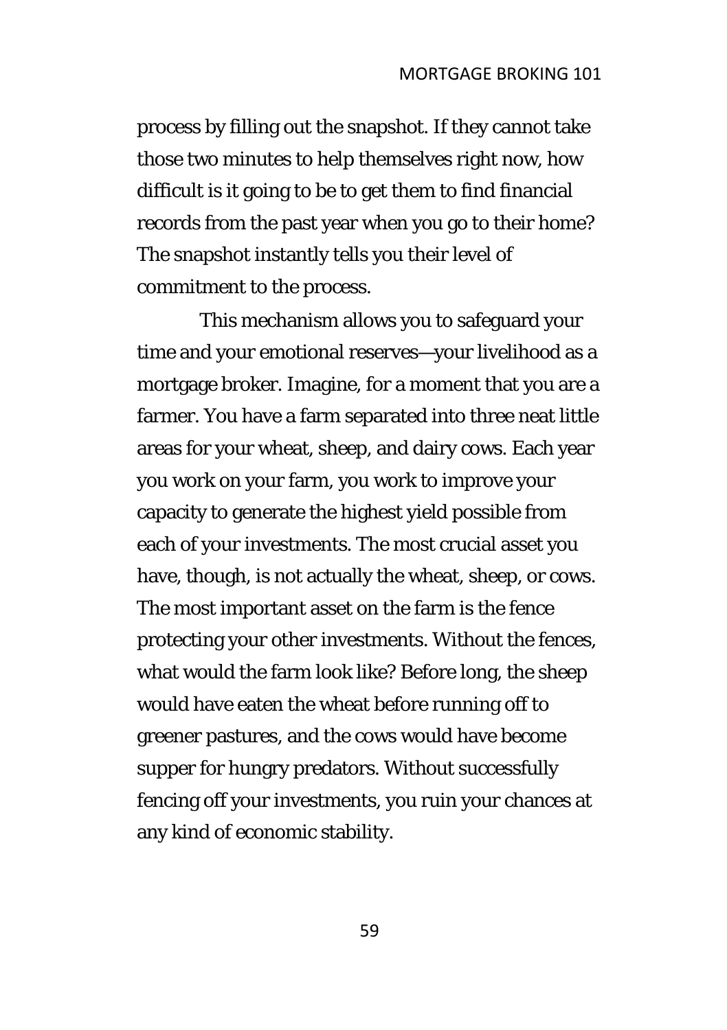process by filling out the snapshot. If they cannot take those two minutes to help themselves right now, how difficult is it going to be to get them to find financial records from the past year when you go to their home? The snapshot instantly tells you their level of commitment to the process.

This mechanism allows you to safeguard your time and your emotional reserves—your livelihood as a mortgage broker. Imagine, for a moment that you are a farmer. You have a farm separated into three neat little areas for your wheat, sheep, and dairy cows. Each year you work on your farm, you work to improve your capacity to generate the highest yield possible from each of your investments. The most crucial asset you have, though, is not actually the wheat, sheep, or cows. The most important asset on the farm is the fence protecting your other investments. Without the fences, what would the farm look like? Before long, the sheep would have eaten the wheat before running off to greener pastures, and the cows would have become supper for hungry predators. Without successfully fencing off your investments, you ruin your chances at any kind of economic stability.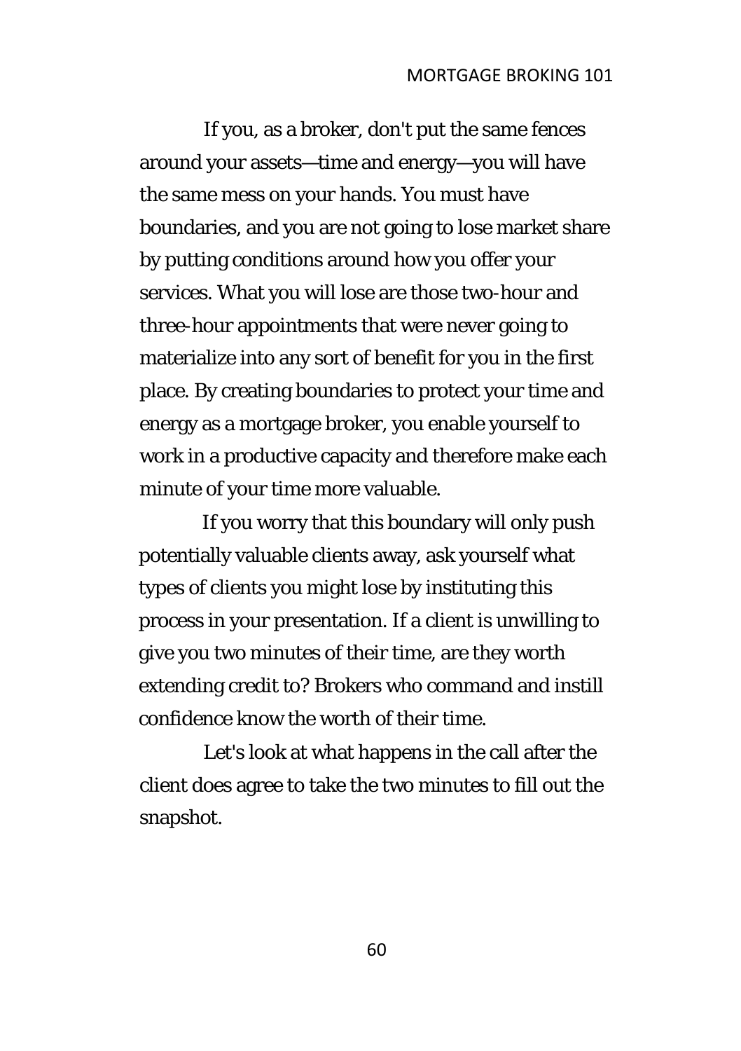If you, as a broker, don't put the same fences around your assets—time and energy—you will have the same mess on your hands. You must have boundaries, and you are not going to lose market share by putting conditions around how you offer your services. What you will lose are those two-hour and three-hour appointments that were never going to materialize into any sort of benefit for you in the first place. By creating boundaries to protect your time and energy as a mortgage broker, you enable yourself to work in a productive capacity and therefore make each minute of your time more valuable.

If you worry that this boundary will only push potentially valuable clients away, ask yourself what types of clients you might lose by instituting this process in your presentation. If a client is unwilling to give you two minutes of their time, are they worth extending credit to? Brokers who command and instill confidence know the worth of their time.

Let's look at what happens in the call after the client does agree to take the two minutes to fill out the snapshot.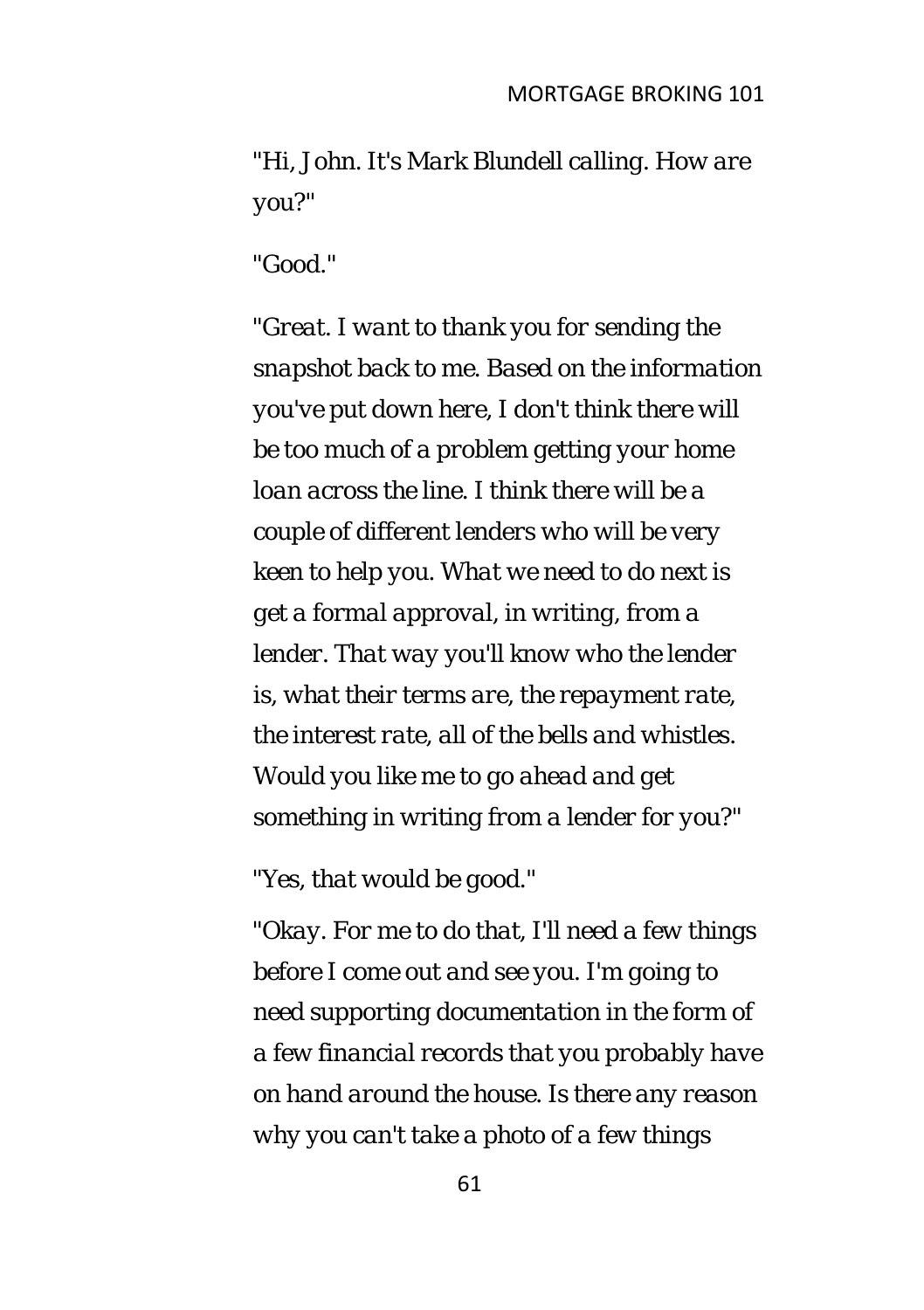*"Hi, John. It's Mark Blundell calling. How are you?"*

*"Good."*

*"Great. I want to thank you for sending the snapshot back to me. Based on the information you've put down here, I don't think there will be too much of a problem getting your home loan across the line. I think there will be a couple of different lenders who will be very keen to help you. What we need to do next is get a formal approval, in writing, from a lender. That way you'll know who the lender is, what their terms are, the repayment rate, the interest rate, all of the bells and whistles. Would you like me to go ahead and get something in writing from a lender for you?"*

*"Yes, that would be good."*

*"Okay. For me to do that, I'll need a few things before I come out and see you. I'm going to need supporting documentation in the form of a few financial records that you probably have on hand around the house. Is there any reason why you can't take a photo of a few things*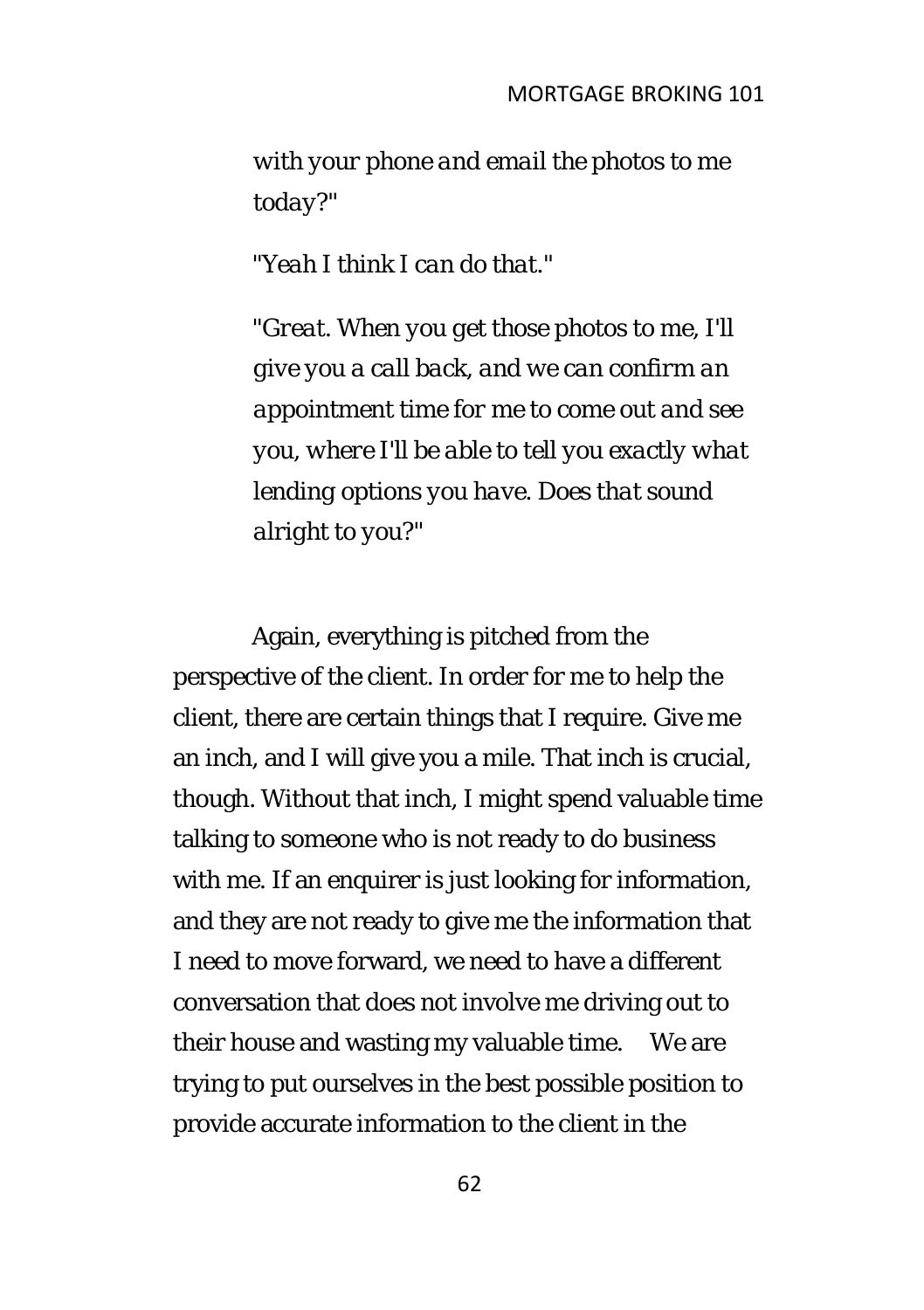*with your phone and email the photos to me today?"*

*"Yeah I think I can do that."*

*"Great. When you get those photos to me, I'll give you a call back, and we can confirm an appointment time for me to come out and see you, where I'll be able to tell you exactly what lending options you have. Does that sound alright to you?"*

Again, everything is pitched from the perspective of the client. In order for me to help the client, there are certain things that I require. Give me an inch, and I will give you a mile. That inch is crucial, though. Without that inch, I might spend valuable time talking to someone who is not ready to do business with me. If an enquirer is just looking for information, and they are not ready to give me the information that I need to move forward, we need to have a different conversation that does not involve me driving out to their house and wasting my valuable time. We are trying to put ourselves in the best possible position to provide accurate information to the client in the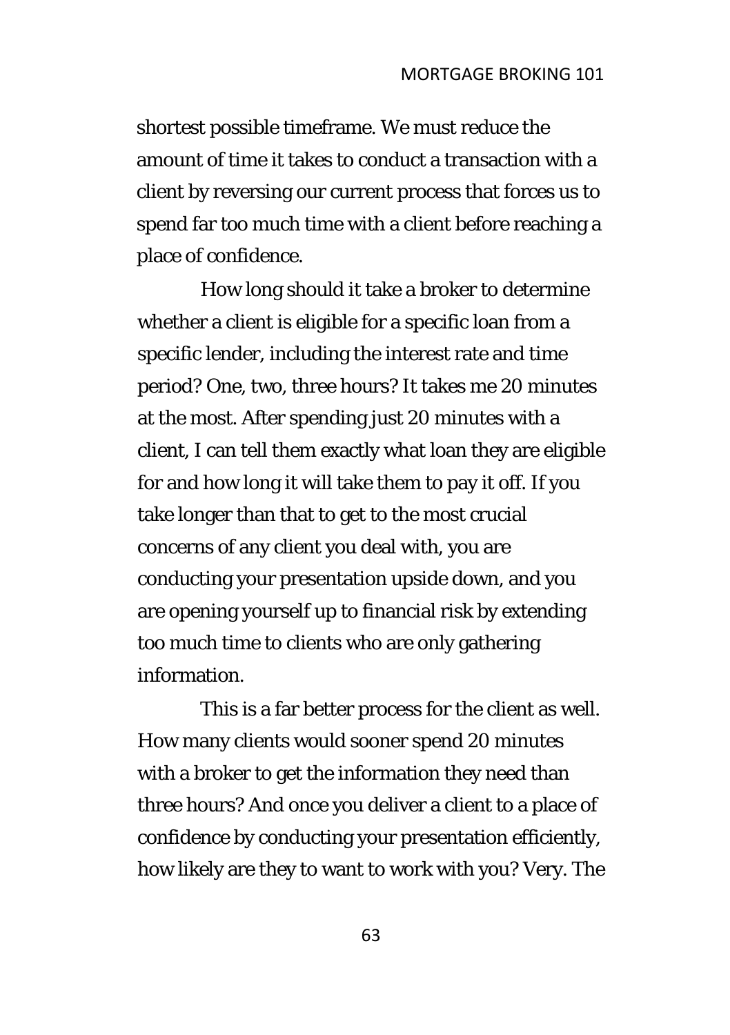shortest possible timeframe. We must reduce the amount of time it takes to conduct a transaction with a client by reversing our current process that forces us to spend far too much time with a client before reaching a place of confidence.

How long should it take a broker to determine whether a client is eligible for a specific loan from a specific lender, including the interest rate and time period? One, two, three hours? It takes me 20 minutes at the most. After spending just 20 minutes with a client, I can tell them exactly what loan they are eligible for and how long it will take them to pay it off. If you take longer than that to get to the most crucial concerns of any client you deal with, you are conducting your presentation upside down, and you are opening yourself up to financial risk by extending too much time to clients who are only gathering information.

This is a far better process for the client as well. How many clients would sooner spend 20 minutes with a broker to get the information they need than three hours? And once you deliver a client to a place of confidence by conducting your presentation efficiently, how likely are they to want to work with you? Very. The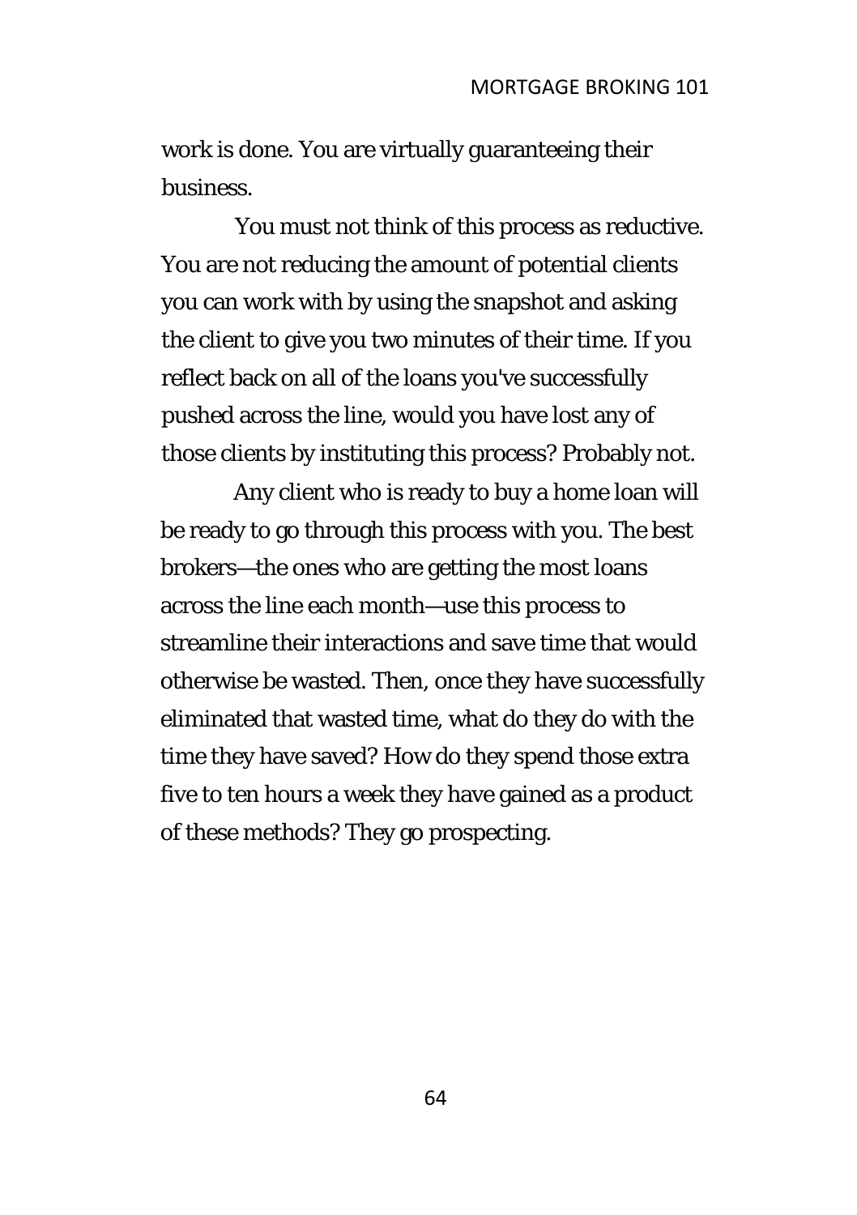work is done. You are virtually guaranteeing their business.

You must not think of this process as reductive. You are not reducing the amount of potential clients you can work with by using the snapshot and asking the client to give you two minutes of their time. If you reflect back on all of the loans you've successfully pushed across the line, would you have lost any of those clients by instituting this process? Probably not.

Any client who is ready to buy a home loan will be ready to go through this process with you. The best brokers—the ones who are getting the most loans across the line each month—use this process to streamline their interactions and save time that would otherwise be wasted. Then, once they have successfully eliminated that wasted time, what do they do with the time they have saved? How do they spend those extra five to ten hours a week they have gained as a product of these methods? They go prospecting.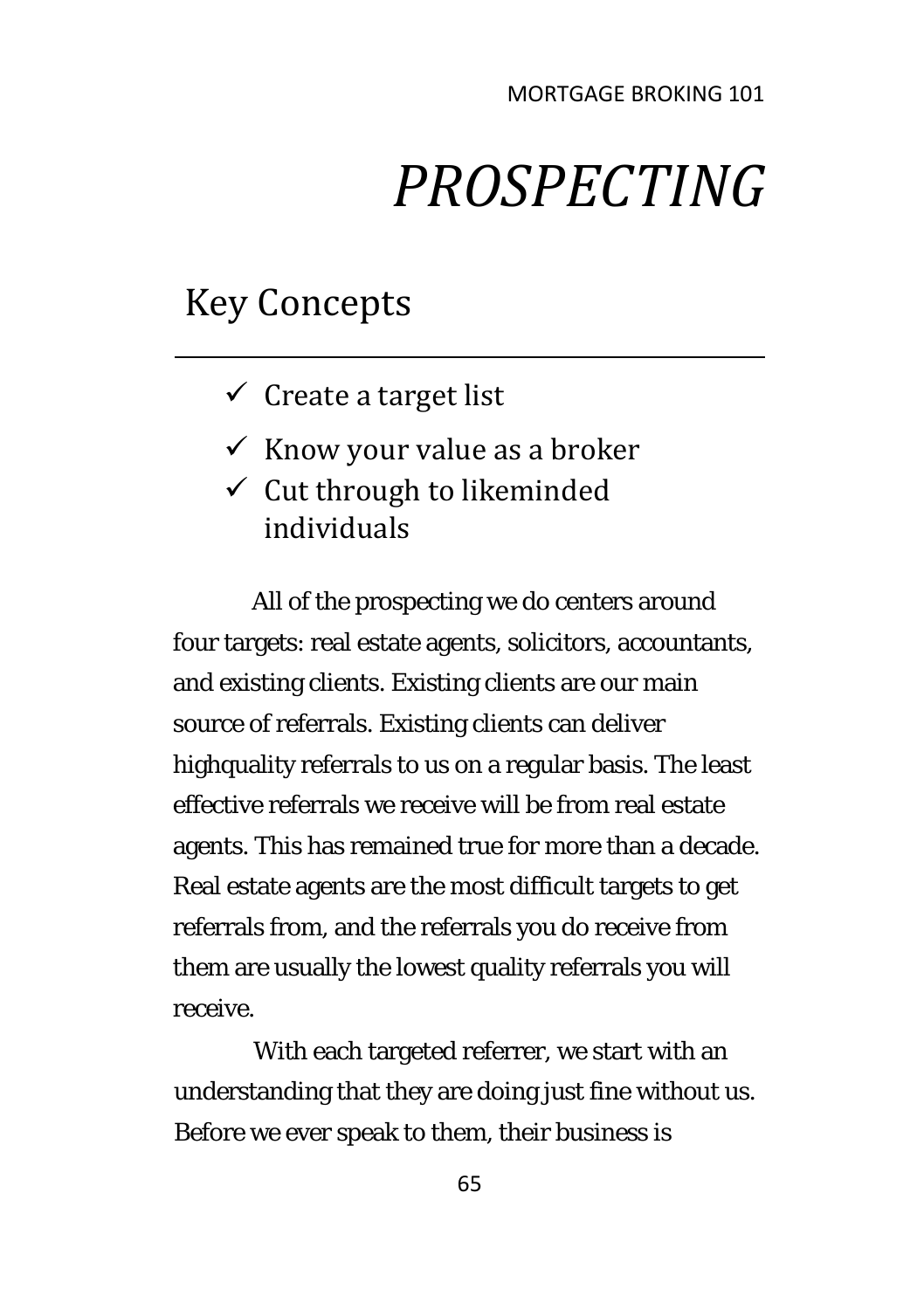# *PROSPECTING*

## Key Concepts

---

- ✓ Create a target list
- ✓ Know your value as a broker
- ✓ Cut through to likeminded individuals

All of the prospecting we do centers around four targets: real estate agents, solicitors, accountants, and existing clients. Existing clients are our main source of referrals. Existing clients can deliver highquality referrals to us on a regular basis. The least effective referrals we receive will be from real estate agents. This has remained true for more than a decade. Real estate agents are the most difficult targets to get referrals from, and the referrals you do receive from them are usually the lowest quality referrals you will receive.

With each targeted referrer, we start with an understanding that they are doing just fine without us. Before we ever speak to them, their business is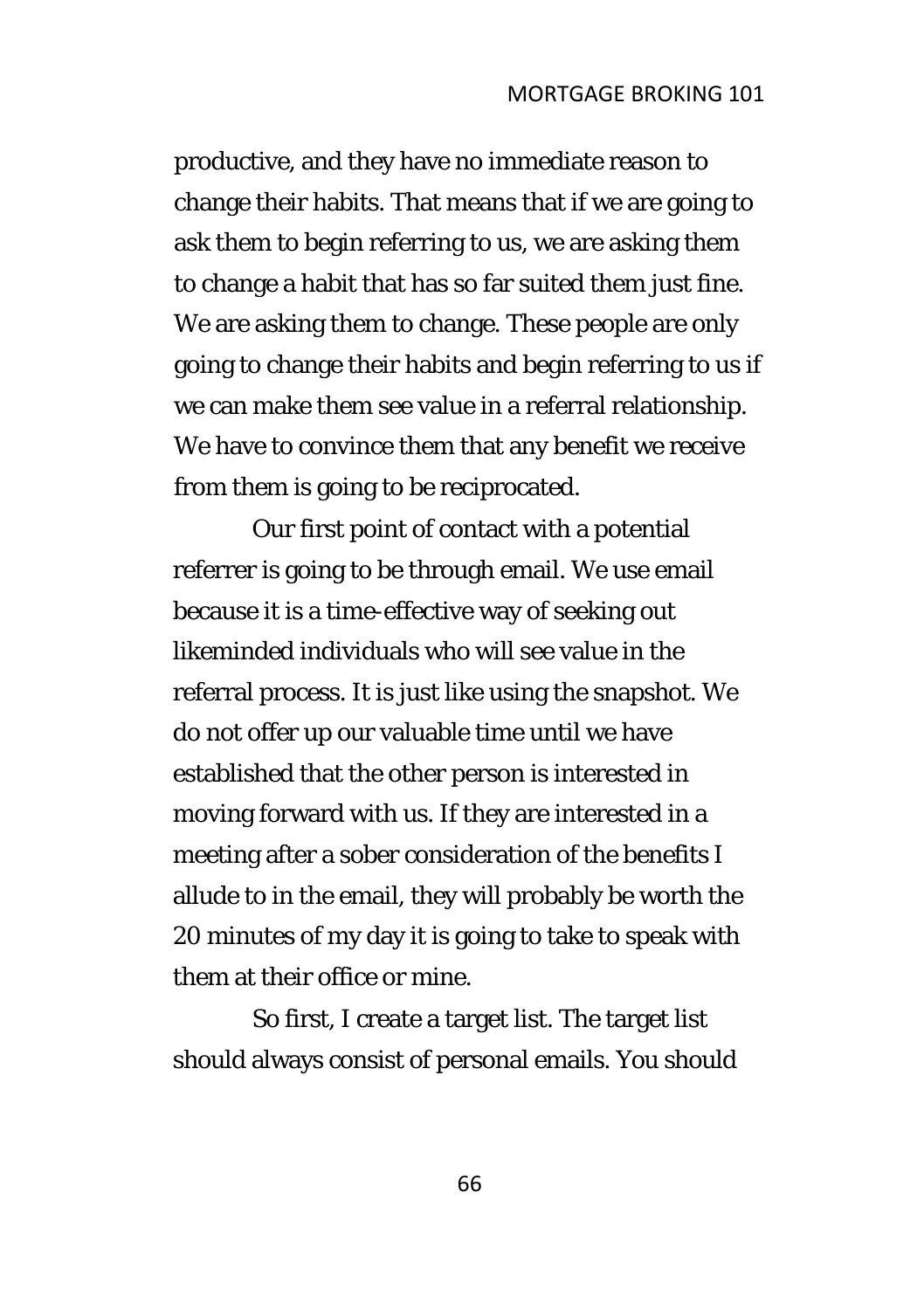productive, and they have no immediate reason to change their habits. That means that if we are going to ask them to begin referring to us, we are asking them to change a habit that has so far suited them just fine. We are asking them to change. These people are only going to change their habits and begin referring to us if we can make them see value in a referral relationship. We have to convince them that any benefit we receive from them is going to be reciprocated.

Our first point of contact with a potential referrer is going to be through email. We use email because it is a time-effective way of seeking out likeminded individuals who will see value in the referral process. It is just like using the snapshot. We do not offer up our valuable time until we have established that the other person is interested in moving forward with us. If they are interested in a meeting after a sober consideration of the benefits I allude to in the email, they will probably be worth the 20 minutes of my day it is going to take to speak with them at their office or mine.

So first, I create a target list. The target list should always consist of personal emails. You should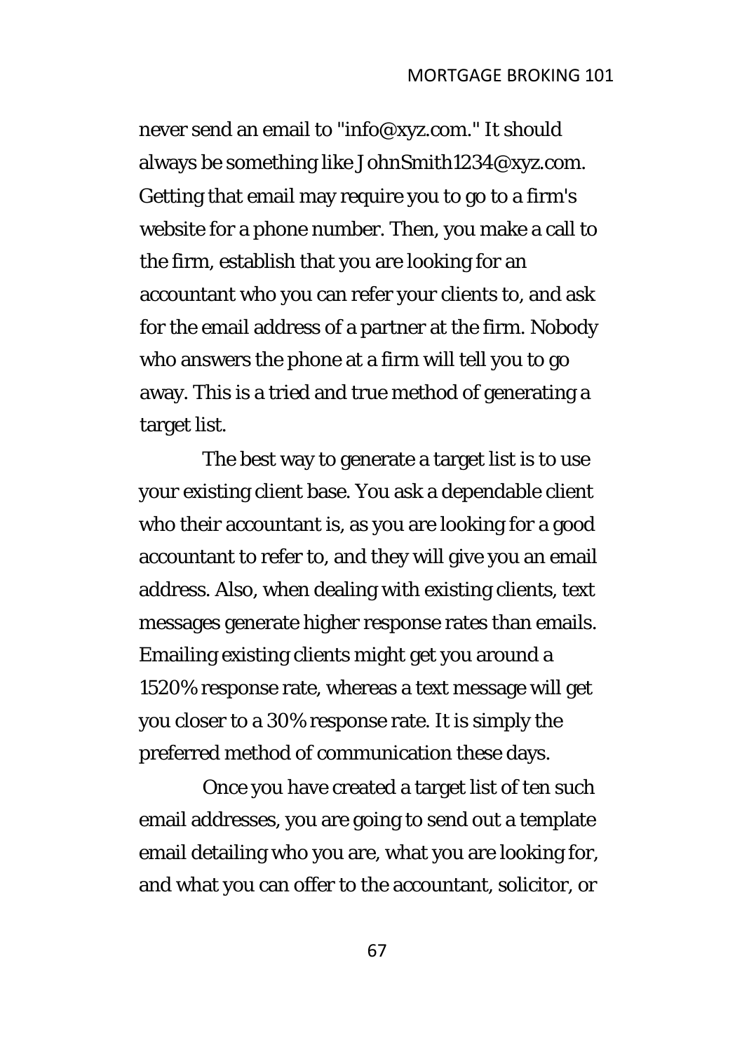never send an email to "info@xyz.com." It should always be something like JohnSmith1234@xyz.com. Getting that email may require you to go to a firm's website for a phone number. Then, you make a call to the firm, establish that you are looking for an accountant who you can refer your clients to, and ask for the email address of a partner at the firm. Nobody who answers the phone at a firm will tell you to go away. This is a tried and true method of generating a target list.

The best way to generate a target list is to use your existing client base. You ask a dependable client who their accountant is, as you are looking for a good accountant to refer to, and they will give you an email address. Also, when dealing with existing clients, text messages generate higher response rates than emails. Emailing existing clients might get you around a 1520% response rate, whereas a text message will get you closer to a 30% response rate. It is simply the preferred method of communication these days.

Once you have created a target list of ten such email addresses, you are going to send out a template email detailing who you are, what you are looking for, and what you can offer to the accountant, solicitor, or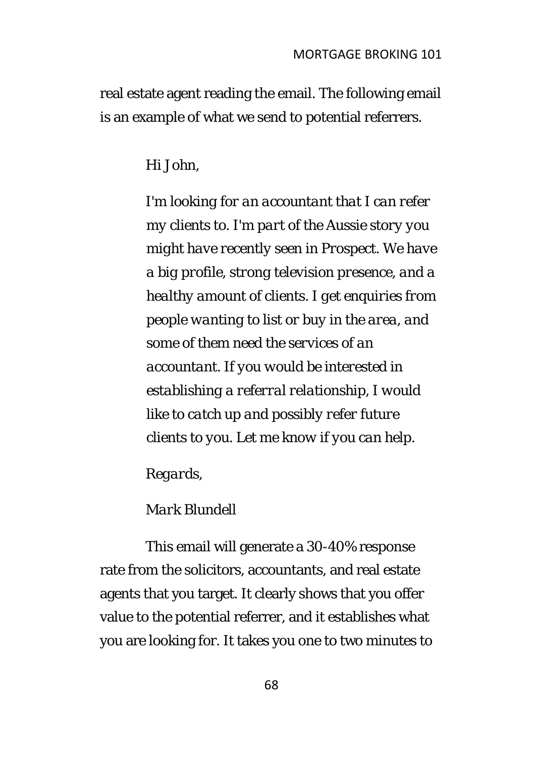real estate agent reading the email. The following email is an example of what we send to potential referrers.

> *Hi John,*
>
> *I'm looking for an accountant that I can refer my clients to. I'm part of the Aussie story you might have recently seen in Prospect. We have a big profile, strong television presence, and a healthy amount of clients. I get enquiries from people wanting to list or buy in the area, and some of them need the services of an accountant. If you would be interested in establishing a referral relationship, I would like to catch up and possibly refer future clients to you. Let me know if you can help.*
>
> *Regards,*
>
> *Mark Blundell*

This email will generate a 30-40% response rate from the solicitors, accountants, and real estate agents that you target. It clearly shows that you offer value to the potential referrer, and it establishes what you are looking for. It takes you one to two minutes to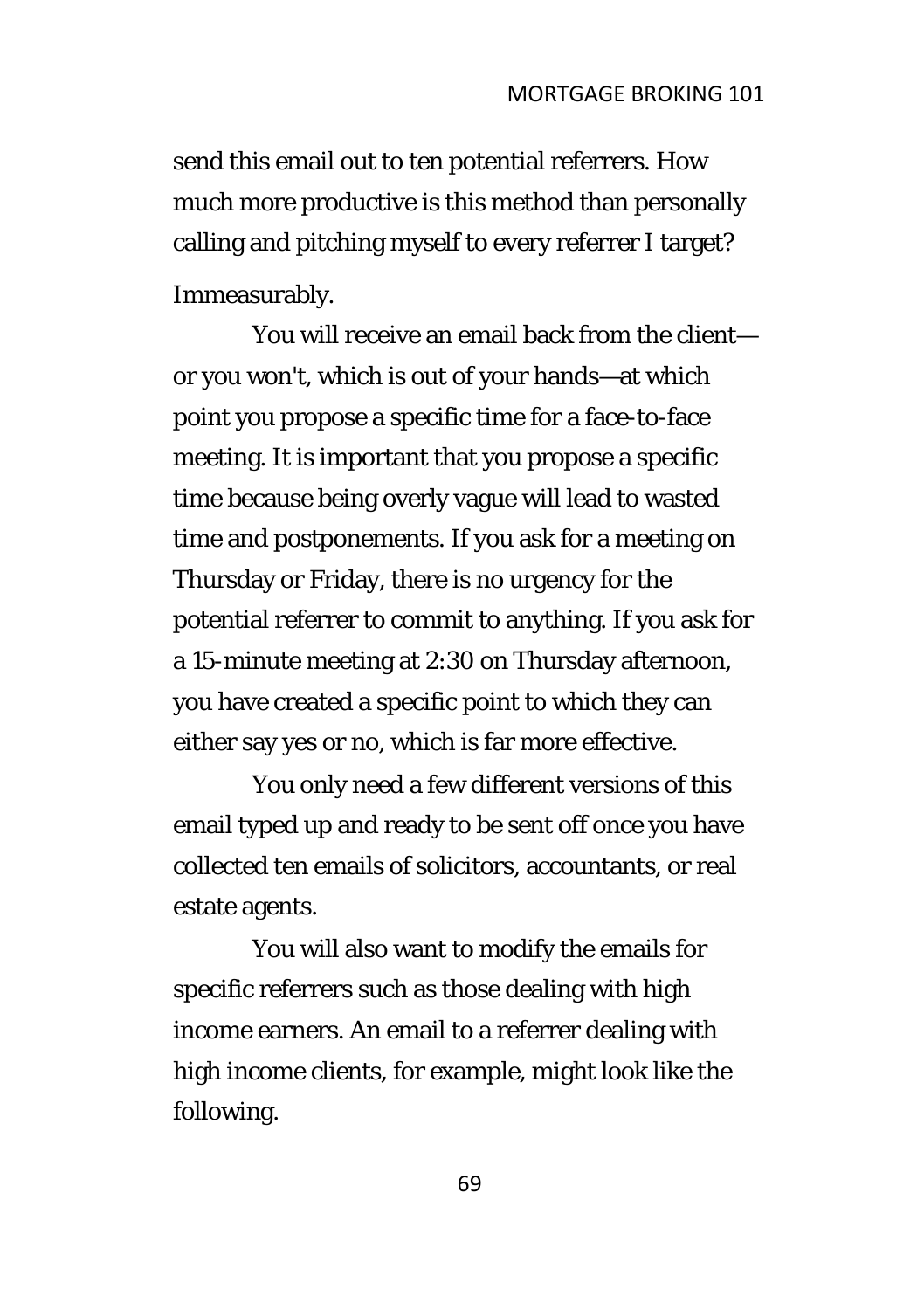send this email out to ten potential referrers. How much more productive is this method than personally calling and pitching myself to every referrer I target? Immeasurably.

You will receive an email back from the client—or you won't, which is out of your hands—at which point you propose a specific time for a face-to-face meeting. It is important that you propose a specific time because being overly vague will lead to wasted time and postponements. If you ask for a meeting on Thursday or Friday, there is no urgency for the potential referrer to commit to anything. If you ask for a 15-minute meeting at 2:30 on Thursday afternoon, you have created a specific point to which they can either say yes or no, which is far more effective.

You only need a few different versions of this email typed up and ready to be sent off once you have collected ten emails of solicitors, accountants, or real estate agents.

You will also want to modify the emails for specific referrers such as those dealing with high income earners. An email to a referrer dealing with high income clients, for example, might look like the following.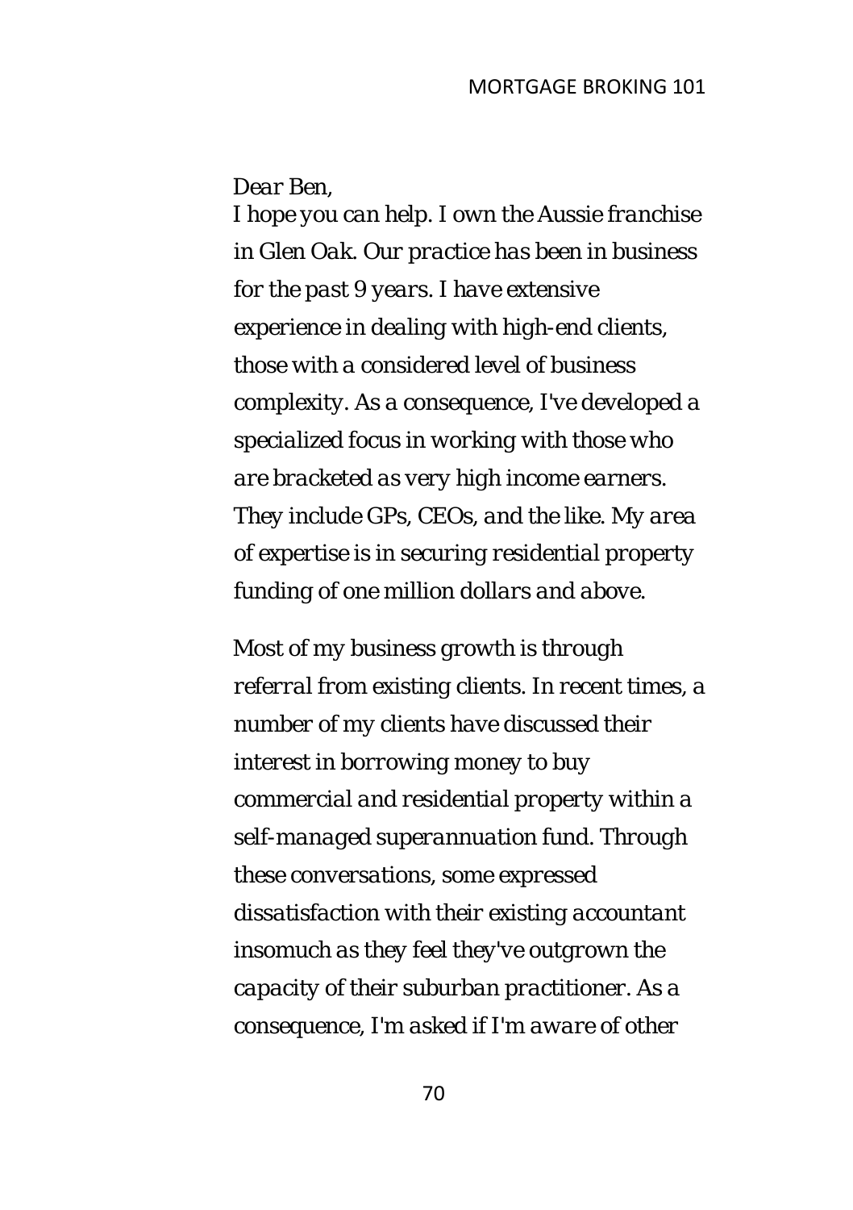*Dear Ben,*

*I hope you can help. I own the Aussie franchise in Glen Oak. Our practice has been in business for the past 9 years. I have extensive experience in dealing with high-end clients, those with a considered level of business complexity. As a consequence, I've developed a specialized focus in working with those who are bracketed as very high income earners. They include GPs, CEOs, and the like. My area of expertise is in securing residential property funding of one million dollars and above.*

*Most of my business growth is through referral from existing clients. In recent times, a number of my clients have discussed their interest in borrowing money to buy commercial and residential property within a self-managed superannuation fund. Through these conversations, some expressed dissatisfaction with their existing accountant insomuch as they feel they've outgrown the capacity of their suburban practitioner. As a consequence, I'm asked if I'm aware of other*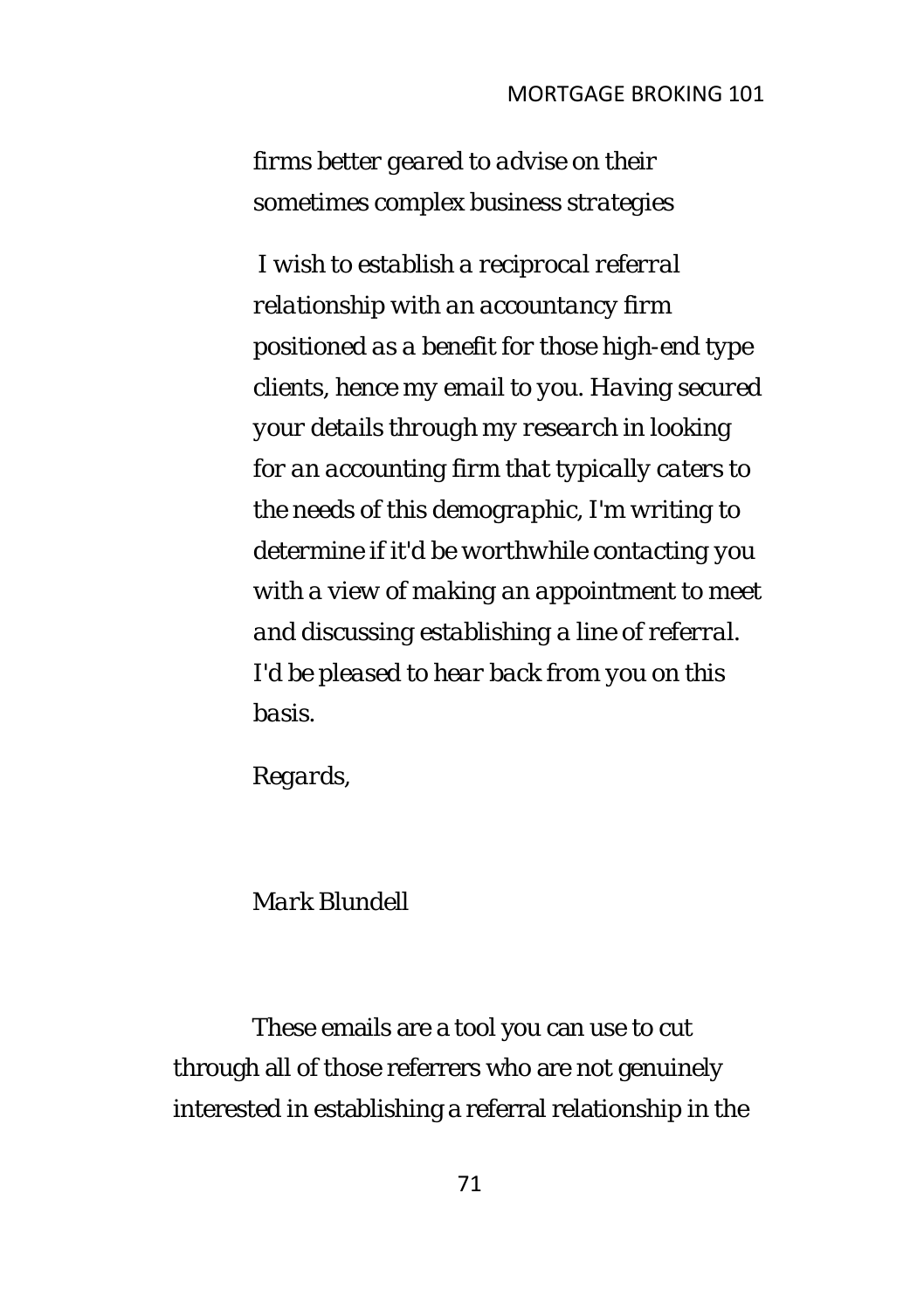*firms better geared to advise on their sometimes complex business strategies*

*I wish to establish a reciprocal referral relationship with an accountancy firm positioned as a benefit for those high-end type clients, hence my email to you. Having secured your details through my research in looking for an accounting firm that typically caters to the needs of this demographic, I'm writing to determine if it'd be worthwhile contacting you with a view of making an appointment to meet and discussing establishing a line of referral. I'd be pleased to hear back from you on this basis.*

*Regards,*

*Mark Blundell*

These emails are a tool you can use to cut through all of those referrers who are not genuinely interested in establishing a referral relationship in the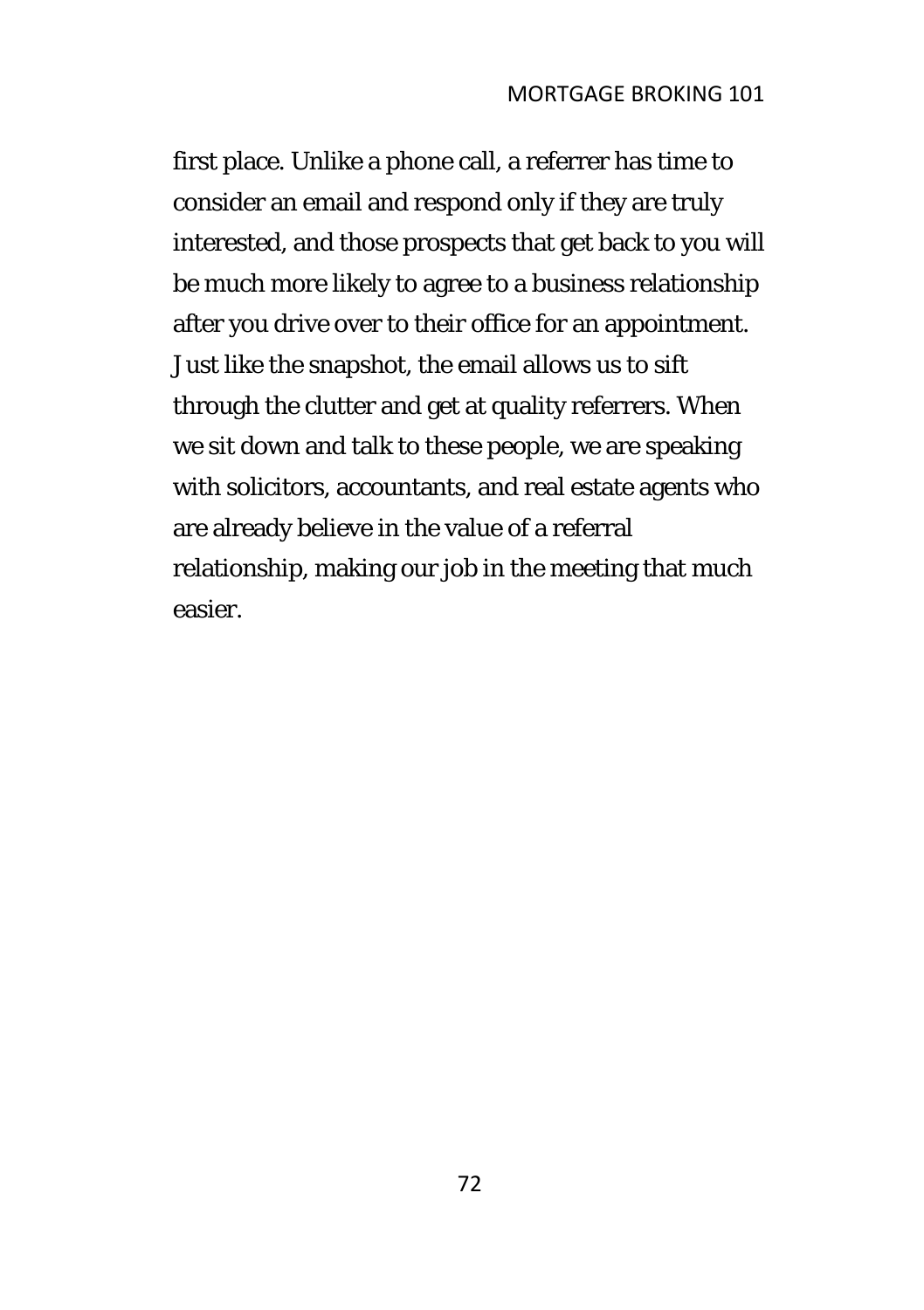first place. Unlike a phone call, a referrer has time to consider an email and respond only if they are truly interested, and those prospects that get back to you will be much more likely to agree to a business relationship after you drive over to their office for an appointment. Just like the snapshot, the email allows us to sift through the clutter and get at quality referrers. When we sit down and talk to these people, we are speaking with solicitors, accountants, and real estate agents who are already believe in the value of a referral relationship, making our job in the meeting that much easier.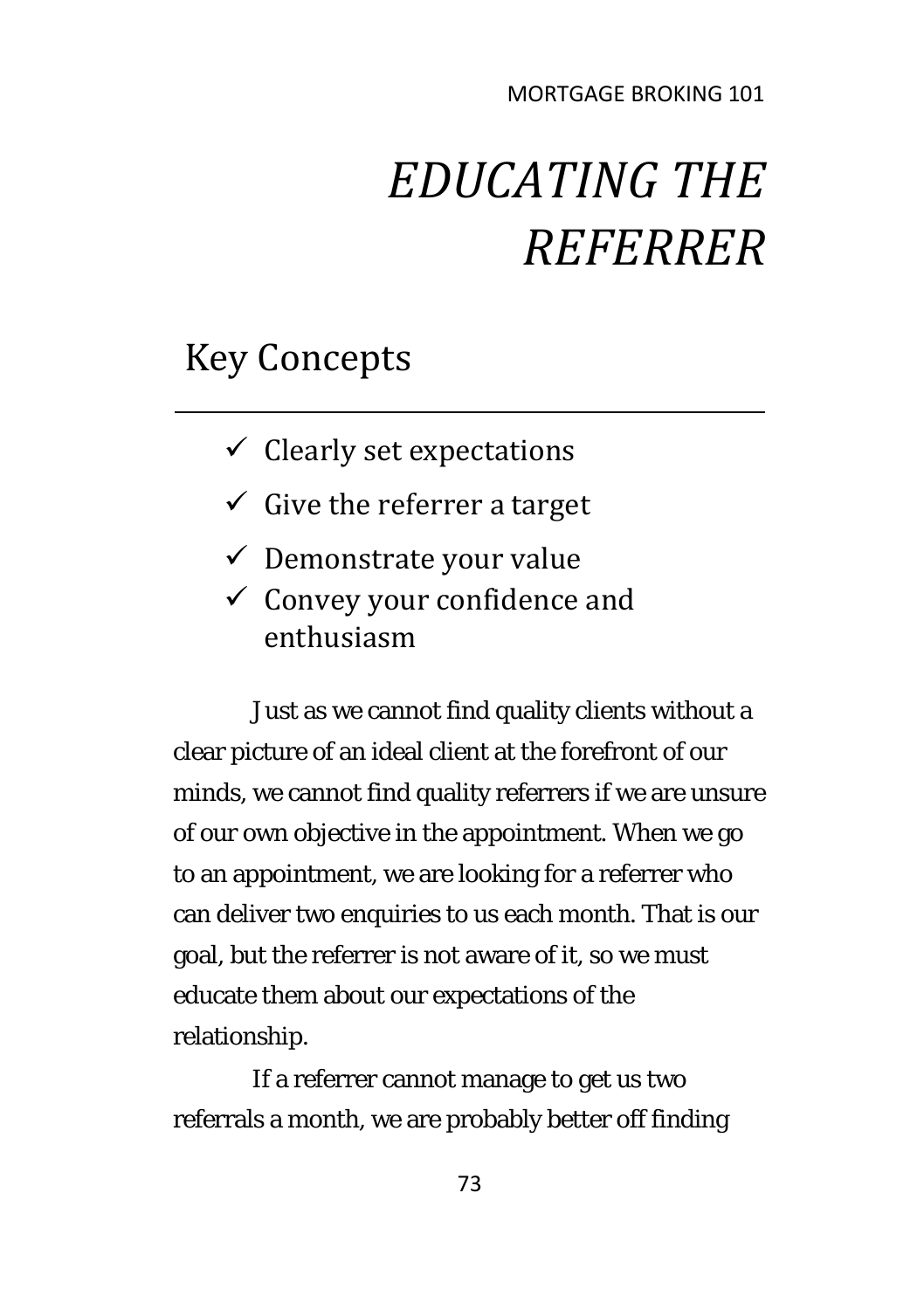# *EDUCATING THE REFERRER*

## Key Concepts

- ✓ Clearly set expectations
- ✓ Give the referrer a target
- ✓ Demonstrate your value
- ✓ Convey your confidence and enthusiasm

Just as we cannot find quality clients without a clear picture of an ideal client at the forefront of our minds, we cannot find quality referrers if we are unsure of our own objective in the appointment. When we go to an appointment, we are looking for a referrer who can deliver two enquiries to us each month. That is our goal, but the referrer is not aware of it, so we must educate them about our expectations of the relationship.

If a referrer cannot manage to get us two referrals a month, we are probably better off finding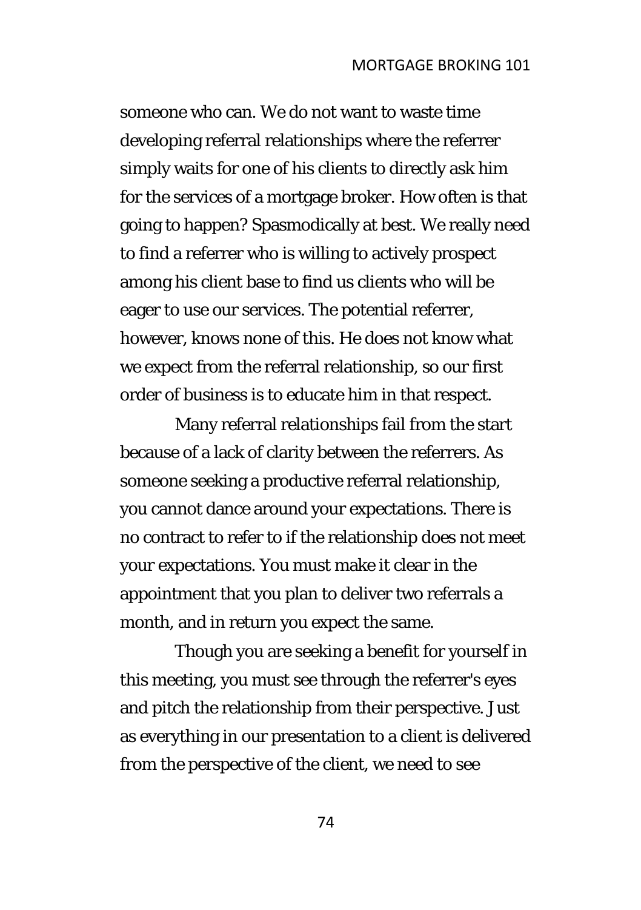someone who can. We do not want to waste time developing referral relationships where the referrer simply waits for one of his clients to directly ask him for the services of a mortgage broker. How often is that going to happen? Spasmodically at best. We really need to find a referrer who is willing to actively prospect among his client base to find us clients who will be eager to use our services. The potential referrer, however, knows none of this. He does not know what we expect from the referral relationship, so our first order of business is to educate him in that respect.

Many referral relationships fail from the start because of a lack of clarity between the referrers. As someone seeking a productive referral relationship, you cannot dance around your expectations. There is no contract to refer to if the relationship does not meet your expectations. You must make it clear in the appointment that you plan to deliver two referrals a month, and in return you expect the same.

Though you are seeking a benefit for yourself in this meeting, you must see through the referrer's eyes and pitch the relationship from their perspective. Just as everything in our presentation to a client is delivered from the perspective of the client, we need to see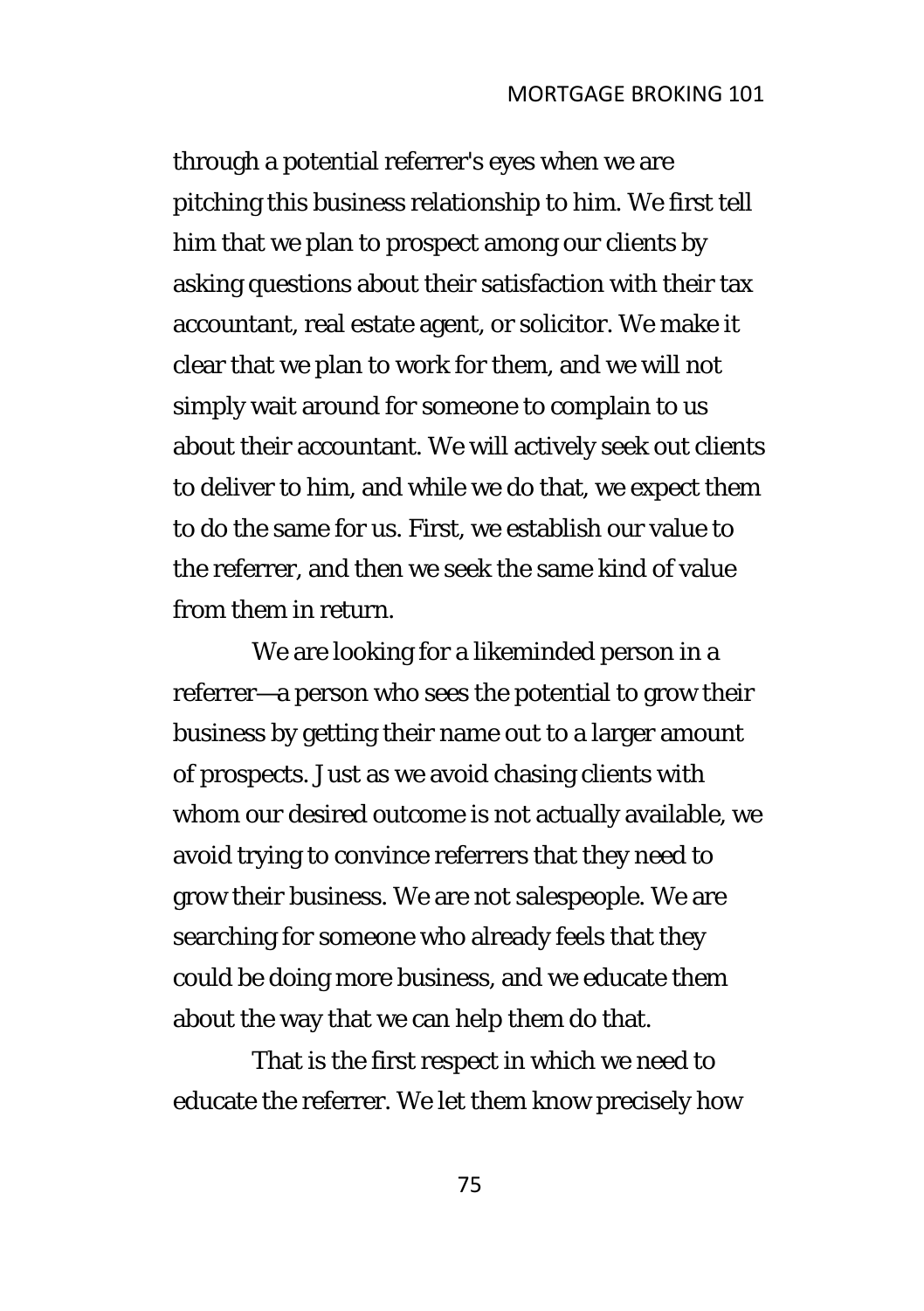through a potential referrer's eyes when we are pitching this business relationship to him. We first tell him that we plan to prospect among our clients by asking questions about their satisfaction with their tax accountant, real estate agent, or solicitor. We make it clear that we plan to work for them, and we will not simply wait around for someone to complain to us about their accountant. We will actively seek out clients to deliver to him, and while we do that, we expect them to do the same for us. First, we establish our value to the referrer, and then we seek the same kind of value from them in return.

We are looking for a likeminded person in a referrer—a person who sees the potential to grow their business by getting their name out to a larger amount of prospects. Just as we avoid chasing clients with whom our desired outcome is not actually available, we avoid trying to convince referrers that they need to grow their business. We are not salespeople. We are searching for someone who already feels that they could be doing more business, and we educate them about the way that we can help them do that.

That is the first respect in which we need to educate the referrer. We let them know precisely how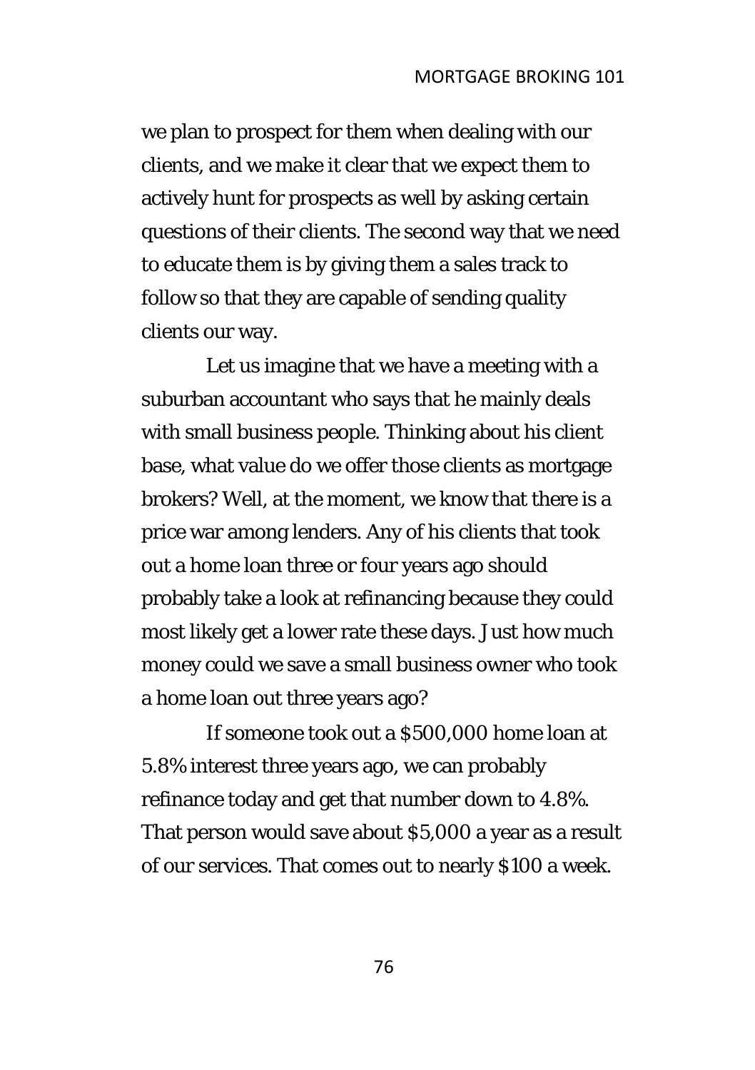we plan to prospect for them when dealing with our clients, and we make it clear that we expect them to actively hunt for prospects as well by asking certain questions of their clients. The second way that we need to educate them is by giving them a sales track to follow so that they are capable of sending quality clients our way.

Let us imagine that we have a meeting with a suburban accountant who says that he mainly deals with small business people. Thinking about his client base, what value do we offer those clients as mortgage brokers? Well, at the moment, we know that there is a price war among lenders. Any of his clients that took out a home loan three or four years ago should probably take a look at refinancing because they could most likely get a lower rate these days. Just how much money could we save a small business owner who took a home loan out three years ago?

If someone took out a $500,000 home loan at 5.8% interest three years ago, we can probably refinance today and get that number down to 4.8%. That person would save about $5,000 a year as a result of our services. That comes out to nearly $100 a week.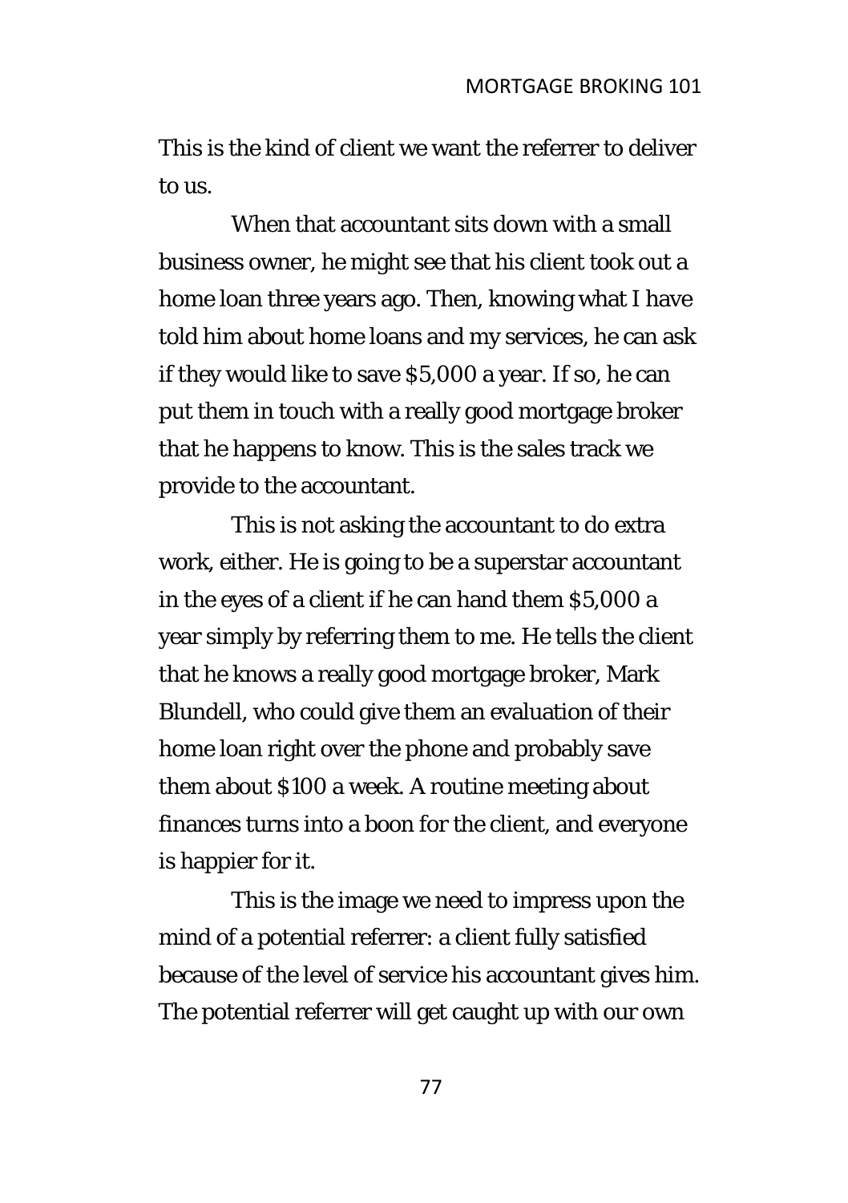This is the kind of client we want the referrer to deliver to us.

When that accountant sits down with a small business owner, he might see that his client took out a home loan three years ago. Then, knowing what I have told him about home loans and my services, he can ask if they would like to save $5,000 a year. If so, he can put them in touch with a really good mortgage broker that he happens to know. This is the sales track we provide to the accountant.

This is not asking the accountant to do extra work, either. He is going to be a superstar accountant in the eyes of a client if he can hand them $5,000 a year simply by referring them to me. He tells the client that he knows a really good mortgage broker, Mark Blundell, who could give them an evaluation of their home loan right over the phone and probably save them about $100 a week. A routine meeting about finances turns into a boon for the client, and everyone is happier for it.

This is the image we need to impress upon the mind of a potential referrer: a client fully satisfied because of the level of service his accountant gives him. The potential referrer will get caught up with our own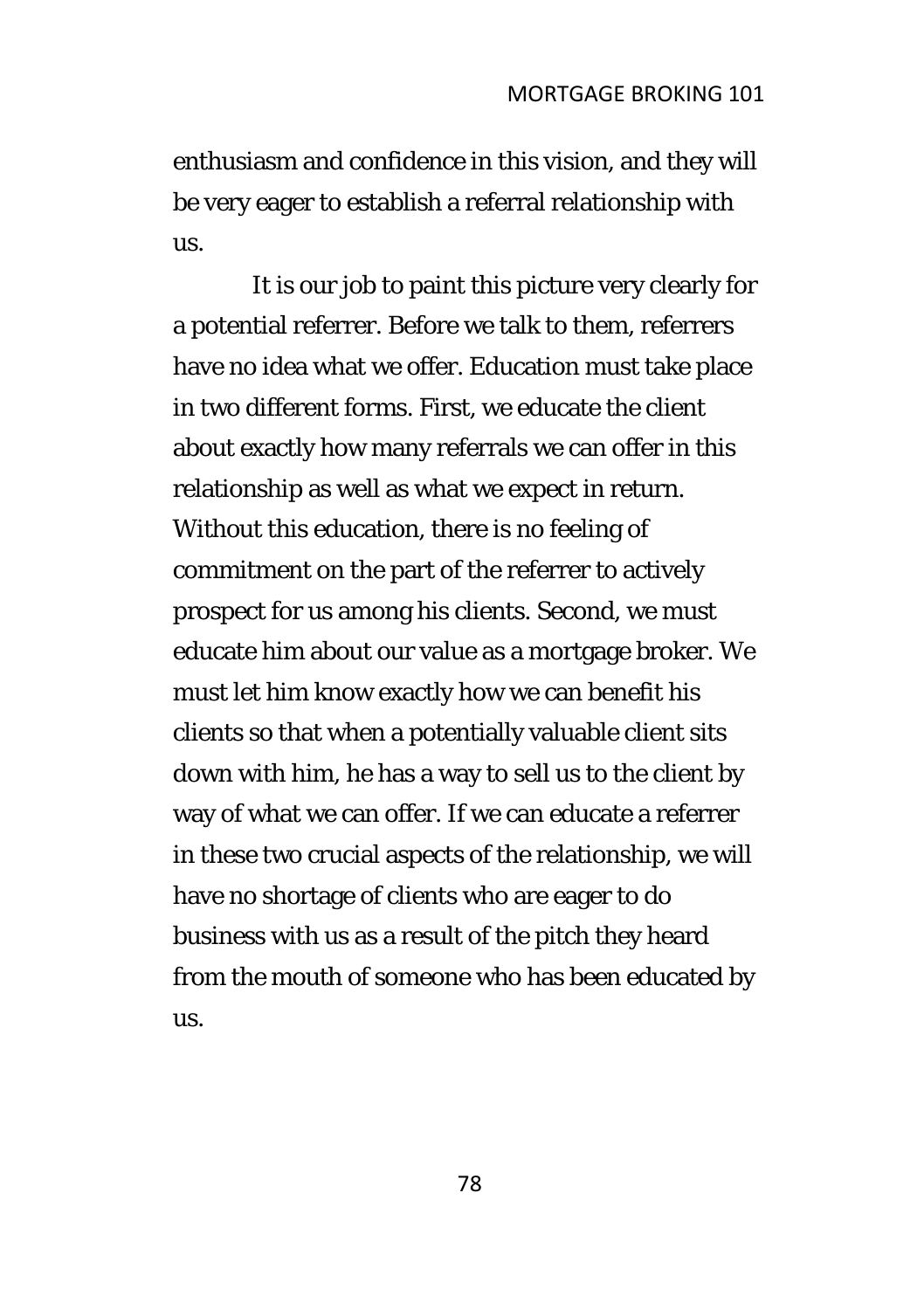enthusiasm and confidence in this vision, and they will be very eager to establish a referral relationship with us.

It is our job to paint this picture very clearly for a potential referrer. Before we talk to them, referrers have no idea what we offer. Education must take place in two different forms. First, we educate the client about exactly how many referrals we can offer in this relationship as well as what we expect in return. Without this education, there is no feeling of commitment on the part of the referrer to actively prospect for us among his clients. Second, we must educate him about our value as a mortgage broker. We must let him know exactly how we can benefit his clients so that when a potentially valuable client sits down with him, he has a way to sell us to the client by way of what we can offer. If we can educate a referrer in these two crucial aspects of the relationship, we will have no shortage of clients who are eager to do business with us as a result of the pitch they heard from the mouth of someone who has been educated by us.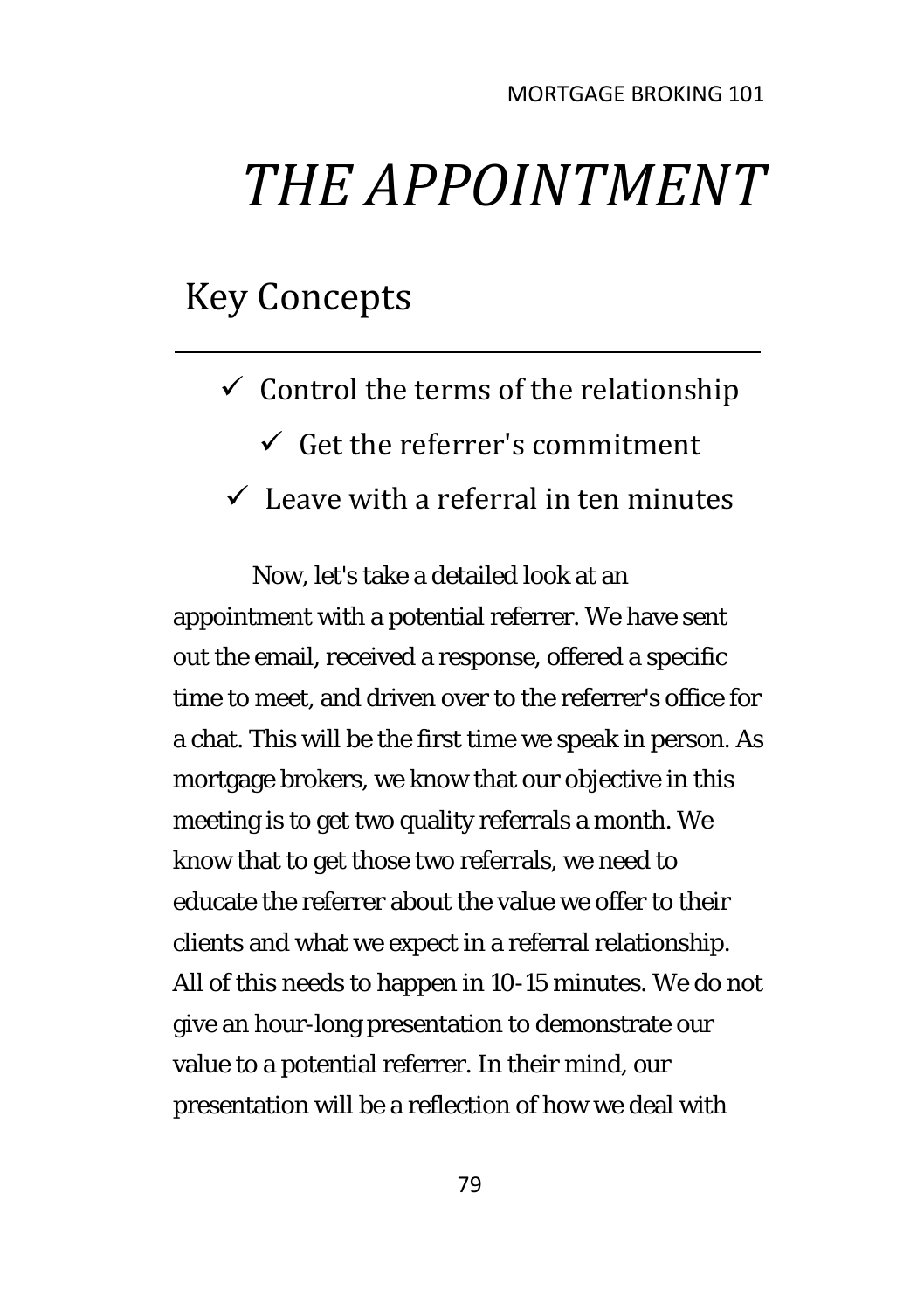# *THE APPOINTMENT*

## Key Concepts

---

- ✓ Control the terms of the relationship
- ✓ Get the referrer's commitment
- ✓ Leave with a referral in ten minutes

Now, let's take a detailed look at an appointment with a potential referrer. We have sent out the email, received a response, offered a specific time to meet, and driven over to the referrer's office for a chat. This will be the first time we speak in person. As mortgage brokers, we know that our objective in this meeting is to get two quality referrals a month. We know that to get those two referrals, we need to educate the referrer about the value we offer to their clients and what we expect in a referral relationship. All of this needs to happen in 10-15 minutes. We do not give an hour-long presentation to demonstrate our value to a potential referrer. In their mind, our presentation will be a reflection of how we deal with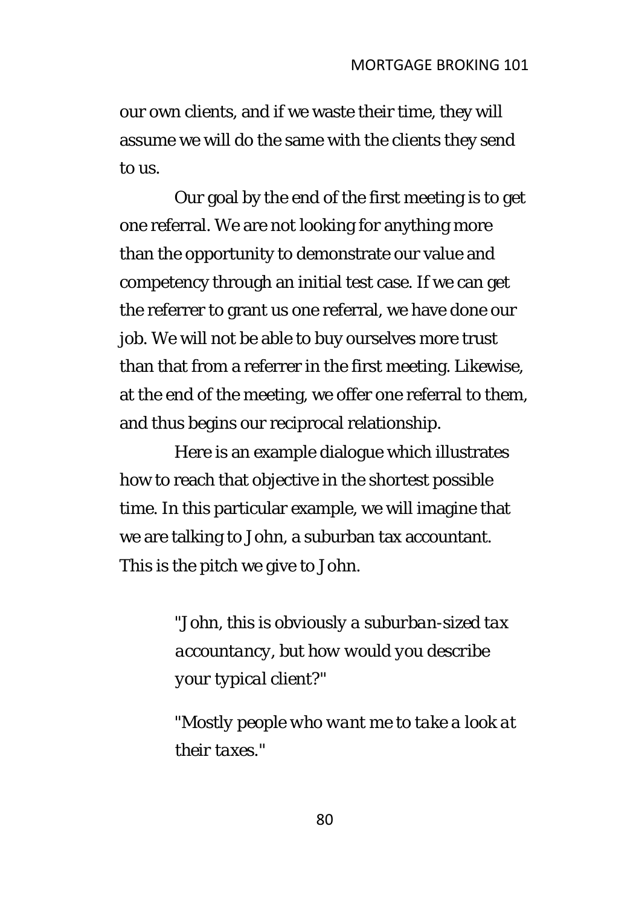our own clients, and if we waste their time, they will assume we will do the same with the clients they send to us.

Our goal by the end of the first meeting is to get one referral. We are not looking for anything more than the opportunity to demonstrate our value and competency through an initial test case. If we can get the referrer to grant us one referral, we have done our job. We will not be able to buy ourselves more trust than that from a referrer in the first meeting. Likewise, at the end of the meeting, we offer one referral to them, and thus begins our reciprocal relationship.

Here is an example dialogue which illustrates how to reach that objective in the shortest possible time. In this particular example, we will imagine that we are talking to John, a suburban tax accountant. This is the pitch we give to John.

> *"John, this is obviously a suburban-sized tax accountancy, but how would you describe your typical client?"*
>
> *"Mostly people who want me to take a look at their taxes."*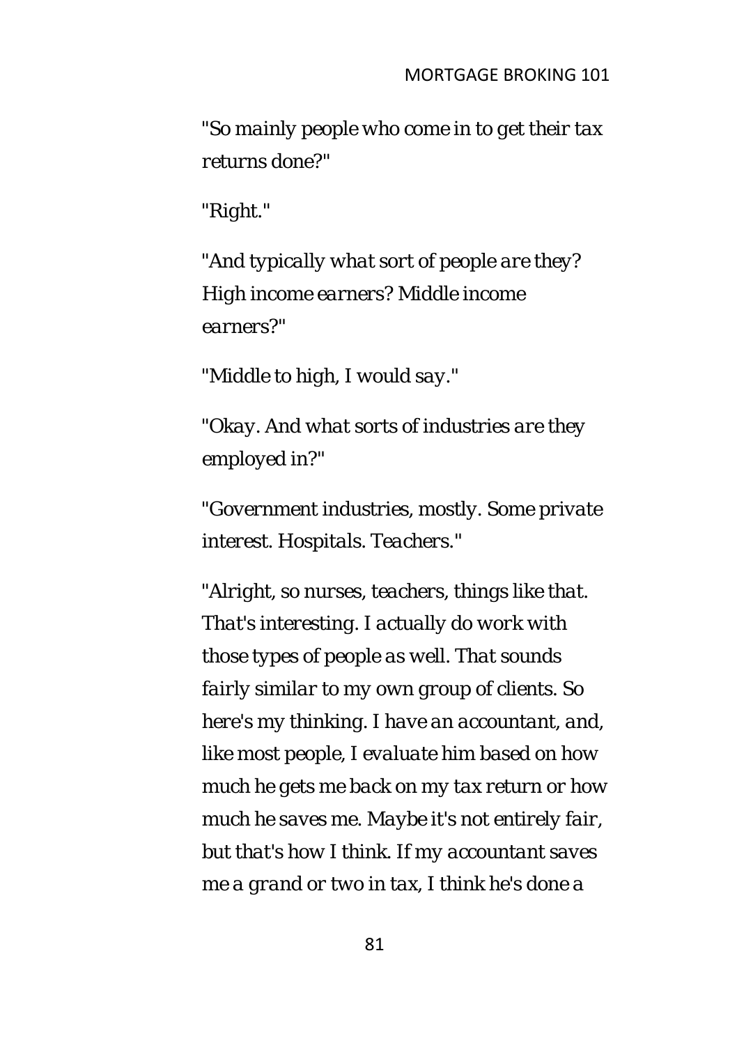*"So mainly people who come in to get their tax returns done?"*

"Right."

*"And typically what sort of people are they? High income earners? Middle income earners?"*

"Middle to high, I would say."

*"Okay. And what sorts of industries are they employed in?"*

"Government industries, mostly. Some private interest. Hospitals. Teachers."

*"Alright, so nurses, teachers, things like that. That's interesting. I actually do work with those types of people as well. That sounds fairly similar to my own group of clients. So here's my thinking. I have an accountant, and, like most people, I evaluate him based on how much he gets me back on my tax return or how much he saves me. Maybe it's not entirely fair, but that's how I think. If my accountant saves me a grand or two in tax, I think he's done a*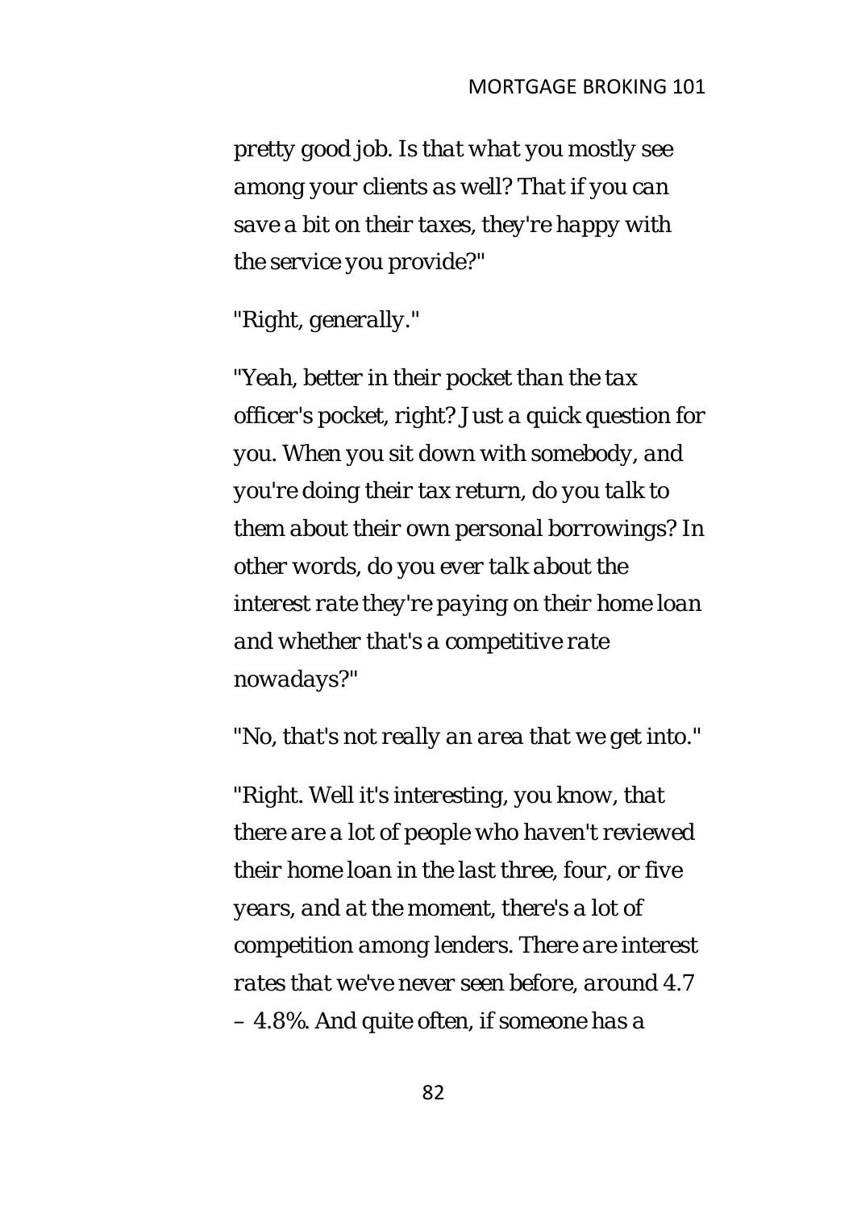*pretty good job. Is that what you mostly see among your clients as well? That if you can save a bit on their taxes, they're happy with the service you provide?"*

*"Right, generally."*

*"Yeah, better in their pocket than the tax officer's pocket, right? Just a quick question for you. When you sit down with somebody, and you're doing their tax return, do you talk to them about their own personal borrowings? In other words, do you ever talk about the interest rate they're paying on their home loan and whether that's a competitive rate nowadays?"*

*"No, that's not really an area that we get into."*

*"Right. Well it's interesting, you know, that there are a lot of people who haven't reviewed their home loan in the last three, four, or five years, and at the moment, there's a lot of competition among lenders. There are interest rates that we've never seen before, around 4.7 – 4.8%. And quite often, if someone has a*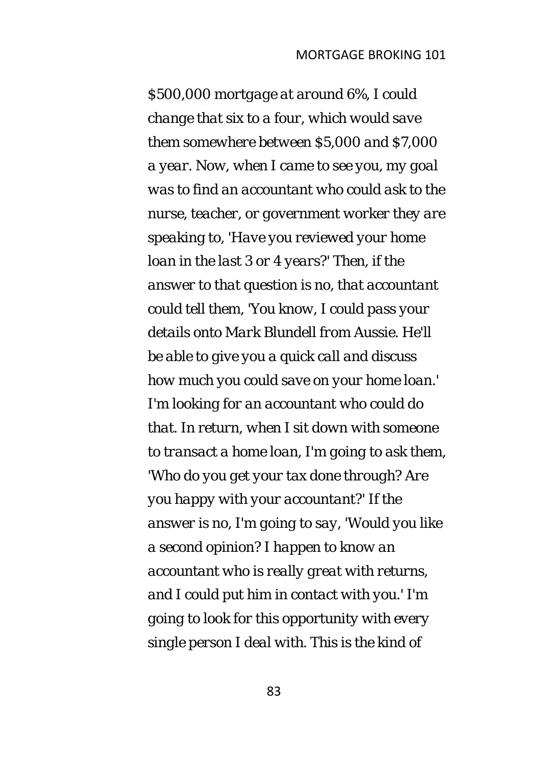*$500,000 mortgage at around 6%, I could change that six to a four, which would save them somewhere between $5,000 and $7,000 a year. Now, when I came to see you, my goal was to find an accountant who could ask to the nurse, teacher, or government worker they are speaking to, 'Have you reviewed your home loan in the last 3 or 4 years?' Then, if the answer to that question is no, that accountant could tell them, 'You know, I could pass your details onto Mark Blundell from Aussie. He'll be able to give you a quick call and discuss how much you could save on your home loan.' I'm looking for an accountant who could do that. In return, when I sit down with someone to transact a home loan, I'm going to ask them, 'Who do you get your tax done through? Are you happy with your accountant?' If the answer is no, I'm going to say, 'Would you like a second opinion? I happen to know an accountant who is really great with returns, and I could put him in contact with you.' I'm going to look for this opportunity with every single person I deal with. This is the kind of*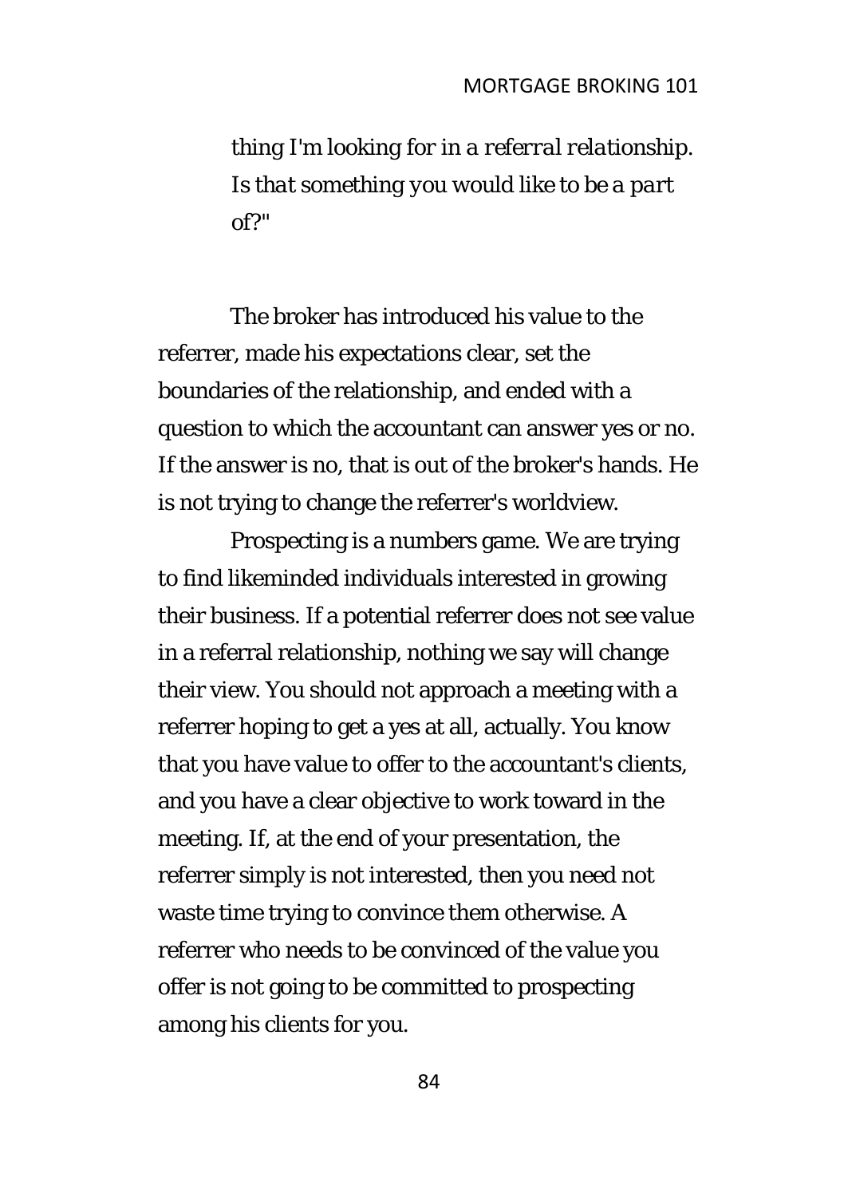*thing I'm looking for in a referral relationship. Is that something you would like to be a part of?"*

The broker has introduced his value to the referrer, made his expectations clear, set the boundaries of the relationship, and ended with a question to which the accountant can answer yes or no. If the answer is no, that is out of the broker's hands. He is not trying to change the referrer's worldview.

Prospecting is a numbers game. We are trying to find likeminded individuals interested in growing their business. If a potential referrer does not see value in a referral relationship, nothing we say will change their view. You should not approach a meeting with a referrer hoping to get a yes at all, actually. You know that you have value to offer to the accountant's clients, and you have a clear objective to work toward in the meeting. If, at the end of your presentation, the referrer simply is not interested, then you need not waste time trying to convince them otherwise. A referrer who needs to be convinced of the value you offer is not going to be committed to prospecting among his clients for you.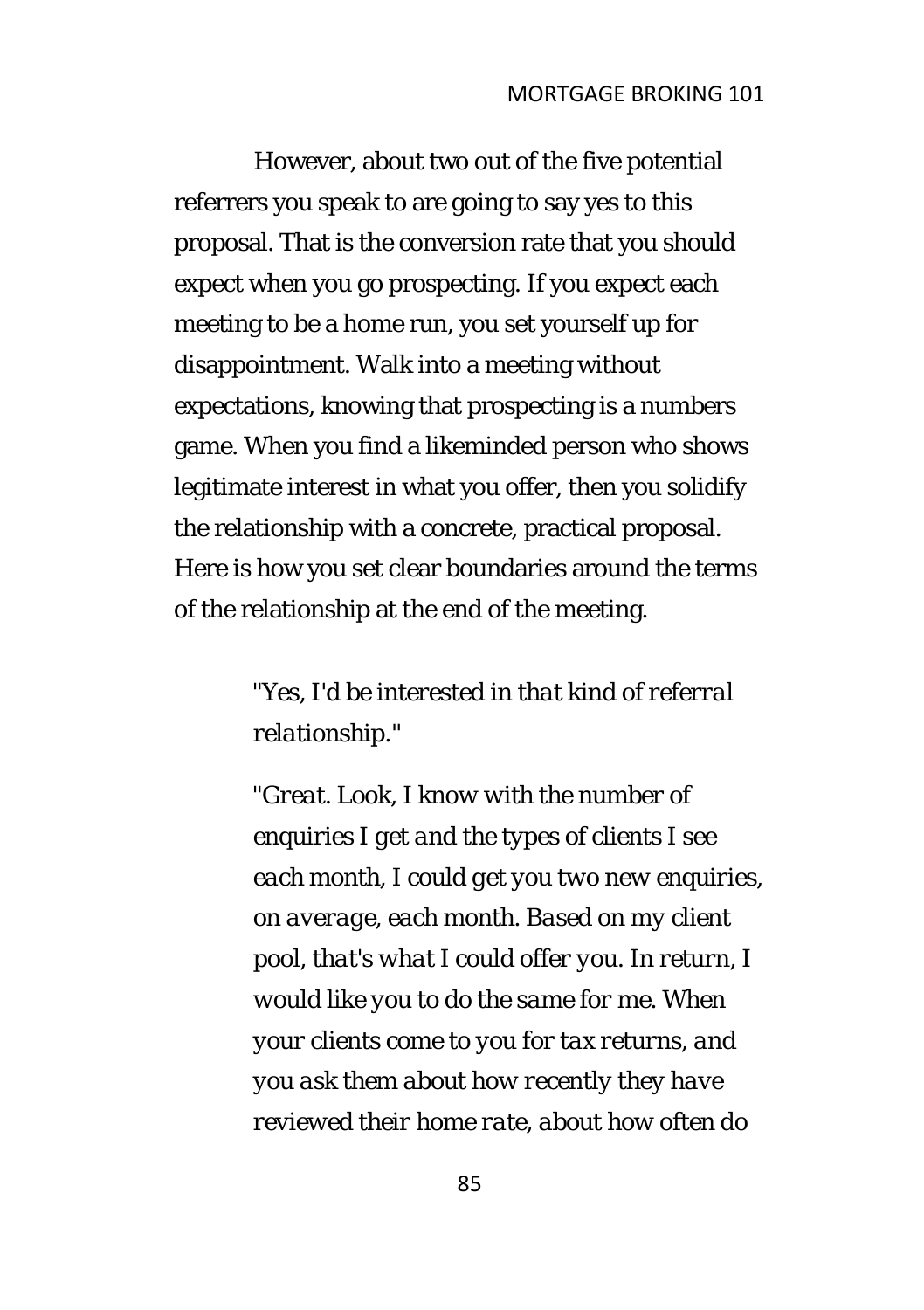However, about two out of the five potential referrers you speak to are going to say yes to this proposal. That is the conversion rate that you should expect when you go prospecting. If you expect each meeting to be a home run, you set yourself up for disappointment. Walk into a meeting without expectations, knowing that prospecting is a numbers game. When you find a likeminded person who shows legitimate interest in what you offer, then you solidify the relationship with a concrete, practical proposal. Here is how you set clear boundaries around the terms of the relationship at the end of the meeting.

> *"Yes, I'd be interested in that kind of referral relationship."*
>
> *"Great. Look, I know with the number of enquiries I get and the types of clients I see each month, I could get you two new enquiries, on average, each month. Based on my client pool, that's what I could offer you. In return, I would like you to do the same for me. When your clients come to you for tax returns, and you ask them about how recently they have reviewed their home rate, about how often do*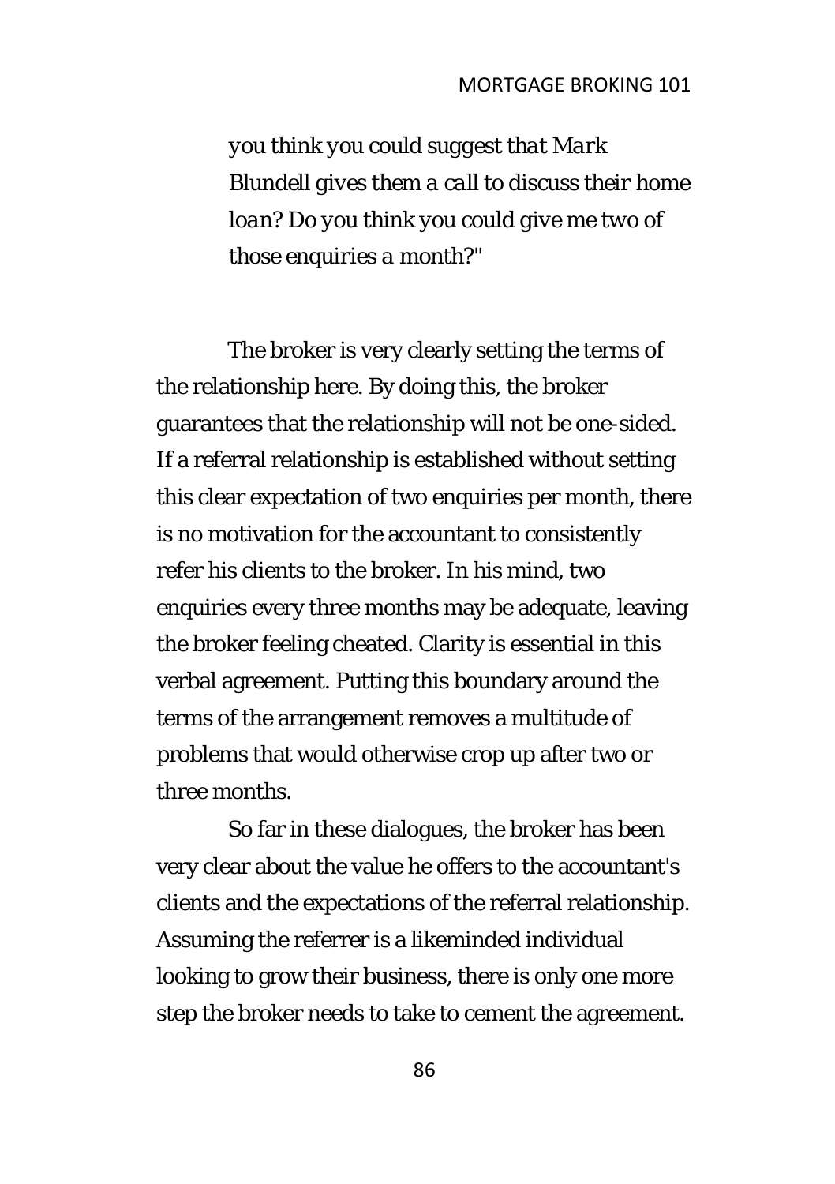> *you think you could suggest that Mark Blundell gives them a call to discuss their home loan? Do you think you could give me two of those enquiries a month?"*

The broker is very clearly setting the terms of the relationship here. By doing this, the broker guarantees that the relationship will not be one-sided. If a referral relationship is established without setting this clear expectation of two enquiries per month, there is no motivation for the accountant to consistently refer his clients to the broker. In his mind, two enquiries every three months may be adequate, leaving the broker feeling cheated. Clarity is essential in this verbal agreement. Putting this boundary around the terms of the arrangement removes a multitude of problems that would otherwise crop up after two or three months.

So far in these dialogues, the broker has been very clear about the value he offers to the accountant's clients and the expectations of the referral relationship. Assuming the referrer is a likeminded individual looking to grow their business, there is only one more step the broker needs to take to cement the agreement.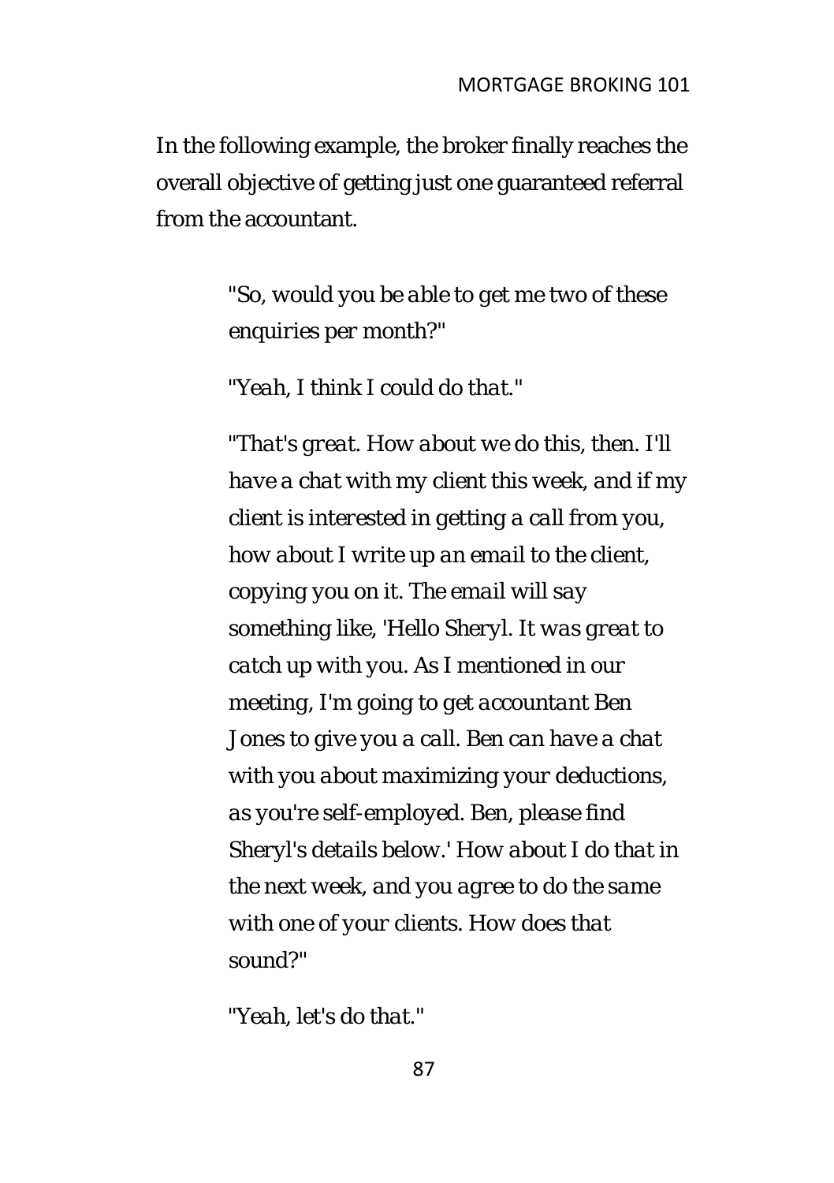In the following example, the broker finally reaches the overall objective of getting just one guaranteed referral from the accountant.

> *"So, would you be able to get me two of these enquiries per month?"*
>
> *"Yeah, I think I could do that."*
>
> *"That's great. How about we do this, then. I'll have a chat with my client this week, and if my client is interested in getting a call from you, how about I write up an email to the client, copying you on it. The email will say something like, 'Hello Sheryl. It was great to catch up with you. As I mentioned in our meeting, I'm going to get accountant Ben Jones to give you a call. Ben can have a chat with you about maximizing your deductions, as you're self-employed. Ben, please find Sheryl's details below.' How about I do that in the next week, and you agree to do the same with one of your clients. How does that sound?"*
>
> *"Yeah, let's do that."*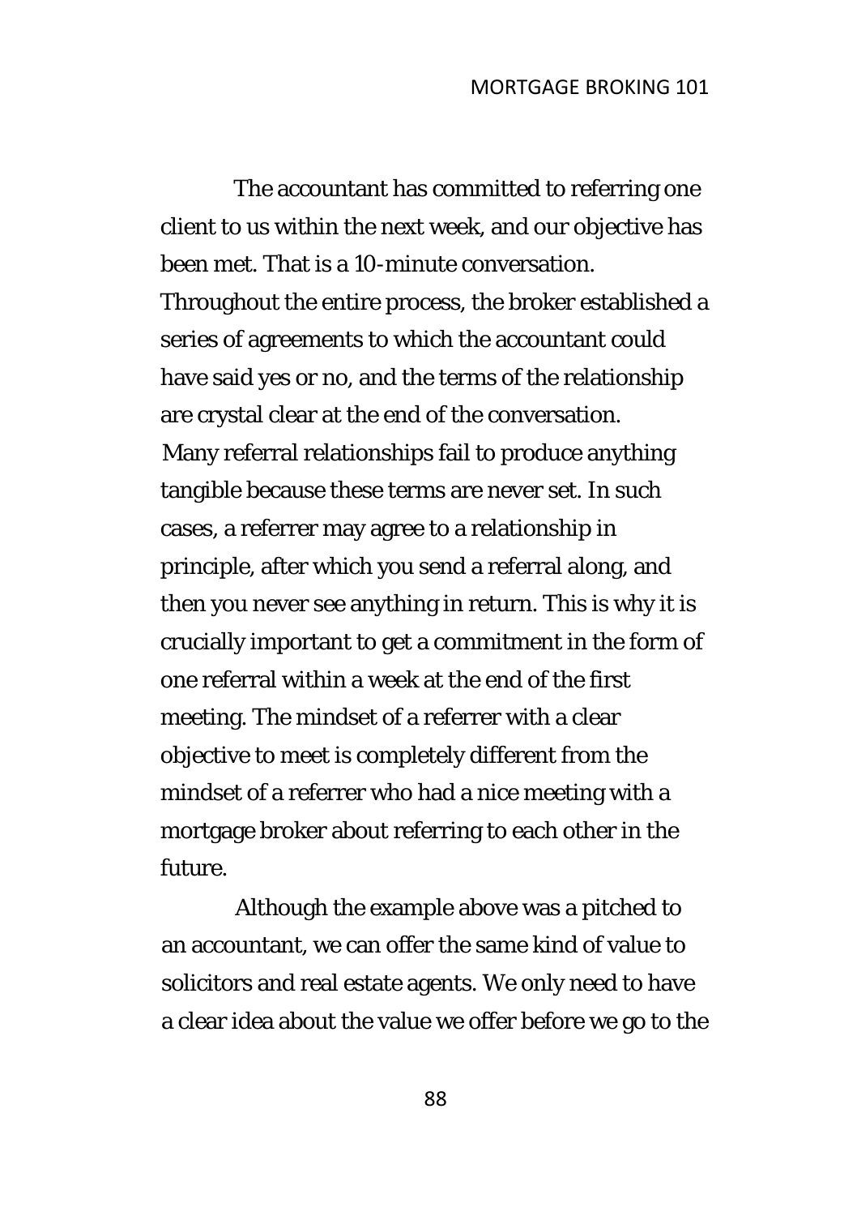The accountant has committed to referring one client to us within the next week, and our objective has been met. That is a 10-minute conversation. Throughout the entire process, the broker established a series of agreements to which the accountant could have said yes or no, and the terms of the relationship are crystal clear at the end of the conversation. Many referral relationships fail to produce anything tangible because these terms are never set. In such cases, a referrer may agree to a relationship in principle, after which you send a referral along, and then you never see anything in return. This is why it is crucially important to get a commitment in the form of one referral within a week at the end of the first meeting. The mindset of a referrer with a clear objective to meet is completely different from the mindset of a referrer who had a nice meeting with a mortgage broker about referring to each other in the future.

Although the example above was a pitched to an accountant, we can offer the same kind of value to solicitors and real estate agents. We only need to have a clear idea about the value we offer before we go to the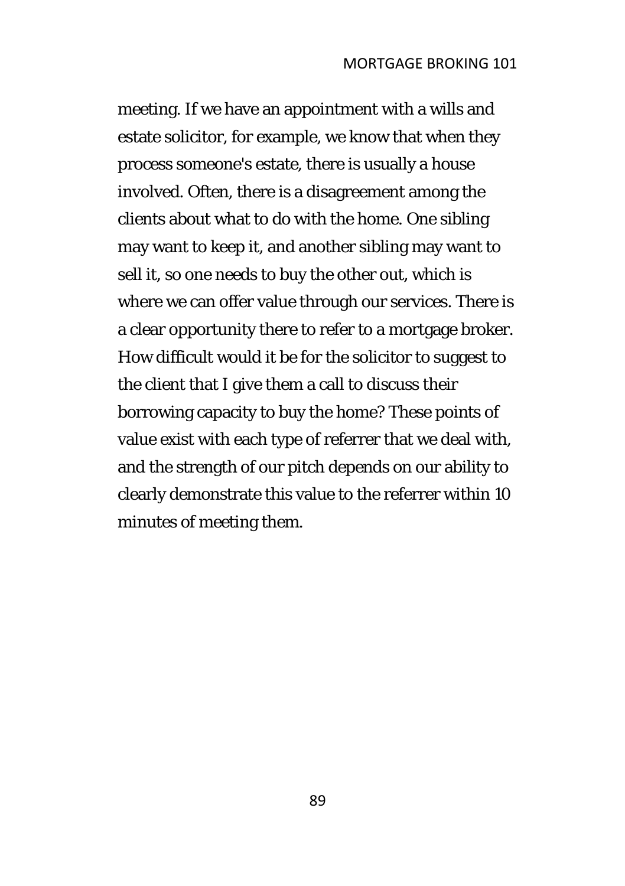meeting. If we have an appointment with a wills and estate solicitor, for example, we know that when they process someone's estate, there is usually a house involved. Often, there is a disagreement among the clients about what to do with the home. One sibling may want to keep it, and another sibling may want to sell it, so one needs to buy the other out, which is where we can offer value through our services. There is a clear opportunity there to refer to a mortgage broker. How difficult would it be for the solicitor to suggest to the client that I give them a call to discuss their borrowing capacity to buy the home? These points of value exist with each type of referrer that we deal with, and the strength of our pitch depends on our ability to clearly demonstrate this value to the referrer within 10 minutes of meeting them.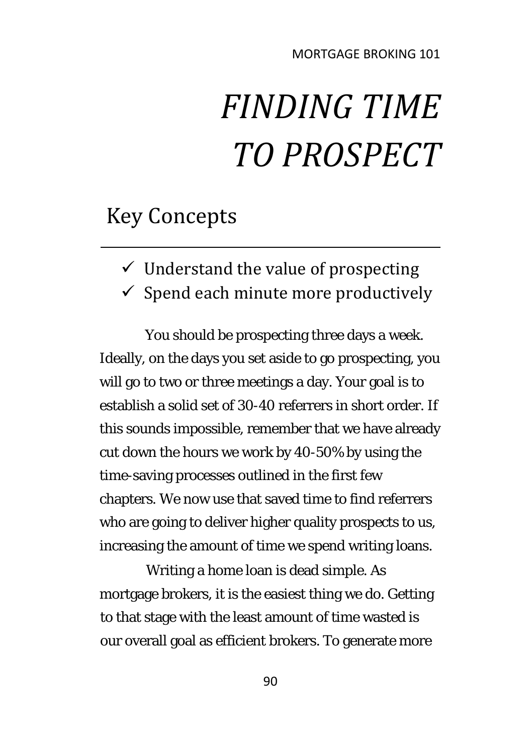# *FINDING TIME TO PROSPECT*

## Key Concepts

- ✓ Understand the value of prospecting
- ✓ Spend each minute more productively

You should be prospecting three days a week. Ideally, on the days you set aside to go prospecting, you will go to two or three meetings a day. Your goal is to establish a solid set of 30-40 referrers in short order. If this sounds impossible, remember that we have already cut down the hours we work by 40-50% by using the time-saving processes outlined in the first few chapters. We now use that saved time to find referrers who are going to deliver higher quality prospects to us, increasing the amount of time we spend writing loans.

Writing a home loan is dead simple. As mortgage brokers, it is the easiest thing we do. Getting to that stage with the least amount of time wasted is our overall goal as efficient brokers. To generate more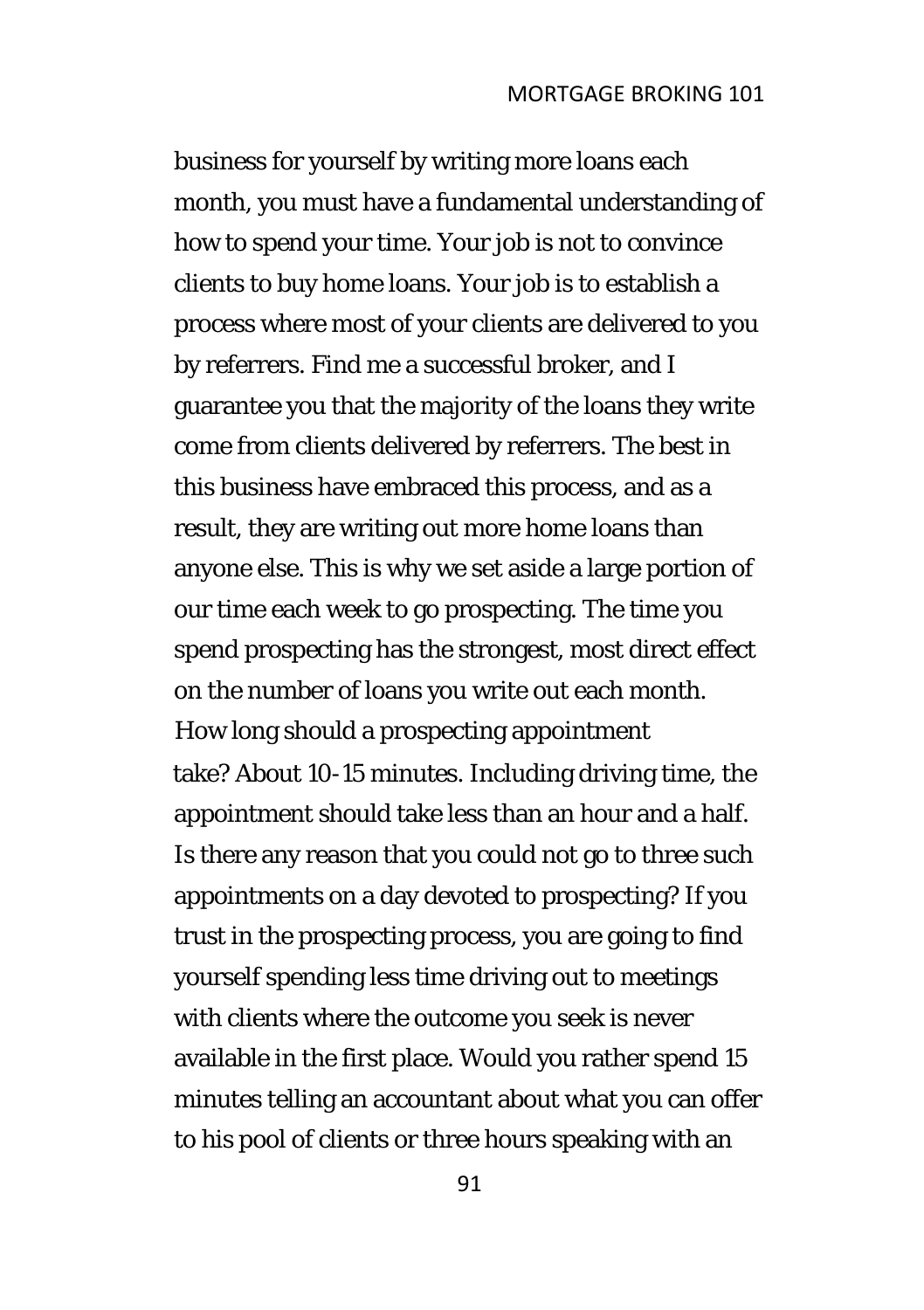business for yourself by writing more loans each month, you must have a fundamental understanding of how to spend your time. Your job is not to convince clients to buy home loans. Your job is to establish a process where most of your clients are delivered to you by referrers. Find me a successful broker, and I guarantee you that the majority of the loans they write come from clients delivered by referrers. The best in this business have embraced this process, and as a result, they are writing out more home loans than anyone else. This is why we set aside a large portion of our time each week to go prospecting. The time you spend prospecting has the strongest, most direct effect on the number of loans you write out each month.

How long should a prospecting appointment take? About 10-15 minutes. Including driving time, the appointment should take less than an hour and a half. Is there any reason that you could not go to three such appointments on a day devoted to prospecting? If you trust in the prospecting process, you are going to find yourself spending less time driving out to meetings with clients where the outcome you seek is never available in the first place. Would you rather spend 15 minutes telling an accountant about what you can offer to his pool of clients or three hours speaking with an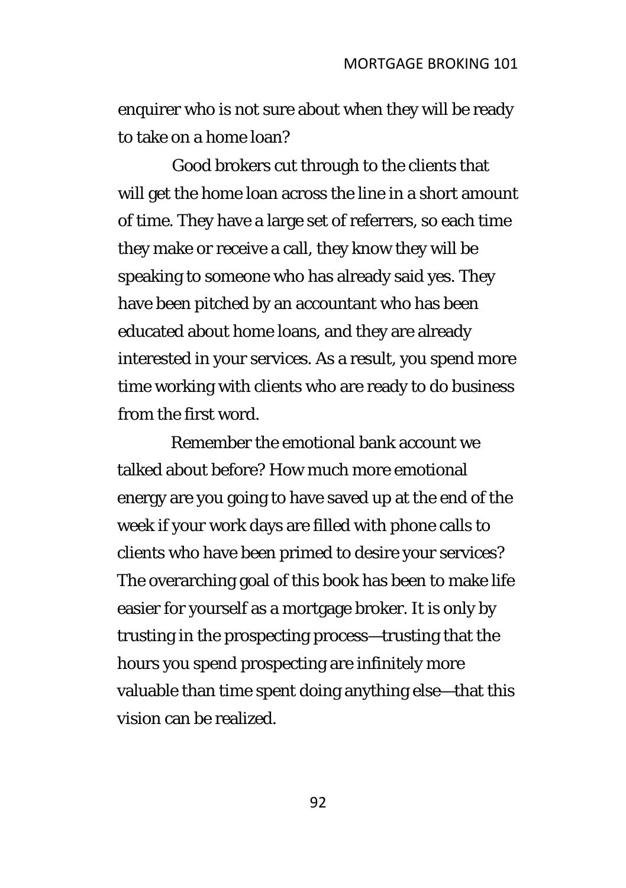enquirer who is not sure about when they will be ready to take on a home loan?

Good brokers cut through to the clients that will get the home loan across the line in a short amount of time. They have a large set of referrers, so each time they make or receive a call, they know they will be speaking to someone who has already said yes. They have been pitched by an accountant who has been educated about home loans, and they are already interested in your services. As a result, you spend more time working with clients who are ready to do business from the first word.

Remember the emotional bank account we talked about before? How much more emotional energy are you going to have saved up at the end of the week if your work days are filled with phone calls to clients who have been primed to desire your services? The overarching goal of this book has been to make life easier for yourself as a mortgage broker. It is only by trusting in the prospecting process—trusting that the hours you spend prospecting are infinitely more valuable than time spent doing anything else—that this vision can be realized.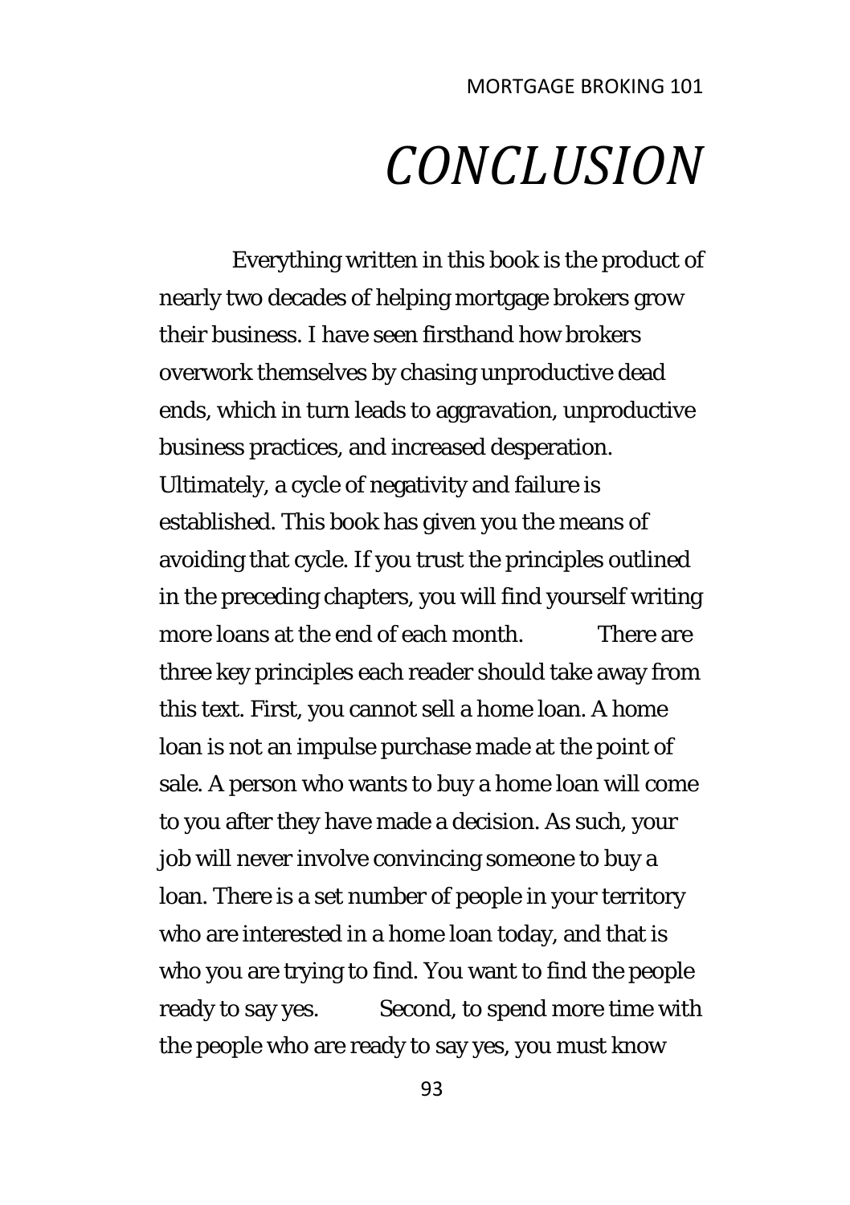# *CONCLUSION*

Everything written in this book is the product of nearly two decades of helping mortgage brokers grow their business. I have seen firsthand how brokers overwork themselves by chasing unproductive dead ends, which in turn leads to aggravation, unproductive business practices, and increased desperation. Ultimately, a cycle of negativity and failure is established. This book has given you the means of avoiding that cycle. If you trust the principles outlined in the preceding chapters, you will find yourself writing more loans at the end of each month.

There are three key principles each reader should take away from this text. First, you cannot sell a home loan. A home loan is not an impulse purchase made at the point of sale. A person who wants to buy a home loan will come to you after they have made a decision. As such, your job will never involve convincing someone to buy a loan. There is a set number of people in your territory who are interested in a home loan today, and that is who you are trying to find. You want to find the people ready to say yes.

Second, to spend more time with the people who are ready to say yes, you must know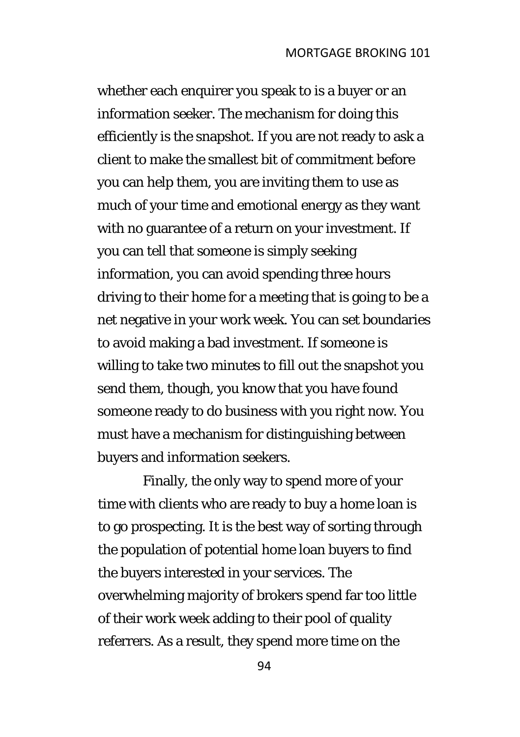whether each enquirer you speak to is a buyer or an information seeker. The mechanism for doing this efficiently is the snapshot. If you are not ready to ask a client to make the smallest bit of commitment before you can help them, you are inviting them to use as much of your time and emotional energy as they want with no guarantee of a return on your investment. If you can tell that someone is simply seeking information, you can avoid spending three hours driving to their home for a meeting that is going to be a net negative in your work week. You can set boundaries to avoid making a bad investment. If someone is willing to take two minutes to fill out the snapshot you send them, though, you know that you have found someone ready to do business with you right now. You must have a mechanism for distinguishing between buyers and information seekers.

Finally, the only way to spend more of your time with clients who are ready to buy a home loan is to go prospecting. It is the best way of sorting through the population of potential home loan buyers to find the buyers interested in your services. The overwhelming majority of brokers spend far too little of their work week adding to their pool of quality referrers. As a result, they spend more time on the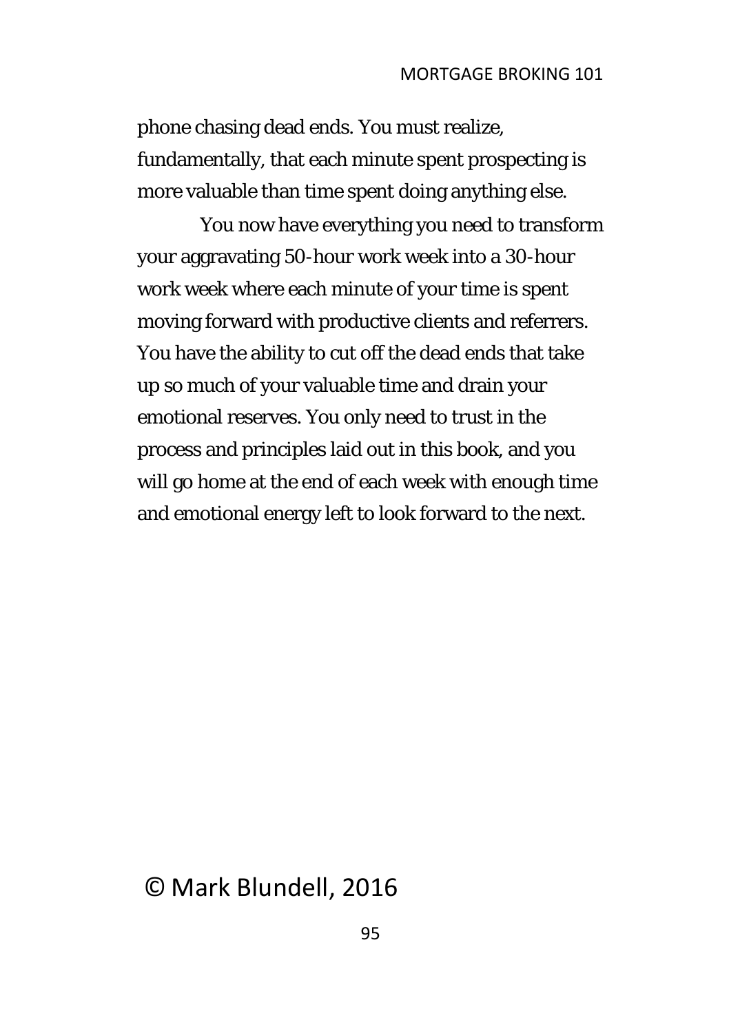phone chasing dead ends. You must realize, fundamentally, that each minute spent prospecting is more valuable than time spent doing anything else.

You now have everything you need to transform your aggravating 50-hour work week into a 30-hour work week where each minute of your time is spent moving forward with productive clients and referrers. You have the ability to cut off the dead ends that take up so much of your valuable time and drain your emotional reserves. You only need to trust in the process and principles laid out in this book, and you will go home at the end of each week with enough time and emotional energy left to look forward to the next.

© Mark Blundell, 2016